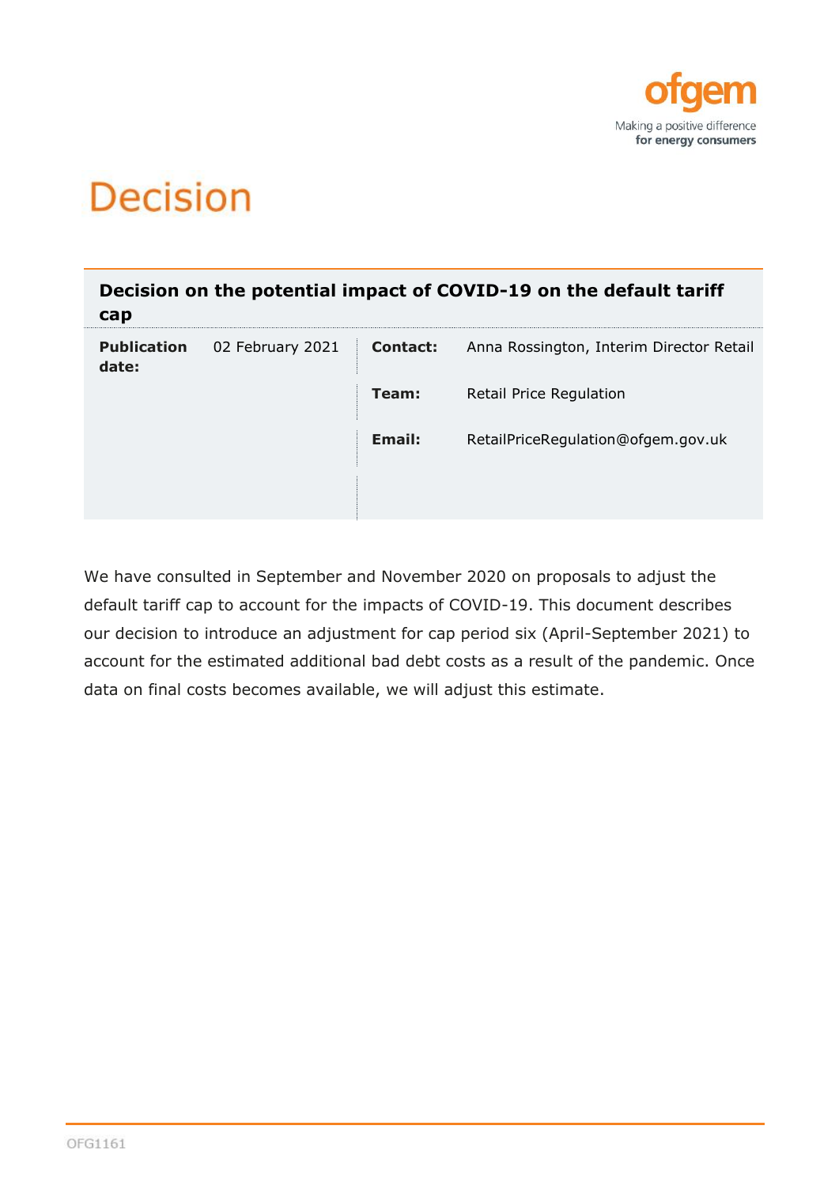# Decision

## Decision on the potential impact of COVID-19 on the default tariff cap

| | | | |
|---|---|---|---|
| **Publication date:** | 02 February 2021 | **Contact:** | Anna Rossington, Interim Director Retail |
| | | **Team:** | Retail Price Regulation |
| | | **Email:** | RetailPriceRegulation@ofgem.gov.uk |

We have consulted in September and November 2020 on proposals to adjust the default tariff cap to account for the impacts of COVID-19. This document describes our decision to introduce an adjustment for cap period six (April-September 2021) to account for the estimated additional bad debt costs as a result of the pandemic. Once data on final costs becomes available, we will adjust this estimate.

OFG1161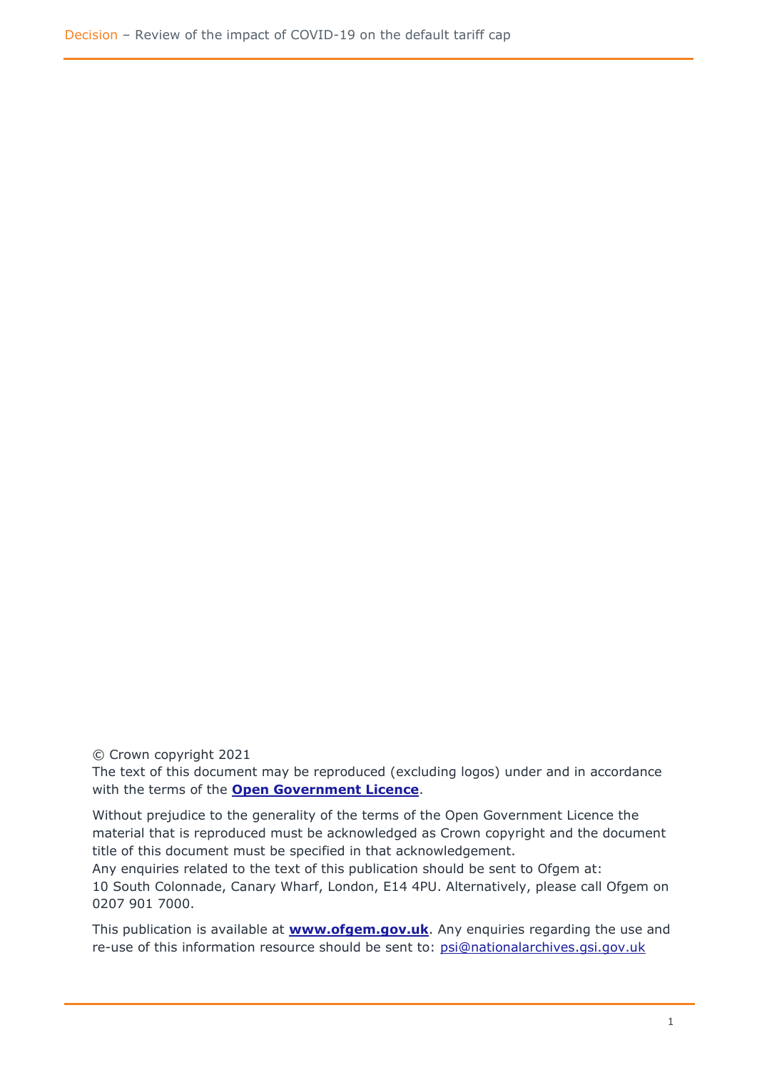© Crown copyright 2021

The text of this document may be reproduced (excluding logos) under and in accordance with the terms of the **Open Government Licence**.

Without prejudice to the generality of the terms of the Open Government Licence the material that is reproduced must be acknowledged as Crown copyright and the document title of this document must be specified in that acknowledgement.

Any enquiries related to the text of this publication should be sent to Ofgem at: 10 South Colonnade, Canary Wharf, London, E14 4PU. Alternatively, please call Ofgem on 0207 901 7000.

This publication is available at **www.ofgem.gov.uk**. Any enquiries regarding the use and re-use of this information resource should be sent to: psi@nationalarchives.gsi.gov.uk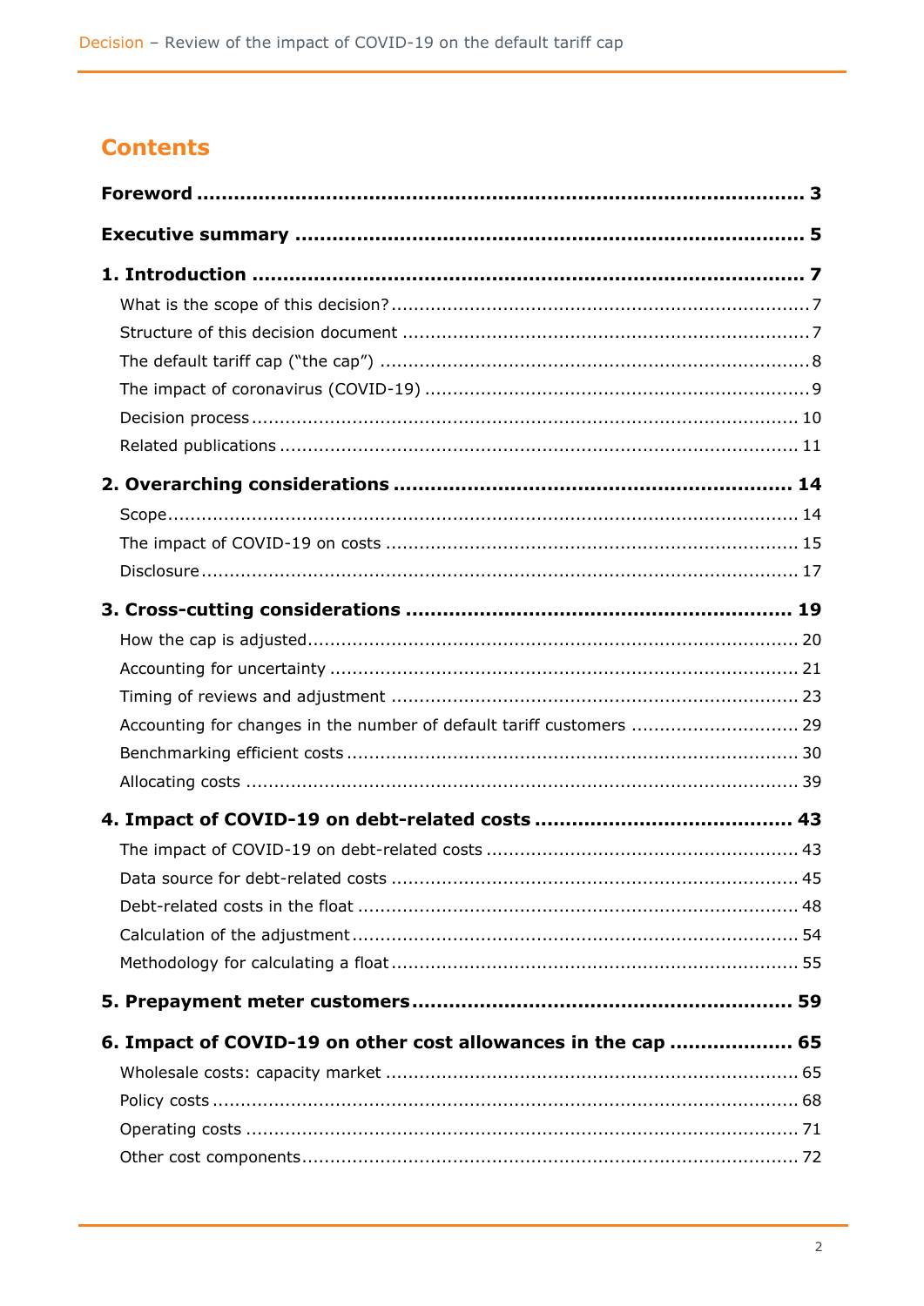## Contents

**Foreword** ... 3

**Executive summary** ... 5

**1. Introduction** ... 7

- What is the scope of this decision? ... 7
- Structure of this decision document ... 7
- The default tariff cap ("the cap") ... 8
- The impact of coronavirus (COVID-19) ... 9
- Decision process ... 10
- Related publications ... 11

**2. Overarching considerations** ... 14

- Scope ... 14
- The impact of COVID-19 on costs ... 15
- Disclosure ... 17

**3. Cross-cutting considerations** ... 19

- How the cap is adjusted ... 20
- Accounting for uncertainty ... 21
- Timing of reviews and adjustment ... 23
- Accounting for changes in the number of default tariff customers ... 29
- Benchmarking efficient costs ... 30
- Allocating costs ... 39

**4. Impact of COVID-19 on debt-related costs** ... 43

- The impact of COVID-19 on debt-related costs ... 43
- Data source for debt-related costs ... 45
- Debt-related costs in the float ... 48
- Calculation of the adjustment ... 54
- Methodology for calculating a float ... 55

**5. Prepayment meter customers** ... 59

**6. Impact of COVID-19 on other cost allowances in the cap** ... 65

- Wholesale costs: capacity market ... 65
- Policy costs ... 68
- Operating costs ... 71
- Other cost components ... 72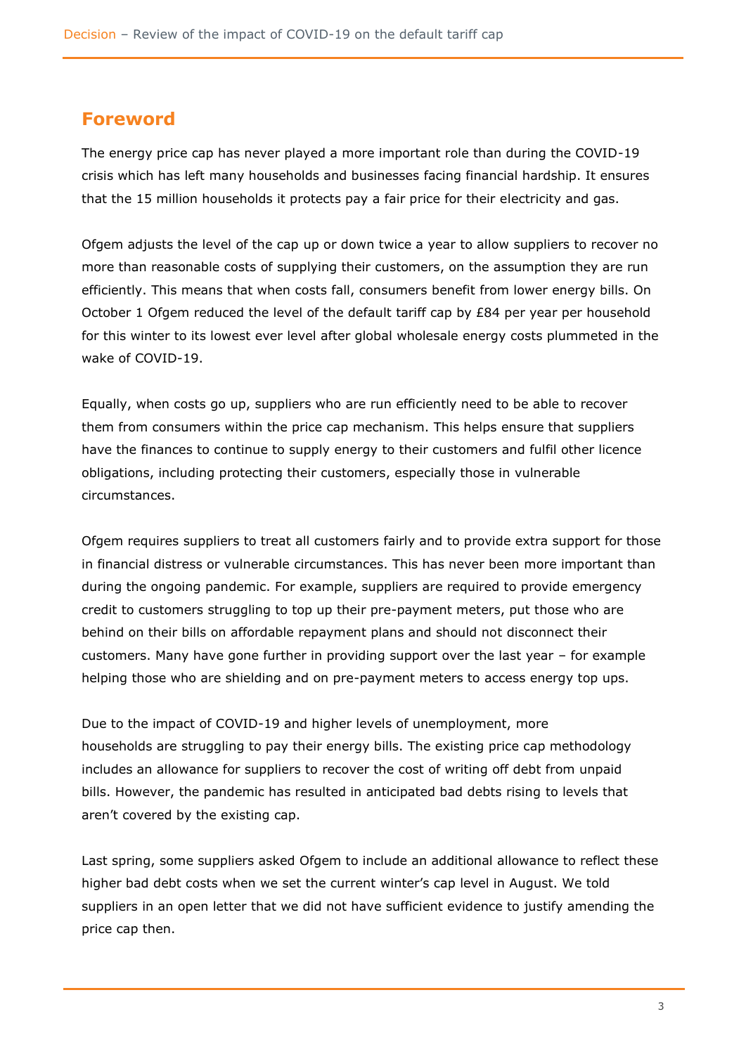## Foreword

The energy price cap has never played a more important role than during the COVID-19 crisis which has left many households and businesses facing financial hardship. It ensures that the 15 million households it protects pay a fair price for their electricity and gas.

Ofgem adjusts the level of the cap up or down twice a year to allow suppliers to recover no more than reasonable costs of supplying their customers, on the assumption they are run efficiently. This means that when costs fall, consumers benefit from lower energy bills. On October 1 Ofgem reduced the level of the default tariff cap by £84 per year per household for this winter to its lowest ever level after global wholesale energy costs plummeted in the wake of COVID-19.

Equally, when costs go up, suppliers who are run efficiently need to be able to recover them from consumers within the price cap mechanism. This helps ensure that suppliers have the finances to continue to supply energy to their customers and fulfil other licence obligations, including protecting their customers, especially those in vulnerable circumstances.

Ofgem requires suppliers to treat all customers fairly and to provide extra support for those in financial distress or vulnerable circumstances. This has never been more important than during the ongoing pandemic. For example, suppliers are required to provide emergency credit to customers struggling to top up their pre-payment meters, put those who are behind on their bills on affordable repayment plans and should not disconnect their customers. Many have gone further in providing support over the last year – for example helping those who are shielding and on pre-payment meters to access energy top ups.

Due to the impact of COVID-19 and higher levels of unemployment, more households are struggling to pay their energy bills. The existing price cap methodology includes an allowance for suppliers to recover the cost of writing off debt from unpaid bills. However, the pandemic has resulted in anticipated bad debts rising to levels that aren't covered by the existing cap.

Last spring, some suppliers asked Ofgem to include an additional allowance to reflect these higher bad debt costs when we set the current winter's cap level in August. We told suppliers in an open letter that we did not have sufficient evidence to justify amending the price cap then.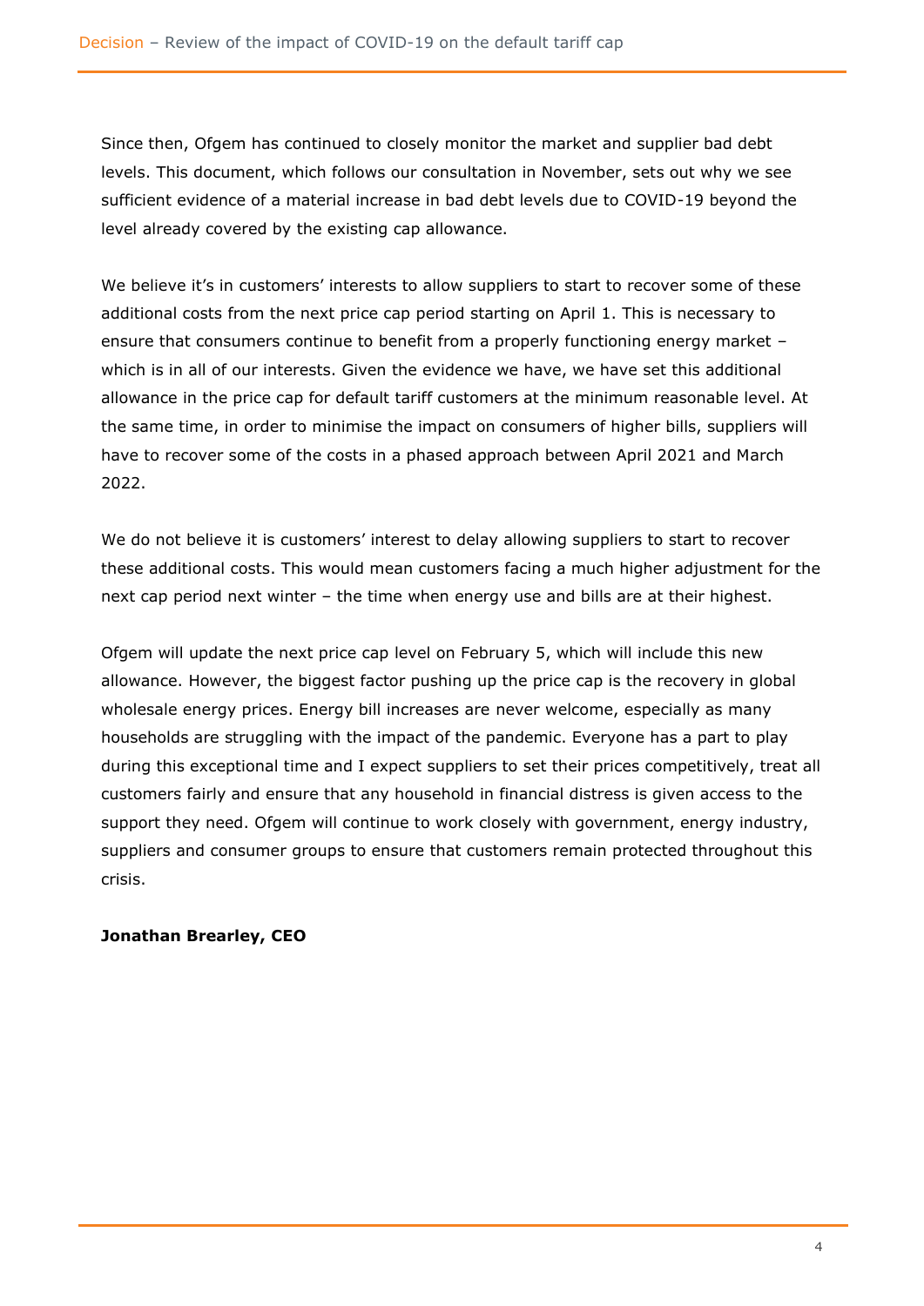Since then, Ofgem has continued to closely monitor the market and supplier bad debt levels. This document, which follows our consultation in November, sets out why we see sufficient evidence of a material increase in bad debt levels due to COVID-19 beyond the level already covered by the existing cap allowance.

We believe it's in customers' interests to allow suppliers to start to recover some of these additional costs from the next price cap period starting on April 1. This is necessary to ensure that consumers continue to benefit from a properly functioning energy market – which is in all of our interests. Given the evidence we have, we have set this additional allowance in the price cap for default tariff customers at the minimum reasonable level. At the same time, in order to minimise the impact on consumers of higher bills, suppliers will have to recover some of the costs in a phased approach between April 2021 and March 2022.

We do not believe it is customers' interest to delay allowing suppliers to start to recover these additional costs. This would mean customers facing a much higher adjustment for the next cap period next winter – the time when energy use and bills are at their highest.

Ofgem will update the next price cap level on February 5, which will include this new allowance. However, the biggest factor pushing up the price cap is the recovery in global wholesale energy prices. Energy bill increases are never welcome, especially as many households are struggling with the impact of the pandemic. Everyone has a part to play during this exceptional time and I expect suppliers to set their prices competitively, treat all customers fairly and ensure that any household in financial distress is given access to the support they need. Ofgem will continue to work closely with government, energy industry, suppliers and consumer groups to ensure that customers remain protected throughout this crisis.

**Jonathan Brearley, CEO**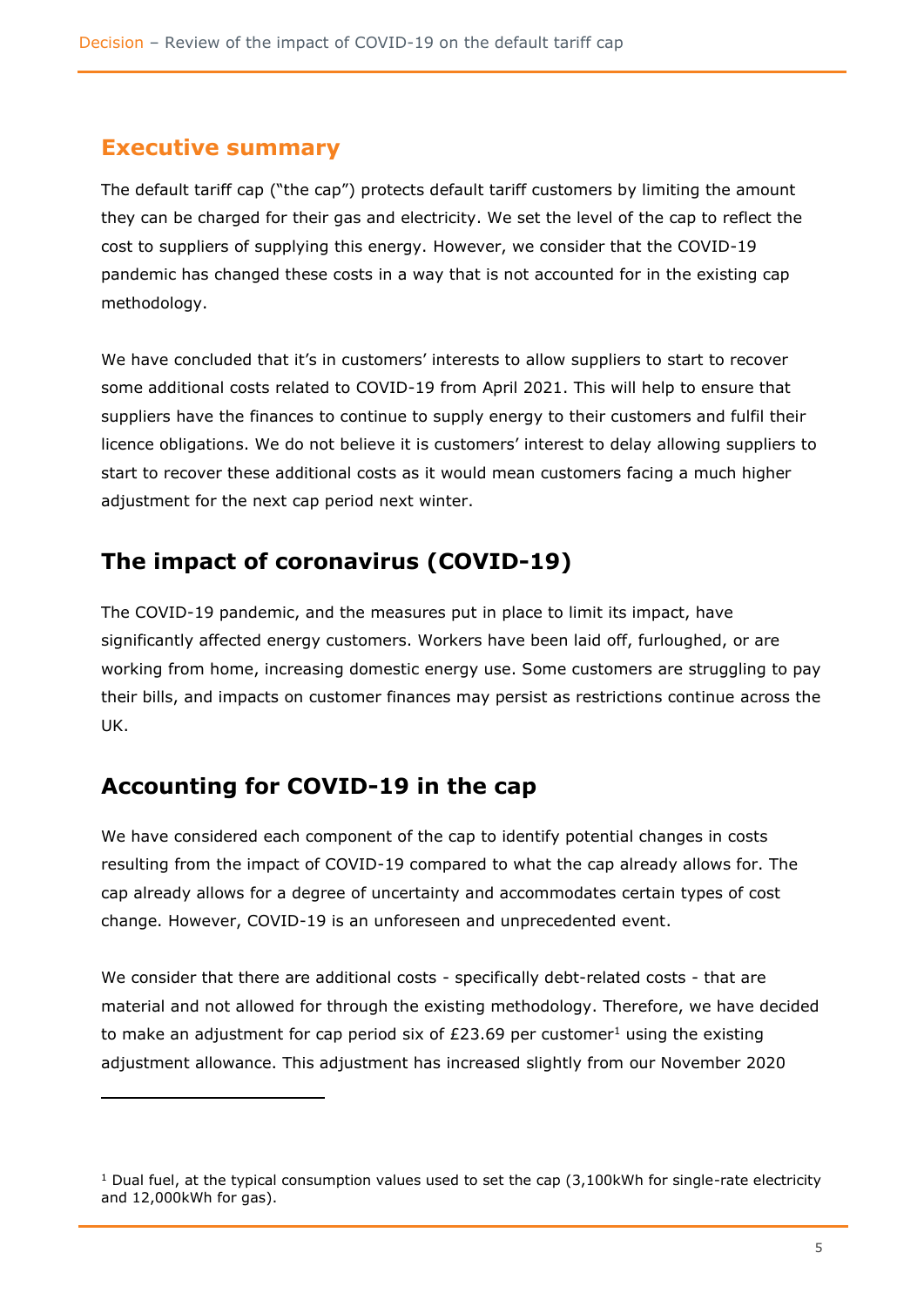## Executive summary

The default tariff cap ("the cap") protects default tariff customers by limiting the amount they can be charged for their gas and electricity. We set the level of the cap to reflect the cost to suppliers of supplying this energy. However, we consider that the COVID-19 pandemic has changed these costs in a way that is not accounted for in the existing cap methodology.

We have concluded that it's in customers' interests to allow suppliers to start to recover some additional costs related to COVID-19 from April 2021. This will help to ensure that suppliers have the finances to continue to supply energy to their customers and fulfil their licence obligations. We do not believe it is customers' interest to delay allowing suppliers to start to recover these additional costs as it would mean customers facing a much higher adjustment for the next cap period next winter.

## The impact of coronavirus (COVID-19)

The COVID-19 pandemic, and the measures put in place to limit its impact, have significantly affected energy customers. Workers have been laid off, furloughed, or are working from home, increasing domestic energy use. Some customers are struggling to pay their bills, and impacts on customer finances may persist as restrictions continue across the UK.

## Accounting for COVID-19 in the cap

We have considered each component of the cap to identify potential changes in costs resulting from the impact of COVID-19 compared to what the cap already allows for. The cap already allows for a degree of uncertainty and accommodates certain types of cost change. However, COVID-19 is an unforeseen and unprecedented event.

We consider that there are additional costs - specifically debt-related costs - that are material and not allowed for through the existing methodology. Therefore, we have decided to make an adjustment for cap period six of £23.69 per customer[1] using the existing adjustment allowance. This adjustment has increased slightly from our November 2020

[1] Dual fuel, at the typical consumption values used to set the cap (3,100kWh for single-rate electricity and 12,000kWh for gas).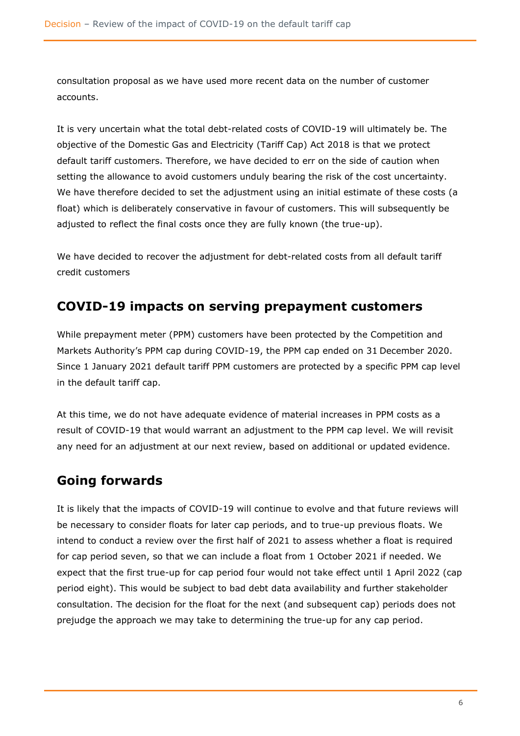consultation proposal as we have used more recent data on the number of customer accounts.

It is very uncertain what the total debt-related costs of COVID-19 will ultimately be. The objective of the Domestic Gas and Electricity (Tariff Cap) Act 2018 is that we protect default tariff customers. Therefore, we have decided to err on the side of caution when setting the allowance to avoid customers unduly bearing the risk of the cost uncertainty. We have therefore decided to set the adjustment using an initial estimate of these costs (a float) which is deliberately conservative in favour of customers. This will subsequently be adjusted to reflect the final costs once they are fully known (the true-up).

We have decided to recover the adjustment for debt-related costs from all default tariff credit customers

## COVID-19 impacts on serving prepayment customers

While prepayment meter (PPM) customers have been protected by the Competition and Markets Authority's PPM cap during COVID-19, the PPM cap ended on 31 December 2020. Since 1 January 2021 default tariff PPM customers are protected by a specific PPM cap level in the default tariff cap.

At this time, we do not have adequate evidence of material increases in PPM costs as a result of COVID-19 that would warrant an adjustment to the PPM cap level. We will revisit any need for an adjustment at our next review, based on additional or updated evidence.

## Going forwards

It is likely that the impacts of COVID-19 will continue to evolve and that future reviews will be necessary to consider floats for later cap periods, and to true-up previous floats. We intend to conduct a review over the first half of 2021 to assess whether a float is required for cap period seven, so that we can include a float from 1 October 2021 if needed. We expect that the first true-up for cap period four would not take effect until 1 April 2022 (cap period eight). This would be subject to bad debt data availability and further stakeholder consultation. The decision for the float for the next (and subsequent cap) periods does not prejudge the approach we may take to determining the true-up for any cap period.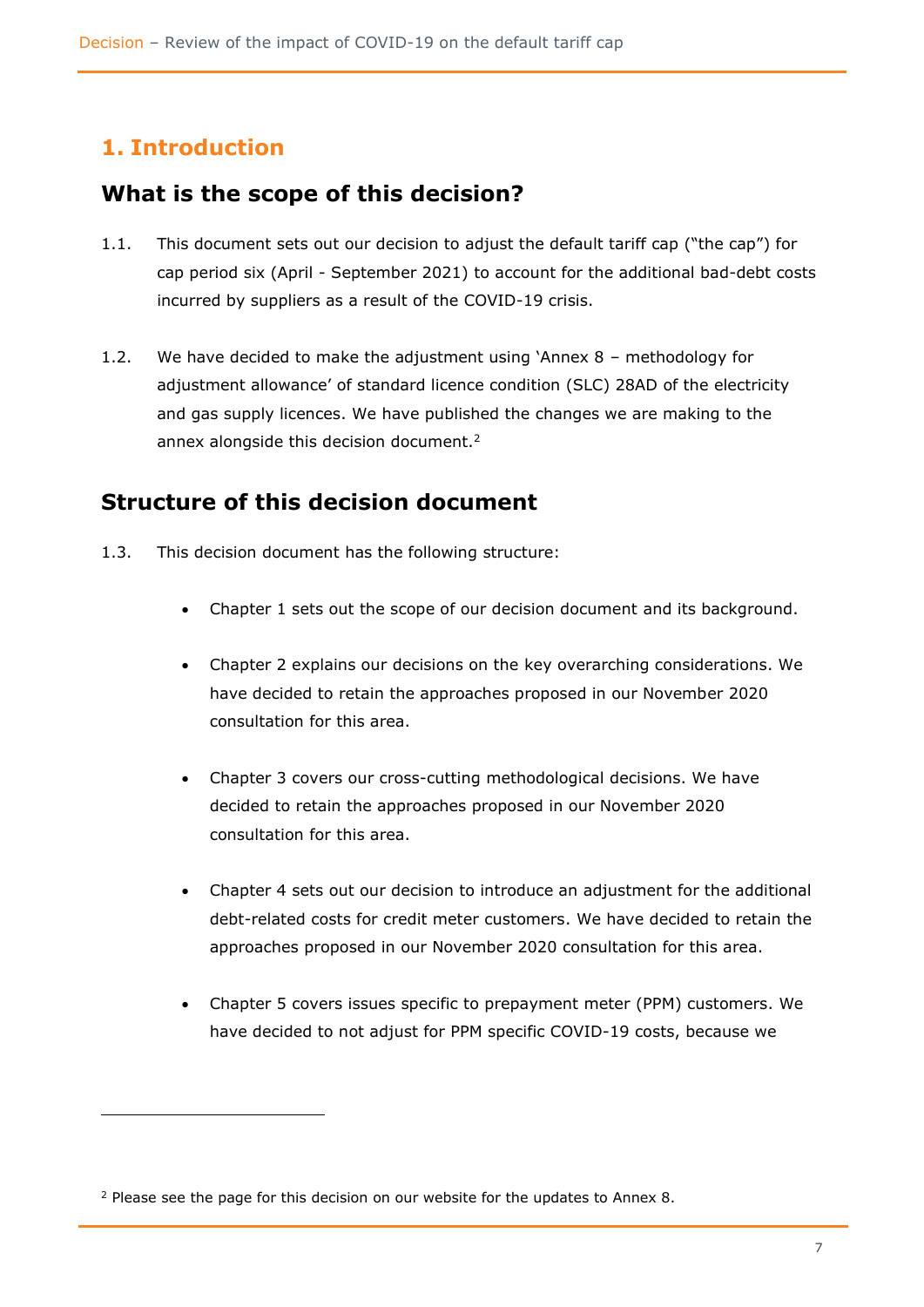# 1. Introduction

## What is the scope of this decision?

1.1. This document sets out our decision to adjust the default tariff cap ("the cap") for cap period six (April - September 2021) to account for the additional bad-debt costs incurred by suppliers as a result of the COVID-19 crisis.

1.2. We have decided to make the adjustment using 'Annex 8 – methodology for adjustment allowance' of standard licence condition (SLC) 28AD of the electricity and gas supply licences. We have published the changes we are making to the annex alongside this decision document.[2]

## Structure of this decision document

1.3. This decision document has the following structure:

- Chapter 1 sets out the scope of our decision document and its background.
- Chapter 2 explains our decisions on the key overarching considerations. We have decided to retain the approaches proposed in our November 2020 consultation for this area.
- Chapter 3 covers our cross-cutting methodological decisions. We have decided to retain the approaches proposed in our November 2020 consultation for this area.
- Chapter 4 sets out our decision to introduce an adjustment for the additional debt-related costs for credit meter customers. We have decided to retain the approaches proposed in our November 2020 consultation for this area.
- Chapter 5 covers issues specific to prepayment meter (PPM) customers. We have decided to not adjust for PPM specific COVID-19 costs, because we

[2] Please see the page for this decision on our website for the updates to Annex 8.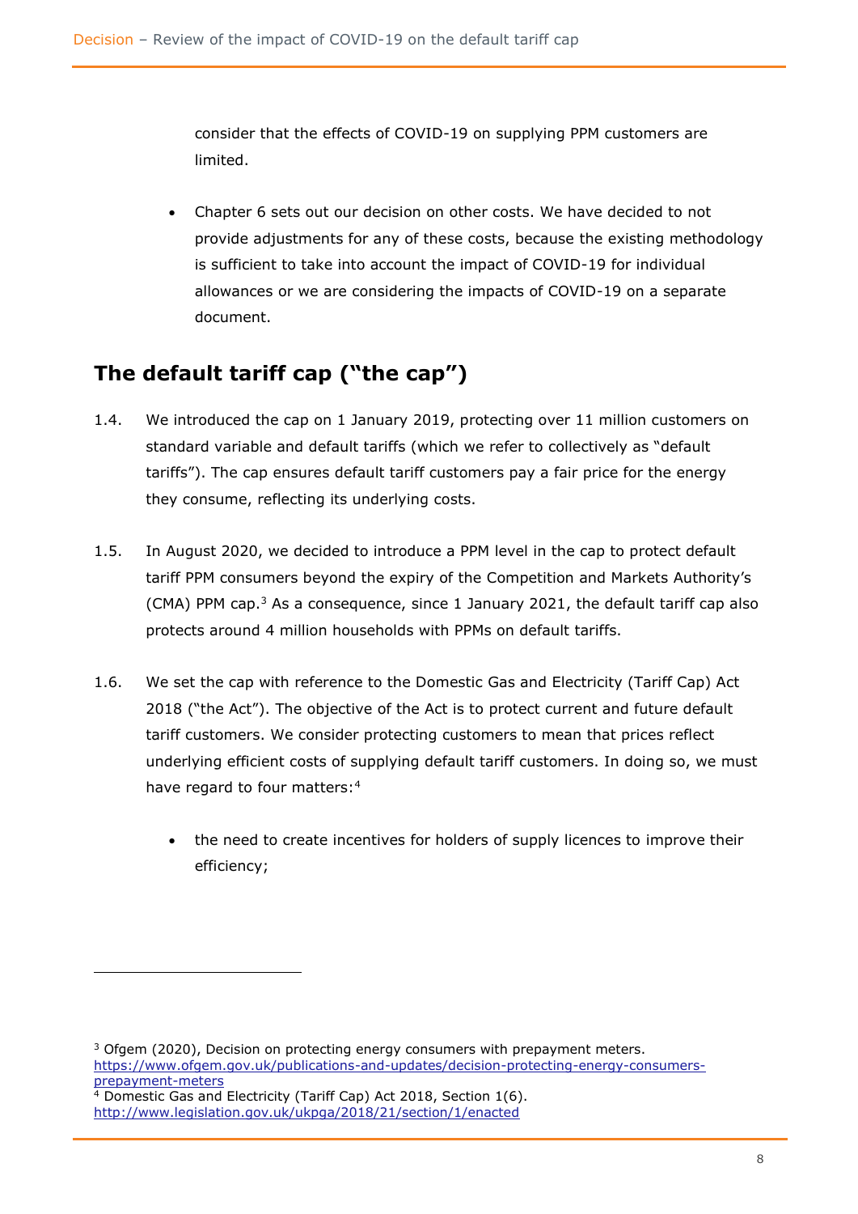consider that the effects of COVID-19 on supplying PPM customers are limited.

- Chapter 6 sets out our decision on other costs. We have decided to not provide adjustments for any of these costs, because the existing methodology is sufficient to take into account the impact of COVID-19 for individual allowances or we are considering the impacts of COVID-19 on a separate document.

## The default tariff cap ("the cap")

1.4. We introduced the cap on 1 January 2019, protecting over 11 million customers on standard variable and default tariffs (which we refer to collectively as "default tariffs"). The cap ensures default tariff customers pay a fair price for the energy they consume, reflecting its underlying costs.

1.5. In August 2020, we decided to introduce a PPM level in the cap to protect default tariff PPM consumers beyond the expiry of the Competition and Markets Authority's (CMA) PPM cap.[3] As a consequence, since 1 January 2021, the default tariff cap also protects around 4 million households with PPMs on default tariffs.

1.6. We set the cap with reference to the Domestic Gas and Electricity (Tariff Cap) Act 2018 ("the Act"). The objective of the Act is to protect current and future default tariff customers. We consider protecting customers to mean that prices reflect underlying efficient costs of supplying default tariff customers. In doing so, we must have regard to four matters:[4]

- the need to create incentives for holders of supply licences to improve their efficiency;

---

[3] Ofgem (2020), Decision on protecting energy consumers with prepayment meters. https://www.ofgem.gov.uk/publications-and-updates/decision-protecting-energy-consumers-prepayment-meters

[4] Domestic Gas and Electricity (Tariff Cap) Act 2018, Section 1(6). http://www.legislation.gov.uk/ukpga/2018/21/section/1/enacted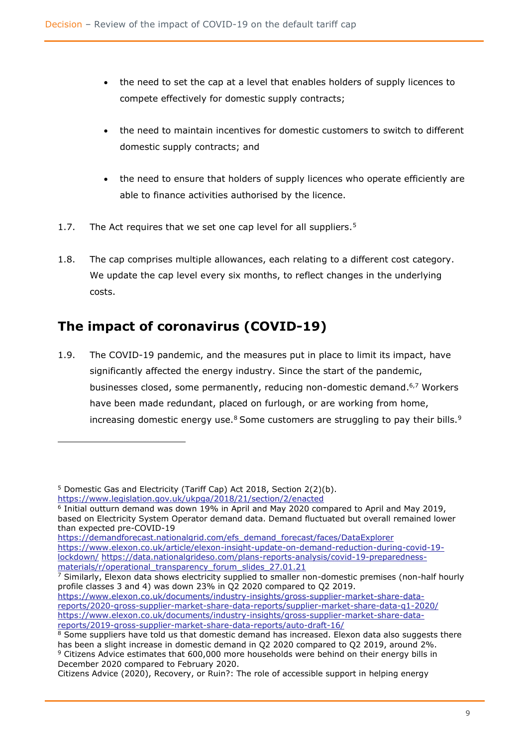- the need to set the cap at a level that enables holders of supply licences to compete effectively for domestic supply contracts;
- the need to maintain incentives for domestic customers to switch to different domestic supply contracts; and
- the need to ensure that holders of supply licences who operate efficiently are able to finance activities authorised by the licence.

1.7. The Act requires that we set one cap level for all suppliers.[5]

1.8. The cap comprises multiple allowances, each relating to a different cost category. We update the cap level every six months, to reflect changes in the underlying costs.

## The impact of coronavirus (COVID-19)

1.9. The COVID-19 pandemic, and the measures put in place to limit its impact, have significantly affected the energy industry. Since the start of the pandemic, businesses closed, some permanently, reducing non-domestic demand.[6,7] Workers have been made redundant, placed on furlough, or are working from home, increasing domestic energy use.[8] Some customers are struggling to pay their bills.[9]

---

[5] Domestic Gas and Electricity (Tariff Cap) Act 2018, Section 2(2)(b). https://www.legislation.gov.uk/ukpga/2018/21/section/2/enacted

[6] Initial outturn demand was down 19% in April and May 2020 compared to April and May 2019, based on Electricity System Operator demand data. Demand fluctuated but overall remained lower than expected pre-COVID-19
https://demandforecast.nationalgrid.com/efs_demand_forecast/faces/DataExplorer
https://www.elexon.co.uk/article/elexon-insight-update-on-demand-reduction-during-covid-19-lockdown/ https://data.nationalgrideso.com/plans-reports-analysis/covid-19-preparedness-materials/r/operational_transparency_forum_slides_27.01.21

[7] Similarly, Elexon data shows electricity supplied to smaller non-domestic premises (non-half hourly profile classes 3 and 4) was down 23% in Q2 2020 compared to Q2 2019.
https://www.elexon.co.uk/documents/industry-insights/gross-supplier-market-share-data-reports/2020-gross-supplier-market-share-data-reports/supplier-market-share-data-q1-2020/
https://www.elexon.co.uk/documents/industry-insights/gross-supplier-market-share-data-reports/2019-gross-supplier-market-share-data-reports/auto-draft-16/

[8] Some suppliers have told us that domestic demand has increased. Elexon data also suggests there has been a slight increase in domestic demand in Q2 2020 compared to Q2 2019, around 2%.

[9] Citizens Advice estimates that 600,000 more households were behind on their energy bills in December 2020 compared to February 2020.
Citizens Advice (2020), Recovery, or Ruin?: The role of accessible support in helping energy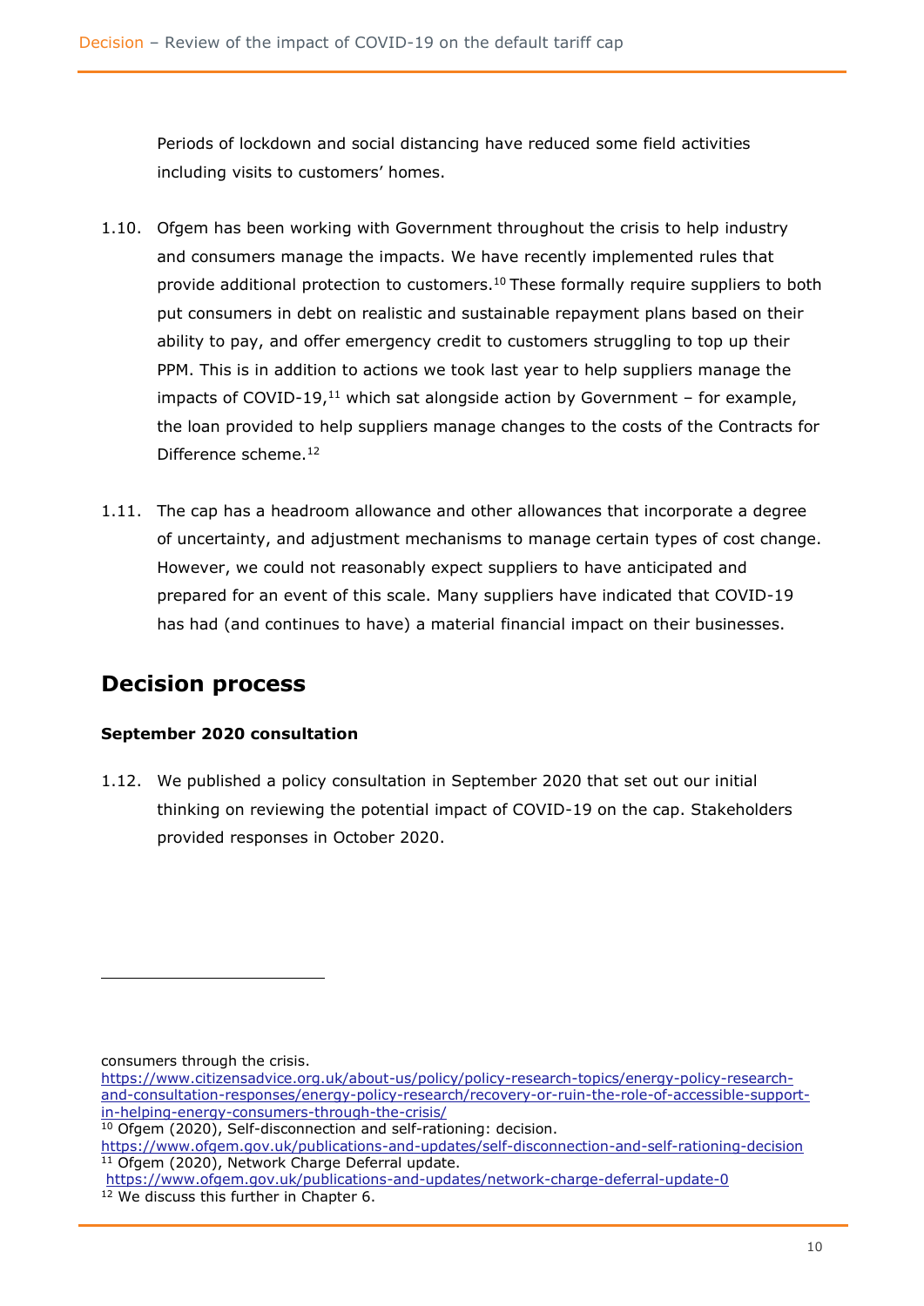Periods of lockdown and social distancing have reduced some field activities including visits to customers' homes.

1.10. Ofgem has been working with Government throughout the crisis to help industry and consumers manage the impacts. We have recently implemented rules that provide additional protection to customers.[10] These formally require suppliers to both put consumers in debt on realistic and sustainable repayment plans based on their ability to pay, and offer emergency credit to customers struggling to top up their PPM. This is in addition to actions we took last year to help suppliers manage the impacts of COVID-19,[11] which sat alongside action by Government – for example, the loan provided to help suppliers manage changes to the costs of the Contracts for Difference scheme.[12]

1.11. The cap has a headroom allowance and other allowances that incorporate a degree of uncertainty, and adjustment mechanisms to manage certain types of cost change. However, we could not reasonably expect suppliers to have anticipated and prepared for an event of this scale. Many suppliers have indicated that COVID-19 has had (and continues to have) a material financial impact on their businesses.

## Decision process

### September 2020 consultation

1.12. We published a policy consultation in September 2020 that set out our initial thinking on reviewing the potential impact of COVID-19 on the cap. Stakeholders provided responses in October 2020.

---

consumers through the crisis. https://www.citizensadvice.org.uk/about-us/policy/policy-research-topics/energy-policy-research-and-consultation-responses/energy-policy-research/recovery-or-ruin-the-role-of-accessible-support-in-helping-energy-consumers-through-the-crisis/

[10] Ofgem (2020), Self-disconnection and self-rationing: decision. https://www.ofgem.gov.uk/publications-and-updates/self-disconnection-and-self-rationing-decision

[11] Ofgem (2020), Network Charge Deferral update. https://www.ofgem.gov.uk/publications-and-updates/network-charge-deferral-update-0

[12] We discuss this further in Chapter 6.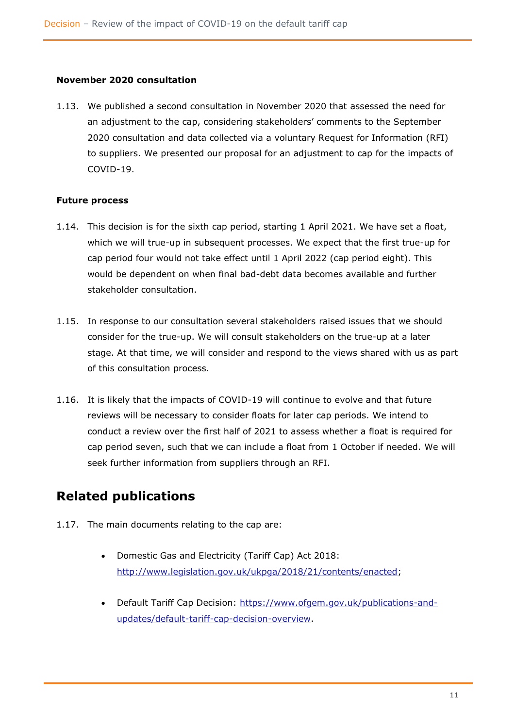### November 2020 consultation

1.13. We published a second consultation in November 2020 that assessed the need for an adjustment to the cap, considering stakeholders' comments to the September 2020 consultation and data collected via a voluntary Request for Information (RFI) to suppliers. We presented our proposal for an adjustment to cap for the impacts of COVID-19.

### Future process

1.14. This decision is for the sixth cap period, starting 1 April 2021. We have set a float, which we will true-up in subsequent processes. We expect that the first true-up for cap period four would not take effect until 1 April 2022 (cap period eight). This would be dependent on when final bad-debt data becomes available and further stakeholder consultation.

1.15. In response to our consultation several stakeholders raised issues that we should consider for the true-up. We will consult stakeholders on the true-up at a later stage. At that time, we will consider and respond to the views shared with us as part of this consultation process.

1.16. It is likely that the impacts of COVID-19 will continue to evolve and that future reviews will be necessary to consider floats for later cap periods. We intend to conduct a review over the first half of 2021 to assess whether a float is required for cap period seven, such that we can include a float from 1 October if needed. We will seek further information from suppliers through an RFI.

## Related publications

1.17. The main documents relating to the cap are:

- Domestic Gas and Electricity (Tariff Cap) Act 2018: [http://www.legislation.gov.uk/ukpga/2018/21/contents/enacted](http://www.legislation.gov.uk/ukpga/2018/21/contents/enacted);
- Default Tariff Cap Decision: [https://www.ofgem.gov.uk/publications-and-updates/default-tariff-cap-decision-overview](https://www.ofgem.gov.uk/publications-and-updates/default-tariff-cap-decision-overview).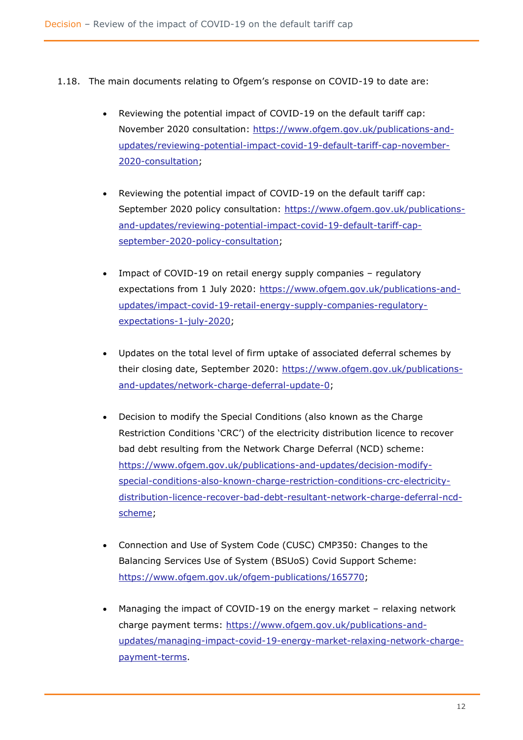1.18. The main documents relating to Ofgem's response on COVID-19 to date are:

- Reviewing the potential impact of COVID-19 on the default tariff cap: November 2020 consultation: https://www.ofgem.gov.uk/publications-and-updates/reviewing-potential-impact-covid-19-default-tariff-cap-november-2020-consultation;

- Reviewing the potential impact of COVID-19 on the default tariff cap: September 2020 policy consultation: https://www.ofgem.gov.uk/publications-and-updates/reviewing-potential-impact-covid-19-default-tariff-cap-september-2020-policy-consultation;

- Impact of COVID-19 on retail energy supply companies – regulatory expectations from 1 July 2020: https://www.ofgem.gov.uk/publications-and-updates/impact-covid-19-retail-energy-supply-companies-regulatory-expectations-1-july-2020;

- Updates on the total level of firm uptake of associated deferral schemes by their closing date, September 2020: https://www.ofgem.gov.uk/publications-and-updates/network-charge-deferral-update-0;

- Decision to modify the Special Conditions (also known as the Charge Restriction Conditions 'CRC') of the electricity distribution licence to recover bad debt resulting from the Network Charge Deferral (NCD) scheme: https://www.ofgem.gov.uk/publications-and-updates/decision-modify-special-conditions-also-known-charge-restriction-conditions-crc-electricity-distribution-licence-recover-bad-debt-resultant-network-charge-deferral-ncd-scheme;

- Connection and Use of System Code (CUSC) CMP350: Changes to the Balancing Services Use of System (BSUoS) Covid Support Scheme: https://www.ofgem.gov.uk/ofgem-publications/165770;

- Managing the impact of COVID-19 on the energy market – relaxing network charge payment terms: https://www.ofgem.gov.uk/publications-and-updates/managing-impact-covid-19-energy-market-relaxing-network-charge-payment-terms.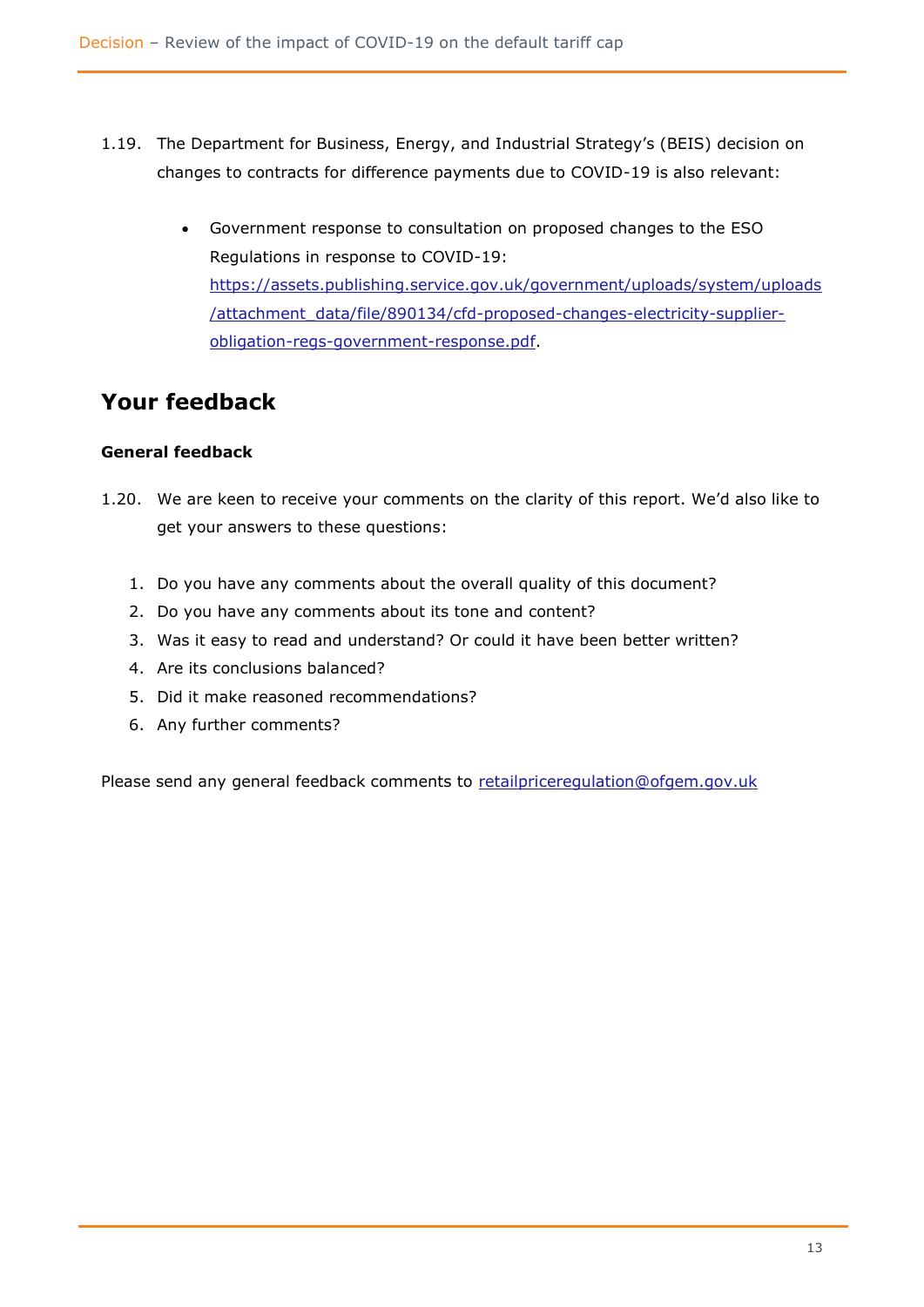1.19. The Department for Business, Energy, and Industrial Strategy's (BEIS) decision on changes to contracts for difference payments due to COVID-19 is also relevant:

- Government response to consultation on proposed changes to the ESO Regulations in response to COVID-19: https://assets.publishing.service.gov.uk/government/uploads/system/uploads/attachment_data/file/890134/cfd-proposed-changes-electricity-supplier-obligation-regs-government-response.pdf.

## Your feedback

**General feedback**

1.20. We are keen to receive your comments on the clarity of this report. We'd also like to get your answers to these questions:

1. Do you have any comments about the overall quality of this document?
2. Do you have any comments about its tone and content?
3. Was it easy to read and understand? Or could it have been better written?
4. Are its conclusions balanced?
5. Did it make reasoned recommendations?
6. Any further comments?

Please send any general feedback comments to retailpriceregulation@ofgem.gov.uk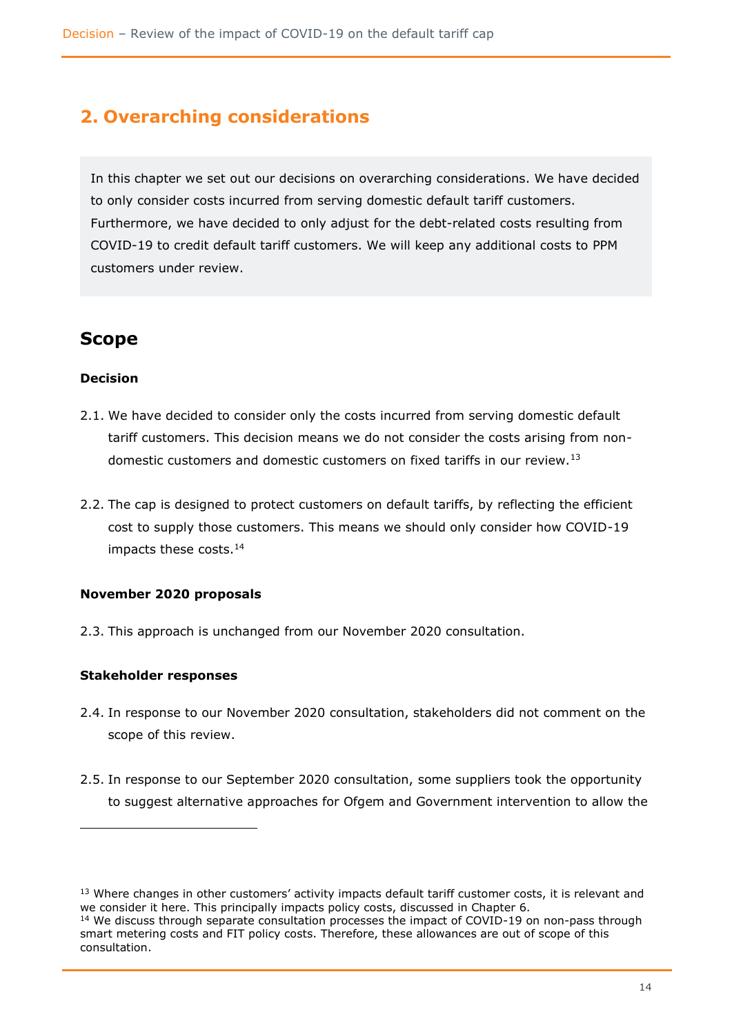## 2. Overarching considerations

In this chapter we set out our decisions on overarching considerations. We have decided to only consider costs incurred from serving domestic default tariff customers. Furthermore, we have decided to only adjust for the debt-related costs resulting from COVID-19 to credit default tariff customers. We will keep any additional costs to PPM customers under review.

## Scope

#### Decision

2.1. We have decided to consider only the costs incurred from serving domestic default tariff customers. This decision means we do not consider the costs arising from non-domestic customers and domestic customers on fixed tariffs in our review.[13]

2.2. The cap is designed to protect customers on default tariffs, by reflecting the efficient cost to supply those customers. This means we should only consider how COVID-19 impacts these costs.[14]

#### November 2020 proposals

2.3. This approach is unchanged from our November 2020 consultation.

#### Stakeholder responses

2.4. In response to our November 2020 consultation, stakeholders did not comment on the scope of this review.

2.5. In response to our September 2020 consultation, some suppliers took the opportunity to suggest alternative approaches for Ofgem and Government intervention to allow the

---

[13] Where changes in other customers' activity impacts default tariff customer costs, it is relevant and we consider it here. This principally impacts policy costs, discussed in Chapter 6.

[14] We discuss through separate consultation processes the impact of COVID-19 on non-pass through smart metering costs and FIT policy costs. Therefore, these allowances are out of scope of this consultation.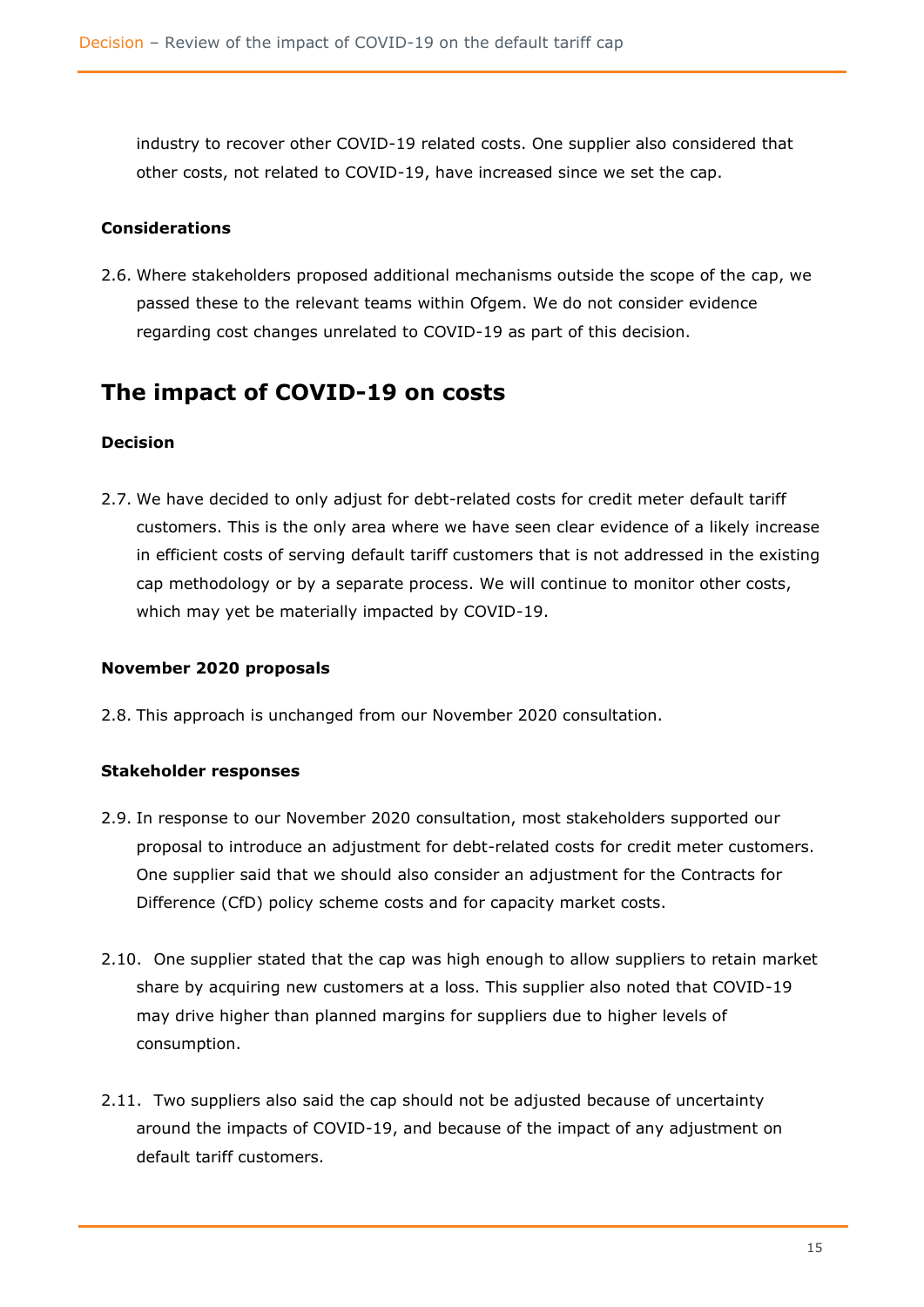industry to recover other COVID-19 related costs. One supplier also considered that other costs, not related to COVID-19, have increased since we set the cap.

#### Considerations

2.6. Where stakeholders proposed additional mechanisms outside the scope of the cap, we passed these to the relevant teams within Ofgem. We do not consider evidence regarding cost changes unrelated to COVID-19 as part of this decision.

## The impact of COVID-19 on costs

#### Decision

2.7. We have decided to only adjust for debt-related costs for credit meter default tariff customers. This is the only area where we have seen clear evidence of a likely increase in efficient costs of serving default tariff customers that is not addressed in the existing cap methodology or by a separate process. We will continue to monitor other costs, which may yet be materially impacted by COVID-19.

#### November 2020 proposals

2.8. This approach is unchanged from our November 2020 consultation.

#### Stakeholder responses

2.9. In response to our November 2020 consultation, most stakeholders supported our proposal to introduce an adjustment for debt-related costs for credit meter customers. One supplier said that we should also consider an adjustment for the Contracts for Difference (CfD) policy scheme costs and for capacity market costs.

2.10. One supplier stated that the cap was high enough to allow suppliers to retain market share by acquiring new customers at a loss. This supplier also noted that COVID-19 may drive higher than planned margins for suppliers due to higher levels of consumption.

2.11. Two suppliers also said the cap should not be adjusted because of uncertainty around the impacts of COVID-19, and because of the impact of any adjustment on default tariff customers.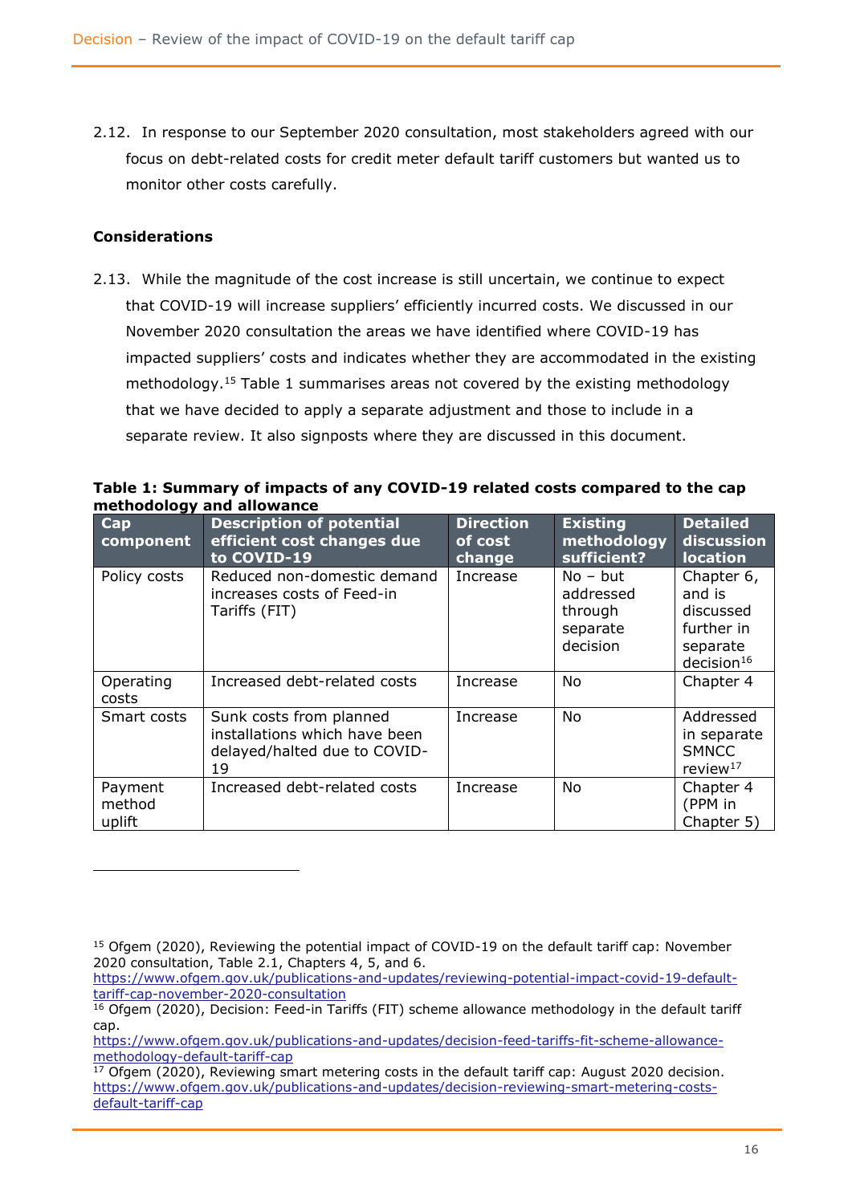2.12. In response to our September 2020 consultation, most stakeholders agreed with our focus on debt-related costs for credit meter default tariff customers but wanted us to monitor other costs carefully.

### Considerations

2.13. While the magnitude of the cost increase is still uncertain, we continue to expect that COVID-19 will increase suppliers' efficiently incurred costs. We discussed in our November 2020 consultation the areas we have identified where COVID-19 has impacted suppliers' costs and indicates whether they are accommodated in the existing methodology.[15] Table 1 summarises areas not covered by the existing methodology that we have decided to apply a separate adjustment and those to include in a separate review. It also signposts where they are discussed in this document.

**Table 1: Summary of impacts of any COVID-19 related costs compared to the cap methodology and allowance**

| Cap component | Description of potential efficient cost changes due to COVID-19 | Direction of cost change | Existing methodology sufficient? | Detailed discussion location |
|---|---|---|---|---|
| Policy costs | Reduced non-domestic demand increases costs of Feed-in Tariffs (FIT) | Increase | No – but addressed through separate decision | Chapter 6, and is discussed further in separate decision[16] |
| Operating costs | Increased debt-related costs | Increase | No | Chapter 4 |
| Smart costs | Sunk costs from planned installations which have been delayed/halted due to COVID-19 | Increase | No | Addressed in separate SMNCC review[17] |
| Payment method uplift | Increased debt-related costs | Increase | No | Chapter 4 (PPM in Chapter 5) |

[15] Ofgem (2020), Reviewing the potential impact of COVID-19 on the default tariff cap: November 2020 consultation, Table 2.1, Chapters 4, 5, and 6. https://www.ofgem.gov.uk/publications-and-updates/reviewing-potential-impact-covid-19-default-tariff-cap-november-2020-consultation

[16] Ofgem (2020), Decision: Feed-in Tariffs (FIT) scheme allowance methodology in the default tariff cap. https://www.ofgem.gov.uk/publications-and-updates/decision-feed-tariffs-fit-scheme-allowance-methodology-default-tariff-cap

[17] Ofgem (2020), Reviewing smart metering costs in the default tariff cap: August 2020 decision. https://www.ofgem.gov.uk/publications-and-updates/decision-reviewing-smart-metering-costs-default-tariff-cap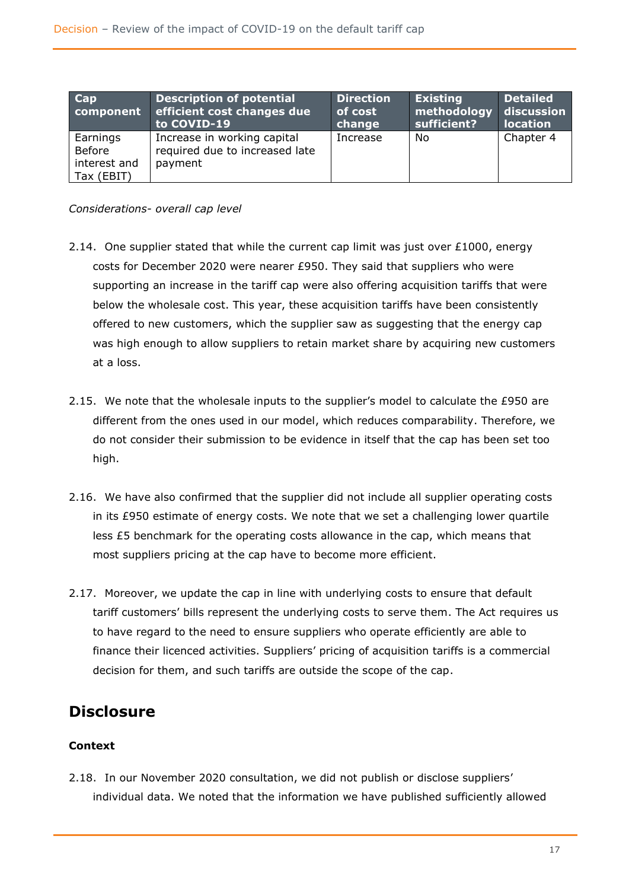| Cap component | Description of potential efficient cost changes due to COVID-19 | Direction of cost change | Existing methodology sufficient? | Detailed discussion location |
|---|---|---|---|---|
| Earnings Before interest and Tax (EBIT) | Increase in working capital required due to increased late payment | Increase | No | Chapter 4 |

*Considerations- overall cap level*

2.14. One supplier stated that while the current cap limit was just over £1000, energy costs for December 2020 were nearer £950. They said that suppliers who were supporting an increase in the tariff cap were also offering acquisition tariffs that were below the wholesale cost. This year, these acquisition tariffs have been consistently offered to new customers, which the supplier saw as suggesting that the energy cap was high enough to allow suppliers to retain market share by acquiring new customers at a loss.

2.15. We note that the wholesale inputs to the supplier's model to calculate the £950 are different from the ones used in our model, which reduces comparability. Therefore, we do not consider their submission to be evidence in itself that the cap has been set too high.

2.16. We have also confirmed that the supplier did not include all supplier operating costs in its £950 estimate of energy costs. We note that we set a challenging lower quartile less £5 benchmark for the operating costs allowance in the cap, which means that most suppliers pricing at the cap have to become more efficient.

2.17. Moreover, we update the cap in line with underlying costs to ensure that default tariff customers' bills represent the underlying costs to serve them. The Act requires us to have regard to the need to ensure suppliers who operate efficiently are able to finance their licenced activities. Suppliers' pricing of acquisition tariffs is a commercial decision for them, and such tariffs are outside the scope of the cap.

## Disclosure

### Context

2.18. In our November 2020 consultation, we did not publish or disclose suppliers' individual data. We noted that the information we have published sufficiently allowed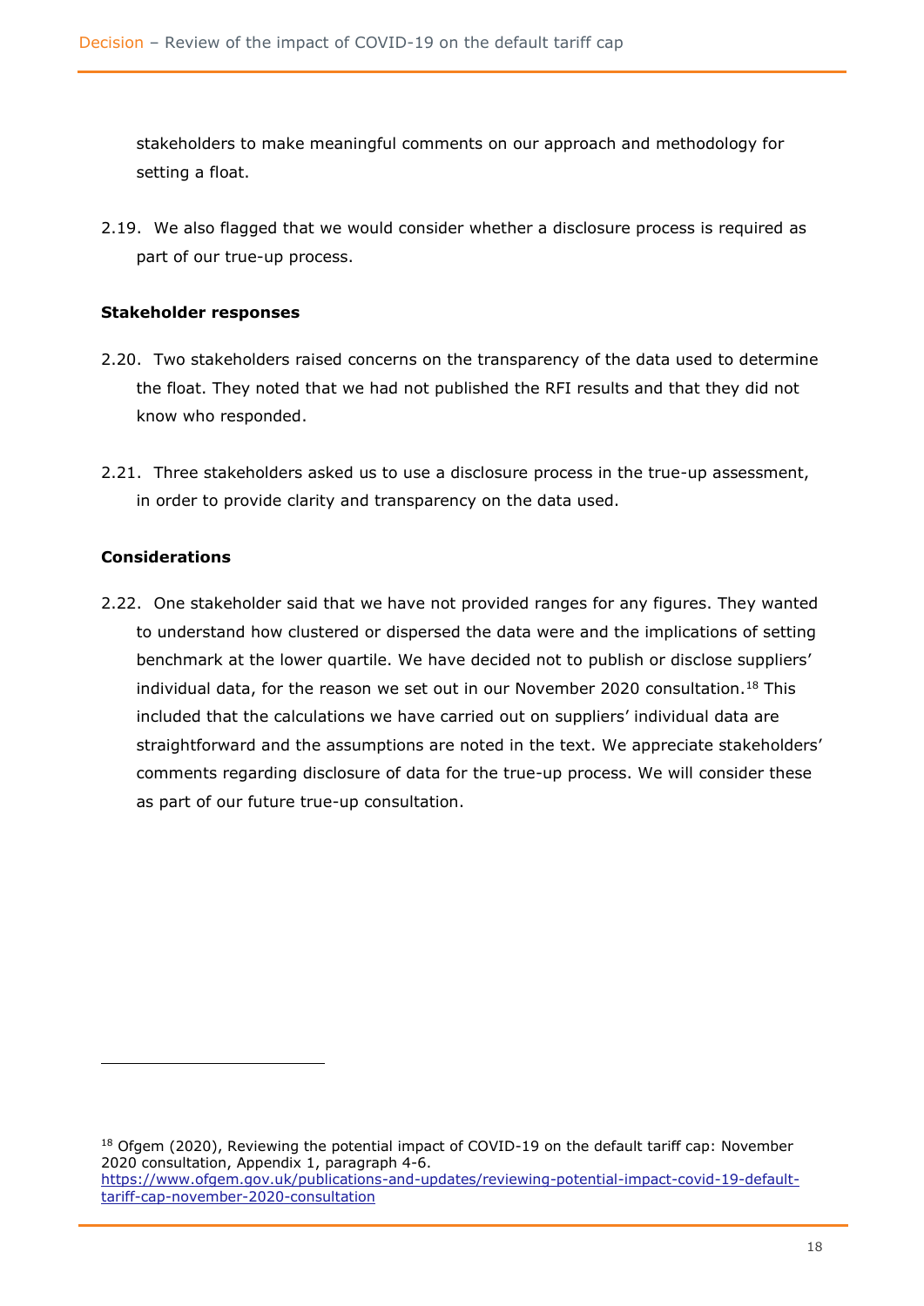stakeholders to make meaningful comments on our approach and methodology for setting a float.

2.19. We also flagged that we would consider whether a disclosure process is required as part of our true-up process.

**Stakeholder responses**

2.20. Two stakeholders raised concerns on the transparency of the data used to determine the float. They noted that we had not published the RFI results and that they did not know who responded.

2.21. Three stakeholders asked us to use a disclosure process in the true-up assessment, in order to provide clarity and transparency on the data used.

**Considerations**

2.22. One stakeholder said that we have not provided ranges for any figures. They wanted to understand how clustered or dispersed the data were and the implications of setting benchmark at the lower quartile. We have decided not to publish or disclose suppliers' individual data, for the reason we set out in our November 2020 consultation.[18] This included that the calculations we have carried out on suppliers' individual data are straightforward and the assumptions are noted in the text. We appreciate stakeholders' comments regarding disclosure of data for the true-up process. We will consider these as part of our future true-up consultation.

[18] Ofgem (2020), Reviewing the potential impact of COVID-19 on the default tariff cap: November 2020 consultation, Appendix 1, paragraph 4-6. https://www.ofgem.gov.uk/publications-and-updates/reviewing-potential-impact-covid-19-default-tariff-cap-november-2020-consultation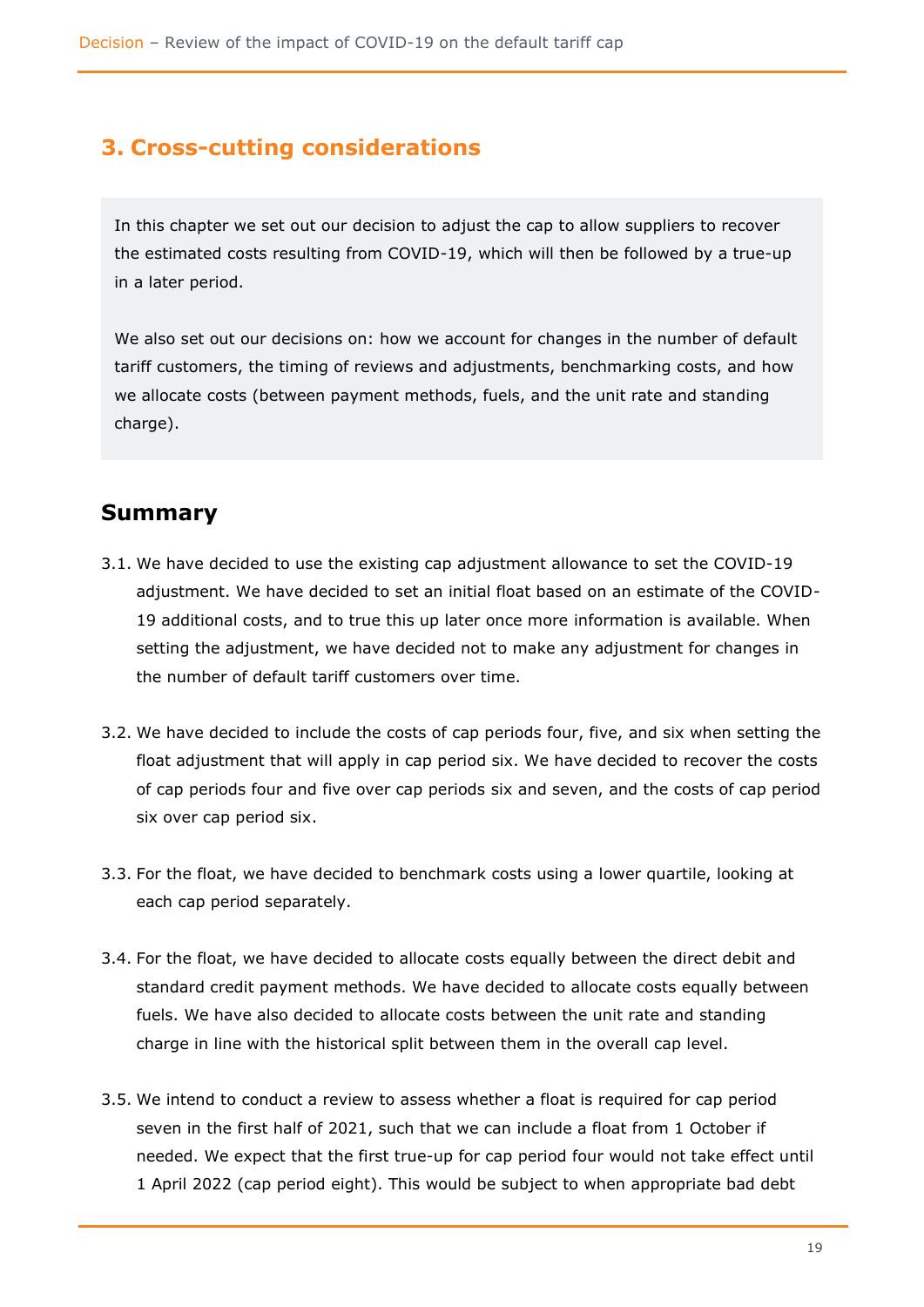## 3. Cross-cutting considerations

In this chapter we set out our decision to adjust the cap to allow suppliers to recover the estimated costs resulting from COVID-19, which will then be followed by a true-up in a later period.

We also set out our decisions on: how we account for changes in the number of default tariff customers, the timing of reviews and adjustments, benchmarking costs, and how we allocate costs (between payment methods, fuels, and the unit rate and standing charge).

### Summary

3.1. We have decided to use the existing cap adjustment allowance to set the COVID-19 adjustment. We have decided to set an initial float based on an estimate of the COVID-19 additional costs, and to true this up later once more information is available. When setting the adjustment, we have decided not to make any adjustment for changes in the number of default tariff customers over time.

3.2. We have decided to include the costs of cap periods four, five, and six when setting the float adjustment that will apply in cap period six. We have decided to recover the costs of cap periods four and five over cap periods six and seven, and the costs of cap period six over cap period six.

3.3. For the float, we have decided to benchmark costs using a lower quartile, looking at each cap period separately.

3.4. For the float, we have decided to allocate costs equally between the direct debit and standard credit payment methods. We have decided to allocate costs equally between fuels. We have also decided to allocate costs between the unit rate and standing charge in line with the historical split between them in the overall cap level.

3.5. We intend to conduct a review to assess whether a float is required for cap period seven in the first half of 2021, such that we can include a float from 1 October if needed. We expect that the first true-up for cap period four would not take effect until 1 April 2022 (cap period eight). This would be subject to when appropriate bad debt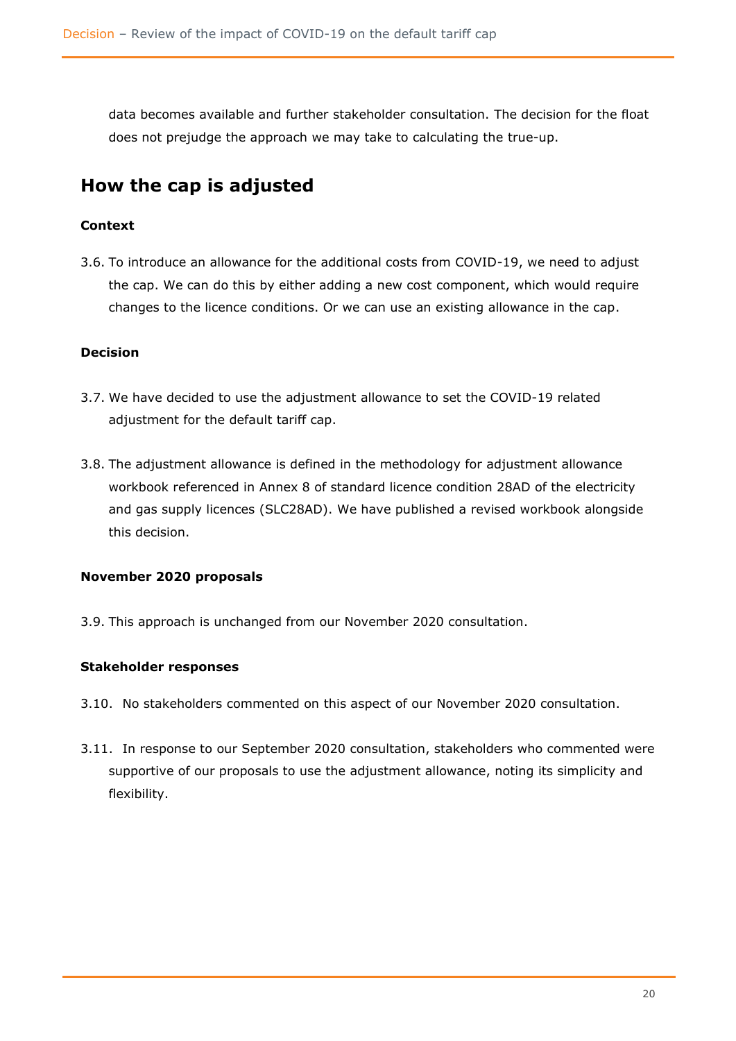data becomes available and further stakeholder consultation. The decision for the float does not prejudge the approach we may take to calculating the true-up.

## How the cap is adjusted

**Context**

3.6. To introduce an allowance for the additional costs from COVID-19, we need to adjust the cap. We can do this by either adding a new cost component, which would require changes to the licence conditions. Or we can use an existing allowance in the cap.

**Decision**

3.7. We have decided to use the adjustment allowance to set the COVID-19 related adjustment for the default tariff cap.

3.8. The adjustment allowance is defined in the methodology for adjustment allowance workbook referenced in Annex 8 of standard licence condition 28AD of the electricity and gas supply licences (SLC28AD). We have published a revised workbook alongside this decision.

**November 2020 proposals**

3.9. This approach is unchanged from our November 2020 consultation.

**Stakeholder responses**

3.10. No stakeholders commented on this aspect of our November 2020 consultation.

3.11. In response to our September 2020 consultation, stakeholders who commented were supportive of our proposals to use the adjustment allowance, noting its simplicity and flexibility.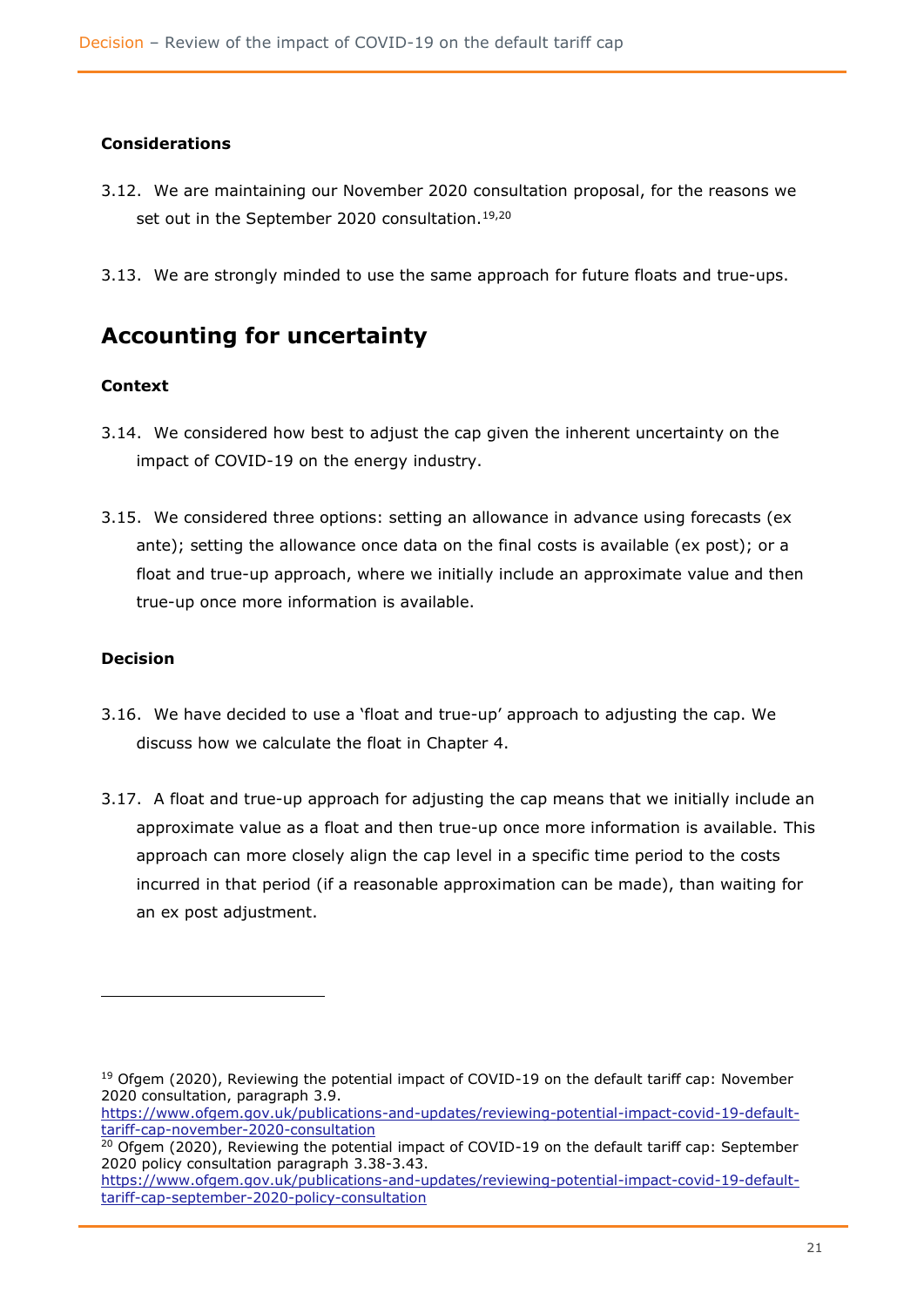### Considerations

3.12. We are maintaining our November 2020 consultation proposal, for the reasons we set out in the September 2020 consultation.[19,20]

3.13. We are strongly minded to use the same approach for future floats and true-ups.

## Accounting for uncertainty

### Context

3.14. We considered how best to adjust the cap given the inherent uncertainty on the impact of COVID-19 on the energy industry.

3.15. We considered three options: setting an allowance in advance using forecasts (ex ante); setting the allowance once data on the final costs is available (ex post); or a float and true-up approach, where we initially include an approximate value and then true-up once more information is available.

### Decision

3.16. We have decided to use a 'float and true-up' approach to adjusting the cap. We discuss how we calculate the float in Chapter 4.

3.17. A float and true-up approach for adjusting the cap means that we initially include an approximate value as a float and then true-up once more information is available. This approach can more closely align the cap level in a specific time period to the costs incurred in that period (if a reasonable approximation can be made), than waiting for an ex post adjustment.

---

[19] Ofgem (2020), Reviewing the potential impact of COVID-19 on the default tariff cap: November 2020 consultation, paragraph 3.9. https://www.ofgem.gov.uk/publications-and-updates/reviewing-potential-impact-covid-19-default-tariff-cap-november-2020-consultation

[20] Ofgem (2020), Reviewing the potential impact of COVID-19 on the default tariff cap: September 2020 policy consultation paragraph 3.38-3.43. https://www.ofgem.gov.uk/publications-and-updates/reviewing-potential-impact-covid-19-default-tariff-cap-september-2020-policy-consultation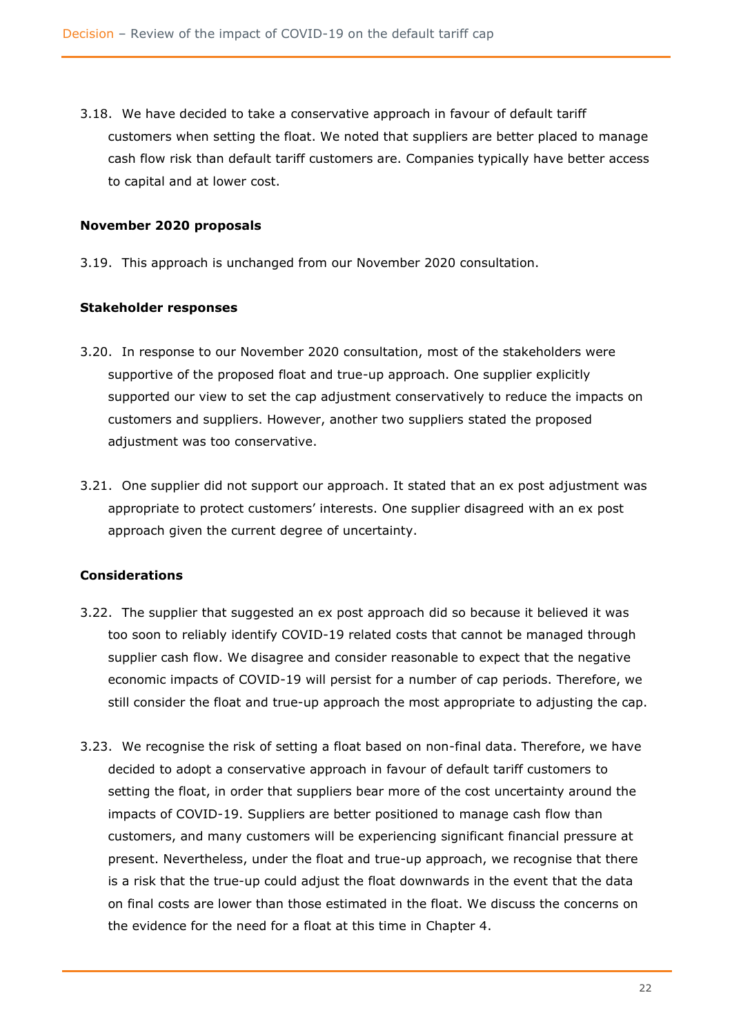3.18. We have decided to take a conservative approach in favour of default tariff customers when setting the float. We noted that suppliers are better placed to manage cash flow risk than default tariff customers are. Companies typically have better access to capital and at lower cost.

### November 2020 proposals

3.19. This approach is unchanged from our November 2020 consultation.

### Stakeholder responses

3.20. In response to our November 2020 consultation, most of the stakeholders were supportive of the proposed float and true-up approach. One supplier explicitly supported our view to set the cap adjustment conservatively to reduce the impacts on customers and suppliers. However, another two suppliers stated the proposed adjustment was too conservative.

3.21. One supplier did not support our approach. It stated that an ex post adjustment was appropriate to protect customers' interests. One supplier disagreed with an ex post approach given the current degree of uncertainty.

### Considerations

3.22. The supplier that suggested an ex post approach did so because it believed it was too soon to reliably identify COVID-19 related costs that cannot be managed through supplier cash flow. We disagree and consider reasonable to expect that the negative economic impacts of COVID-19 will persist for a number of cap periods. Therefore, we still consider the float and true-up approach the most appropriate to adjusting the cap.

3.23. We recognise the risk of setting a float based on non-final data. Therefore, we have decided to adopt a conservative approach in favour of default tariff customers to setting the float, in order that suppliers bear more of the cost uncertainty around the impacts of COVID-19. Suppliers are better positioned to manage cash flow than customers, and many customers will be experiencing significant financial pressure at present. Nevertheless, under the float and true-up approach, we recognise that there is a risk that the true-up could adjust the float downwards in the event that the data on final costs are lower than those estimated in the float. We discuss the concerns on the evidence for the need for a float at this time in Chapter 4.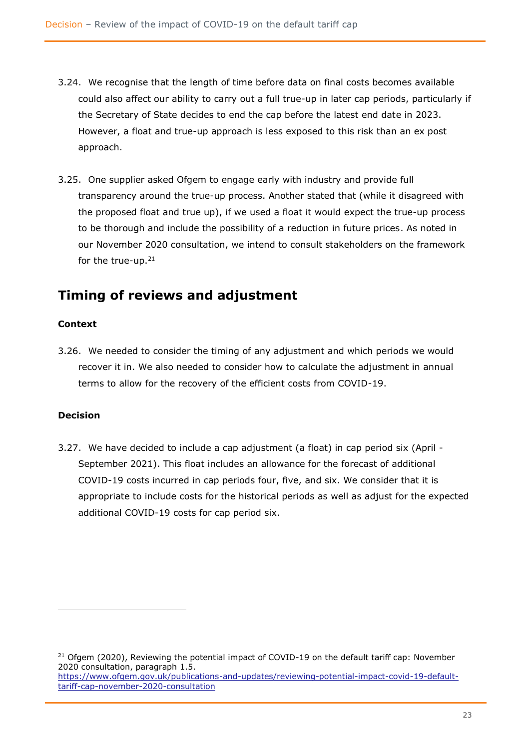3.24. We recognise that the length of time before data on final costs becomes available could also affect our ability to carry out a full true-up in later cap periods, particularly if the Secretary of State decides to end the cap before the latest end date in 2023. However, a float and true-up approach is less exposed to this risk than an ex post approach.

3.25. One supplier asked Ofgem to engage early with industry and provide full transparency around the true-up process. Another stated that (while it disagreed with the proposed float and true up), if we used a float it would expect the true-up process to be thorough and include the possibility of a reduction in future prices. As noted in our November 2020 consultation, we intend to consult stakeholders on the framework for the true-up.[21]

## Timing of reviews and adjustment

**Context**

3.26. We needed to consider the timing of any adjustment and which periods we would recover it in. We also needed to consider how to calculate the adjustment in annual terms to allow for the recovery of the efficient costs from COVID-19.

**Decision**

3.27. We have decided to include a cap adjustment (a float) in cap period six (April - September 2021). This float includes an allowance for the forecast of additional COVID-19 costs incurred in cap periods four, five, and six. We consider that it is appropriate to include costs for the historical periods as well as adjust for the expected additional COVID-19 costs for cap period six.

---

[21] Ofgem (2020), Reviewing the potential impact of COVID-19 on the default tariff cap: November 2020 consultation, paragraph 1.5. https://www.ofgem.gov.uk/publications-and-updates/reviewing-potential-impact-covid-19-default-tariff-cap-november-2020-consultation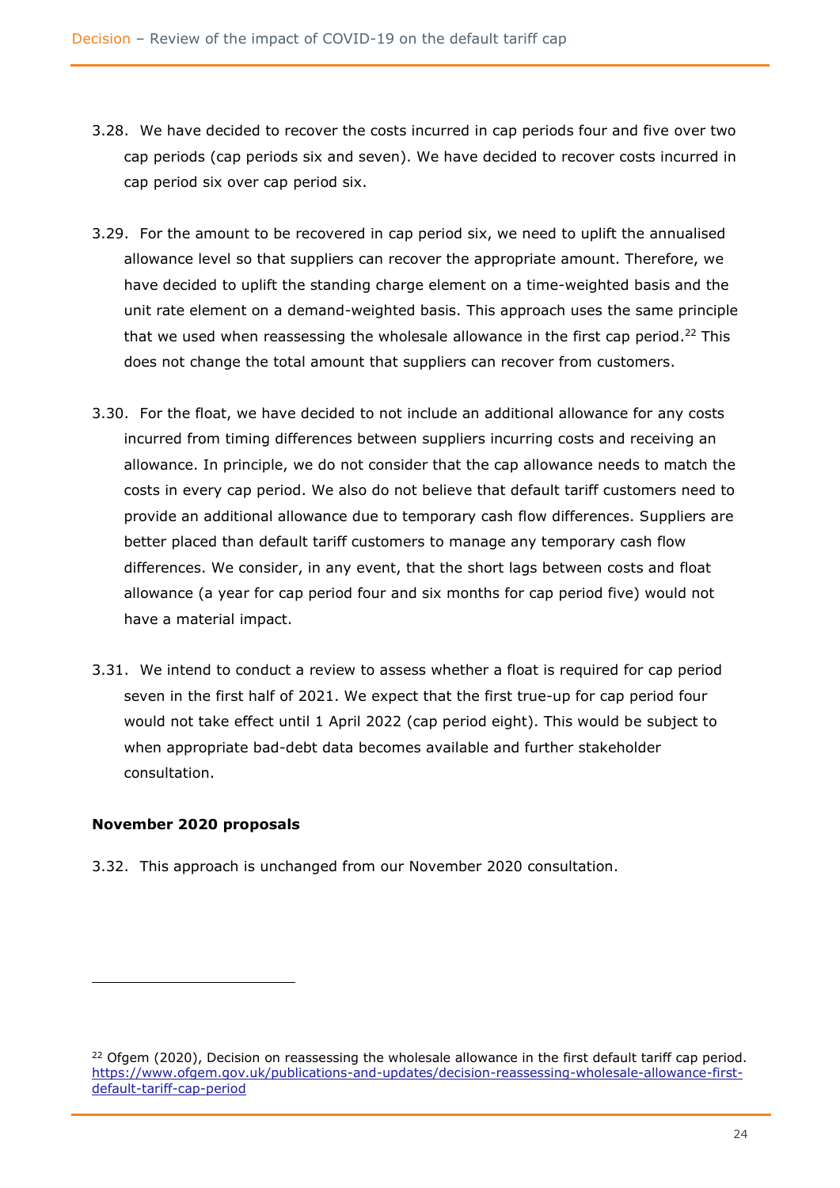3.28. We have decided to recover the costs incurred in cap periods four and five over two cap periods (cap periods six and seven). We have decided to recover costs incurred in cap period six over cap period six.

3.29. For the amount to be recovered in cap period six, we need to uplift the annualised allowance level so that suppliers can recover the appropriate amount. Therefore, we have decided to uplift the standing charge element on a time-weighted basis and the unit rate element on a demand-weighted basis. This approach uses the same principle that we used when reassessing the wholesale allowance in the first cap period.[22] This does not change the total amount that suppliers can recover from customers.

3.30. For the float, we have decided to not include an additional allowance for any costs incurred from timing differences between suppliers incurring costs and receiving an allowance. In principle, we do not consider that the cap allowance needs to match the costs in every cap period. We also do not believe that default tariff customers need to provide an additional allowance due to temporary cash flow differences. Suppliers are better placed than default tariff customers to manage any temporary cash flow differences. We consider, in any event, that the short lags between costs and float allowance (a year for cap period four and six months for cap period five) would not have a material impact.

3.31. We intend to conduct a review to assess whether a float is required for cap period seven in the first half of 2021. We expect that the first true-up for cap period four would not take effect until 1 April 2022 (cap period eight). This would be subject to when appropriate bad-debt data becomes available and further stakeholder consultation.

**November 2020 proposals**

3.32. This approach is unchanged from our November 2020 consultation.

---

[22] Ofgem (2020), Decision on reassessing the wholesale allowance in the first default tariff cap period. https://www.ofgem.gov.uk/publications-and-updates/decision-reassessing-wholesale-allowance-first-default-tariff-cap-period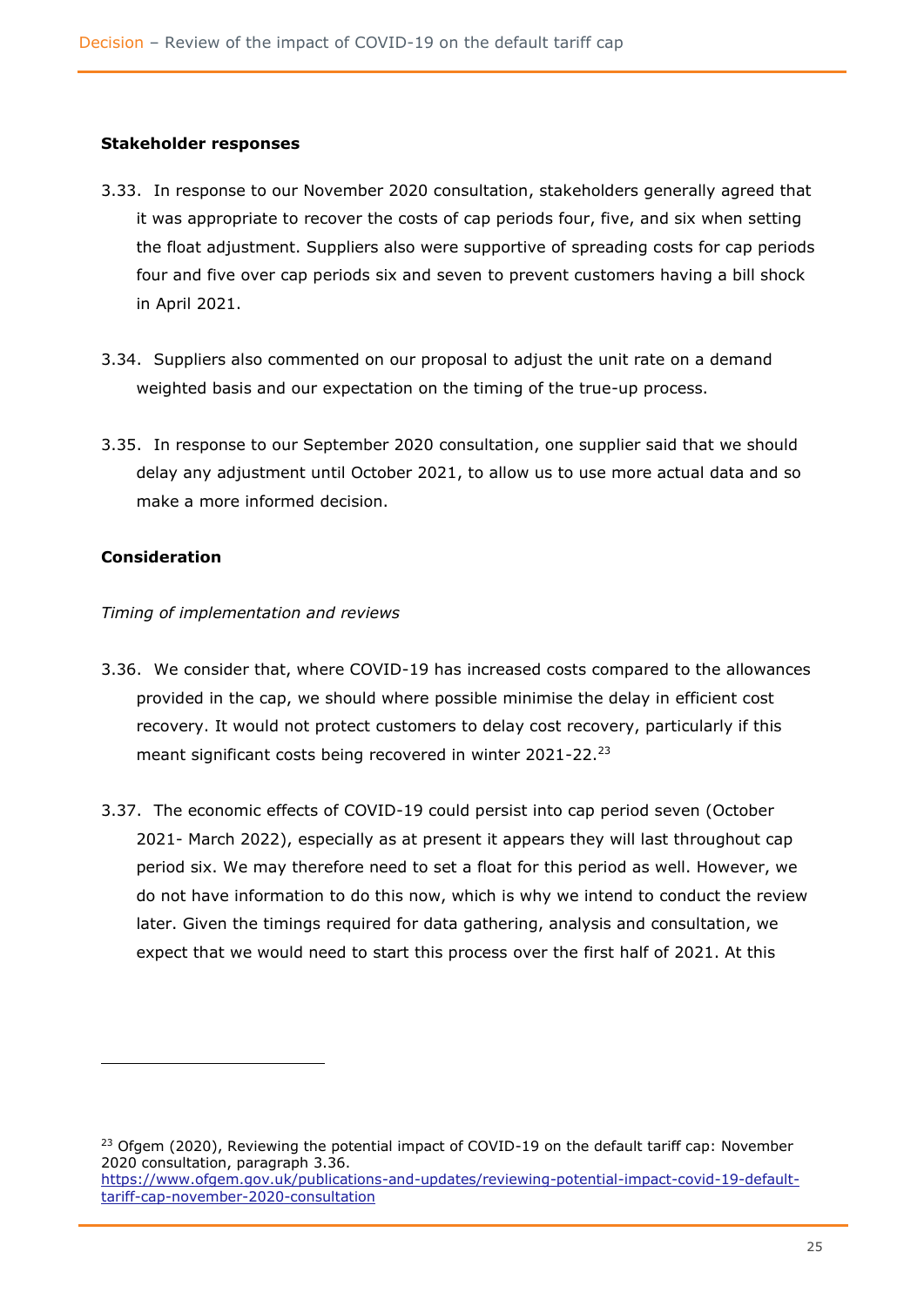**Stakeholder responses**

3.33. In response to our November 2020 consultation, stakeholders generally agreed that it was appropriate to recover the costs of cap periods four, five, and six when setting the float adjustment. Suppliers also were supportive of spreading costs for cap periods four and five over cap periods six and seven to prevent customers having a bill shock in April 2021.

3.34. Suppliers also commented on our proposal to adjust the unit rate on a demand weighted basis and our expectation on the timing of the true-up process.

3.35. In response to our September 2020 consultation, one supplier said that we should delay any adjustment until October 2021, to allow us to use more actual data and so make a more informed decision.

**Consideration**

*Timing of implementation and reviews*

3.36. We consider that, where COVID-19 has increased costs compared to the allowances provided in the cap, we should where possible minimise the delay in efficient cost recovery. It would not protect customers to delay cost recovery, particularly if this meant significant costs being recovered in winter 2021-22.[23]

3.37. The economic effects of COVID-19 could persist into cap period seven (October 2021- March 2022), especially as at present it appears they will last throughout cap period six. We may therefore need to set a float for this period as well. However, we do not have information to do this now, which is why we intend to conduct the review later. Given the timings required for data gathering, analysis and consultation, we expect that we would need to start this process over the first half of 2021. At this

[23] Ofgem (2020), Reviewing the potential impact of COVID-19 on the default tariff cap: November 2020 consultation, paragraph 3.36. https://www.ofgem.gov.uk/publications-and-updates/reviewing-potential-impact-covid-19-default-tariff-cap-november-2020-consultation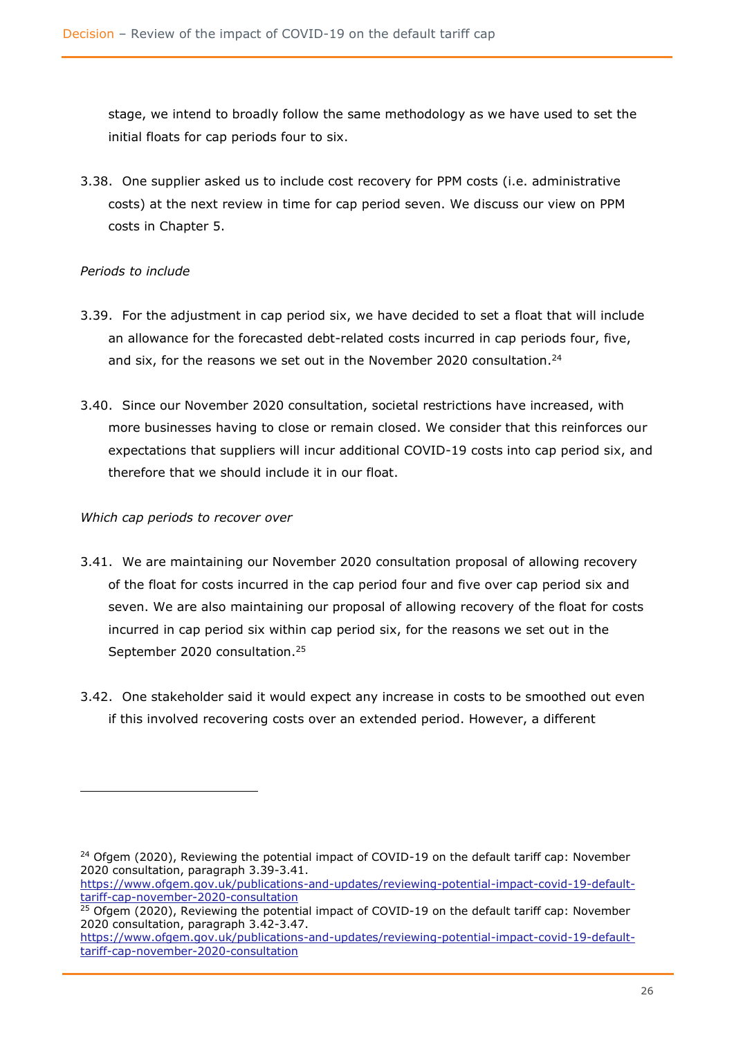stage, we intend to broadly follow the same methodology as we have used to set the initial floats for cap periods four to six.

3.38. One supplier asked us to include cost recovery for PPM costs (i.e. administrative costs) at the next review in time for cap period seven. We discuss our view on PPM costs in Chapter 5.

*Periods to include*

3.39. For the adjustment in cap period six, we have decided to set a float that will include an allowance for the forecasted debt-related costs incurred in cap periods four, five, and six, for the reasons we set out in the November 2020 consultation.[24]

3.40. Since our November 2020 consultation, societal restrictions have increased, with more businesses having to close or remain closed. We consider that this reinforces our expectations that suppliers will incur additional COVID-19 costs into cap period six, and therefore that we should include it in our float.

*Which cap periods to recover over*

3.41. We are maintaining our November 2020 consultation proposal of allowing recovery of the float for costs incurred in the cap period four and five over cap period six and seven. We are also maintaining our proposal of allowing recovery of the float for costs incurred in cap period six within cap period six, for the reasons we set out in the September 2020 consultation.[25]

3.42. One stakeholder said it would expect any increase in costs to be smoothed out even if this involved recovering costs over an extended period. However, a different

---

[24] Ofgem (2020), Reviewing the potential impact of COVID-19 on the default tariff cap: November 2020 consultation, paragraph 3.39-3.41. https://www.ofgem.gov.uk/publications-and-updates/reviewing-potential-impact-covid-19-default-tariff-cap-november-2020-consultation

[25] Ofgem (2020), Reviewing the potential impact of COVID-19 on the default tariff cap: November 2020 consultation, paragraph 3.42-3.47. https://www.ofgem.gov.uk/publications-and-updates/reviewing-potential-impact-covid-19-default-tariff-cap-november-2020-consultation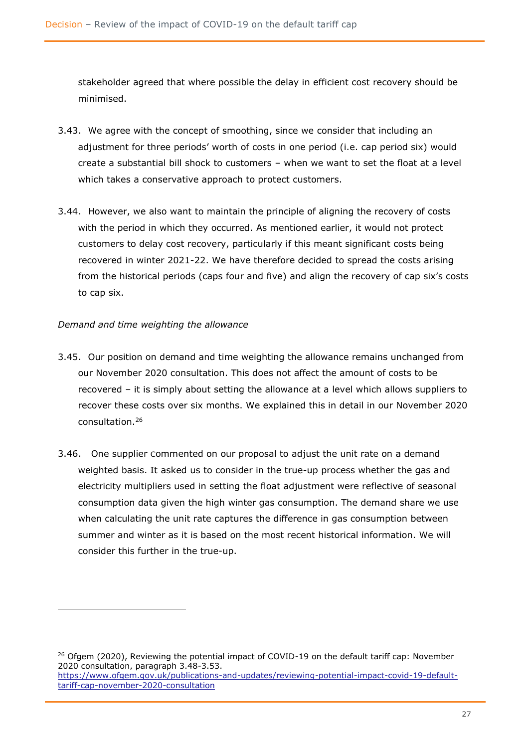stakeholder agreed that where possible the delay in efficient cost recovery should be minimised.

3.43. We agree with the concept of smoothing, since we consider that including an adjustment for three periods' worth of costs in one period (i.e. cap period six) would create a substantial bill shock to customers – when we want to set the float at a level which takes a conservative approach to protect customers.

3.44. However, we also want to maintain the principle of aligning the recovery of costs with the period in which they occurred. As mentioned earlier, it would not protect customers to delay cost recovery, particularly if this meant significant costs being recovered in winter 2021-22. We have therefore decided to spread the costs arising from the historical periods (caps four and five) and align the recovery of cap six's costs to cap six.

*Demand and time weighting the allowance*

3.45. Our position on demand and time weighting the allowance remains unchanged from our November 2020 consultation. This does not affect the amount of costs to be recovered – it is simply about setting the allowance at a level which allows suppliers to recover these costs over six months. We explained this in detail in our November 2020 consultation.[26]

3.46. One supplier commented on our proposal to adjust the unit rate on a demand weighted basis. It asked us to consider in the true-up process whether the gas and electricity multipliers used in setting the float adjustment were reflective of seasonal consumption data given the high winter gas consumption. The demand share we use when calculating the unit rate captures the difference in gas consumption between summer and winter as it is based on the most recent historical information. We will consider this further in the true-up.

---

[26] Ofgem (2020), Reviewing the potential impact of COVID-19 on the default tariff cap: November 2020 consultation, paragraph 3.48-3.53. https://www.ofgem.gov.uk/publications-and-updates/reviewing-potential-impact-covid-19-default-tariff-cap-november-2020-consultation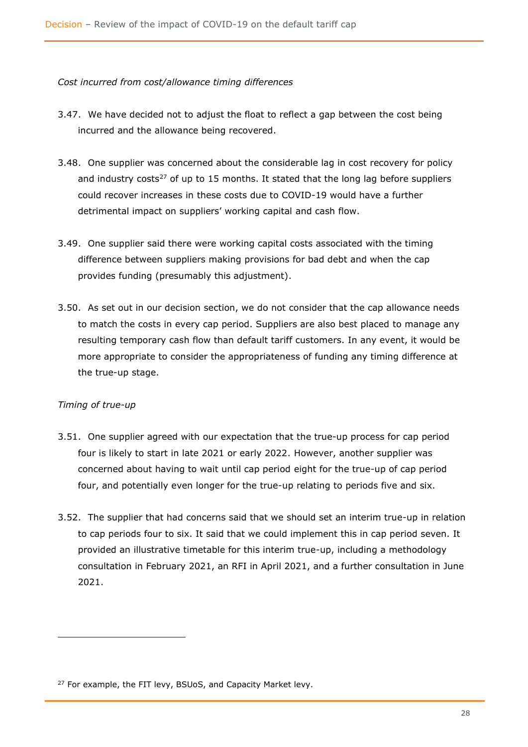*Cost incurred from cost/allowance timing differences*

3.47. We have decided not to adjust the float to reflect a gap between the cost being incurred and the allowance being recovered.

3.48. One supplier was concerned about the considerable lag in cost recovery for policy and industry costs[27] of up to 15 months. It stated that the long lag before suppliers could recover increases in these costs due to COVID-19 would have a further detrimental impact on suppliers' working capital and cash flow.

3.49. One supplier said there were working capital costs associated with the timing difference between suppliers making provisions for bad debt and when the cap provides funding (presumably this adjustment).

3.50. As set out in our decision section, we do not consider that the cap allowance needs to match the costs in every cap period. Suppliers are also best placed to manage any resulting temporary cash flow than default tariff customers. In any event, it would be more appropriate to consider the appropriateness of funding any timing difference at the true-up stage.

*Timing of true-up*

3.51. One supplier agreed with our expectation that the true-up process for cap period four is likely to start in late 2021 or early 2022. However, another supplier was concerned about having to wait until cap period eight for the true-up of cap period four, and potentially even longer for the true-up relating to periods five and six.

3.52. The supplier that had concerns said that we should set an interim true-up in relation to cap periods four to six. It said that we could implement this in cap period seven. It provided an illustrative timetable for this interim true-up, including a methodology consultation in February 2021, an RFI in April 2021, and a further consultation in June 2021.

[27] For example, the FIT levy, BSUoS, and Capacity Market levy.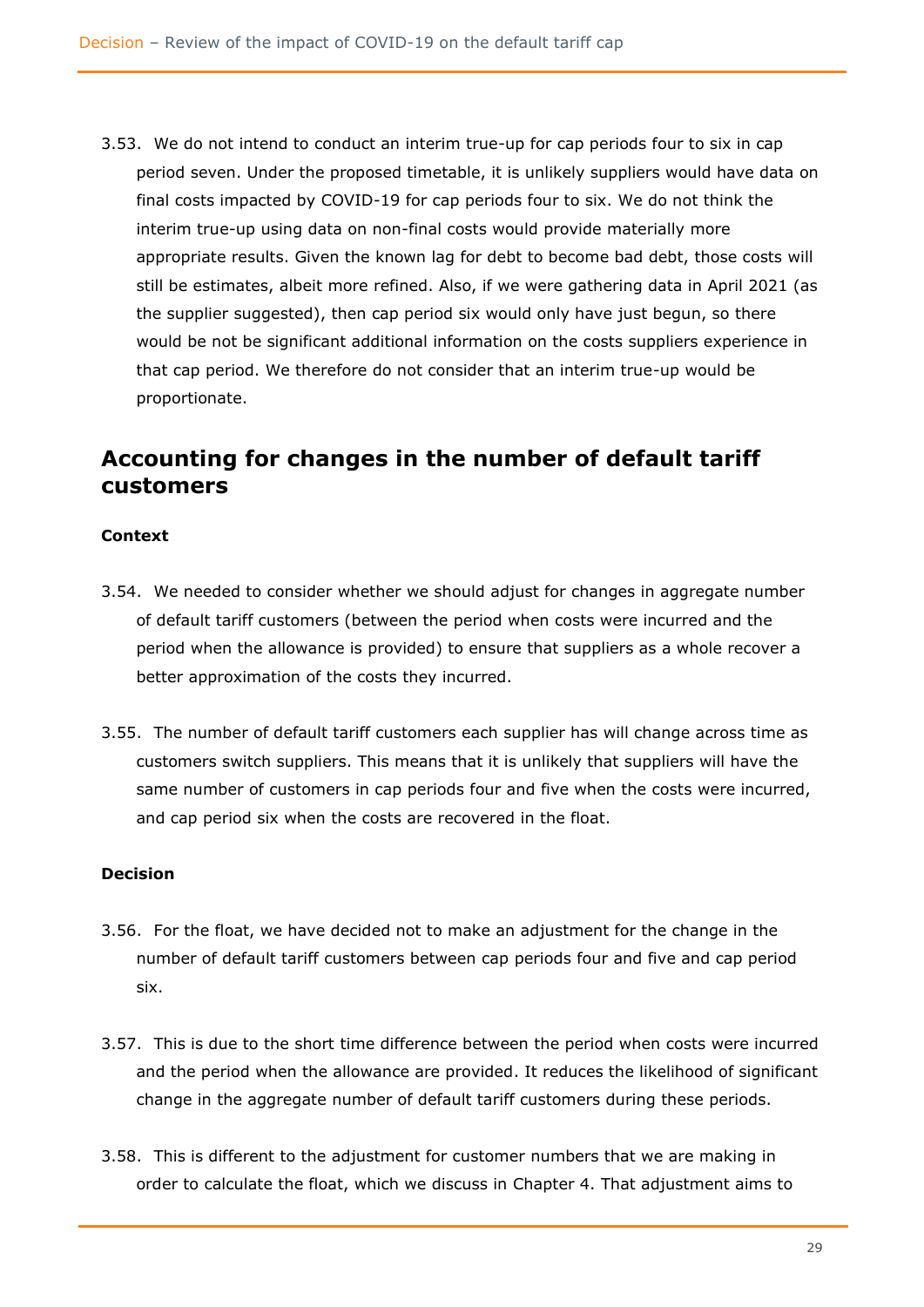3.53. We do not intend to conduct an interim true-up for cap periods four to six in cap period seven. Under the proposed timetable, it is unlikely suppliers would have data on final costs impacted by COVID-19 for cap periods four to six. We do not think the interim true-up using data on non-final costs would provide materially more appropriate results. Given the known lag for debt to become bad debt, those costs will still be estimates, albeit more refined. Also, if we were gathering data in April 2021 (as the supplier suggested), then cap period six would only have just begun, so there would be not be significant additional information on the costs suppliers experience in that cap period. We therefore do not consider that an interim true-up would be proportionate.

## Accounting for changes in the number of default tariff customers

### Context

3.54. We needed to consider whether we should adjust for changes in aggregate number of default tariff customers (between the period when costs were incurred and the period when the allowance is provided) to ensure that suppliers as a whole recover a better approximation of the costs they incurred.

3.55. The number of default tariff customers each supplier has will change across time as customers switch suppliers. This means that it is unlikely that suppliers will have the same number of customers in cap periods four and five when the costs were incurred, and cap period six when the costs are recovered in the float.

### Decision

3.56. For the float, we have decided not to make an adjustment for the change in the number of default tariff customers between cap periods four and five and cap period six.

3.57. This is due to the short time difference between the period when costs were incurred and the period when the allowance are provided. It reduces the likelihood of significant change in the aggregate number of default tariff customers during these periods.

3.58. This is different to the adjustment for customer numbers that we are making in order to calculate the float, which we discuss in Chapter 4. That adjustment aims to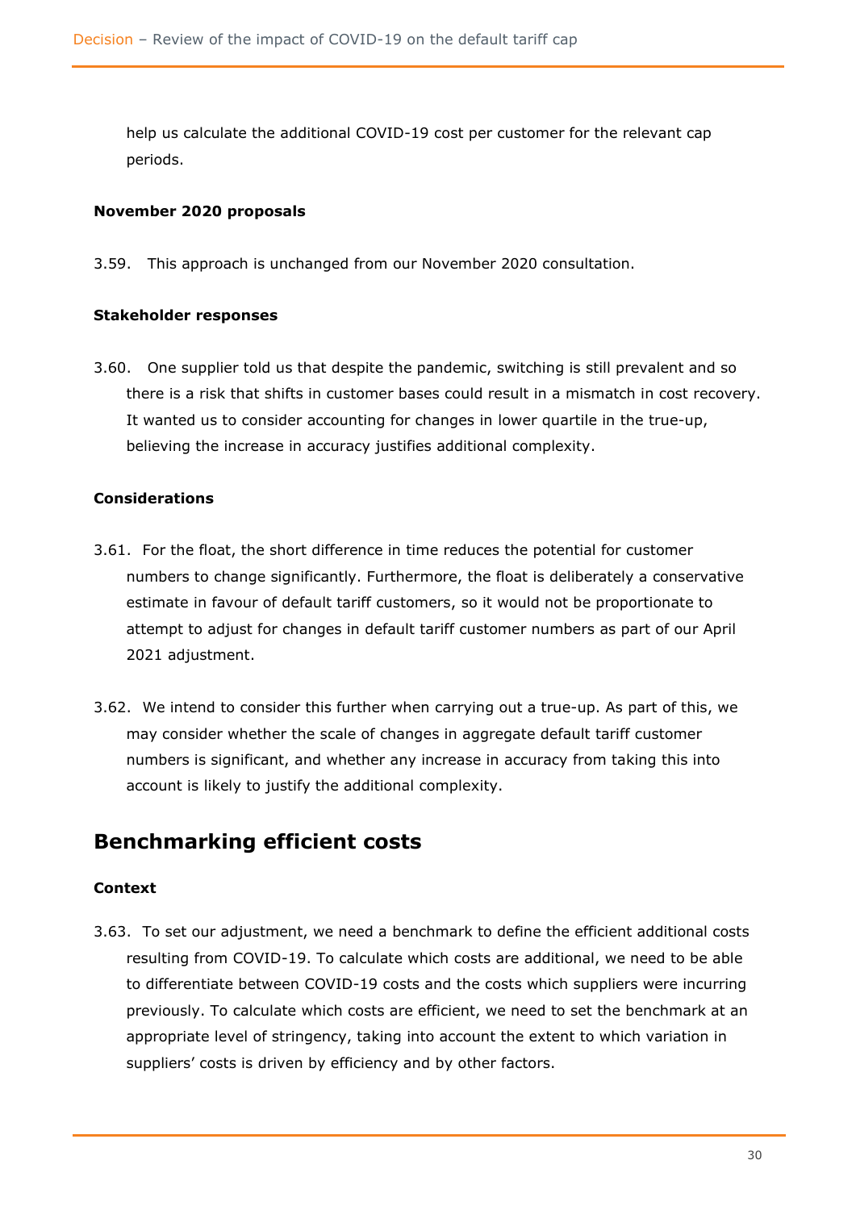help us calculate the additional COVID-19 cost per customer for the relevant cap periods.

**November 2020 proposals**

3.59. This approach is unchanged from our November 2020 consultation.

**Stakeholder responses**

3.60. One supplier told us that despite the pandemic, switching is still prevalent and so there is a risk that shifts in customer bases could result in a mismatch in cost recovery. It wanted us to consider accounting for changes in lower quartile in the true-up, believing the increase in accuracy justifies additional complexity.

**Considerations**

3.61. For the float, the short difference in time reduces the potential for customer numbers to change significantly. Furthermore, the float is deliberately a conservative estimate in favour of default tariff customers, so it would not be proportionate to attempt to adjust for changes in default tariff customer numbers as part of our April 2021 adjustment.

3.62. We intend to consider this further when carrying out a true-up. As part of this, we may consider whether the scale of changes in aggregate default tariff customer numbers is significant, and whether any increase in accuracy from taking this into account is likely to justify the additional complexity.

## Benchmarking efficient costs

**Context**

3.63. To set our adjustment, we need a benchmark to define the efficient additional costs resulting from COVID-19. To calculate which costs are additional, we need to be able to differentiate between COVID-19 costs and the costs which suppliers were incurring previously. To calculate which costs are efficient, we need to set the benchmark at an appropriate level of stringency, taking into account the extent to which variation in suppliers' costs is driven by efficiency and by other factors.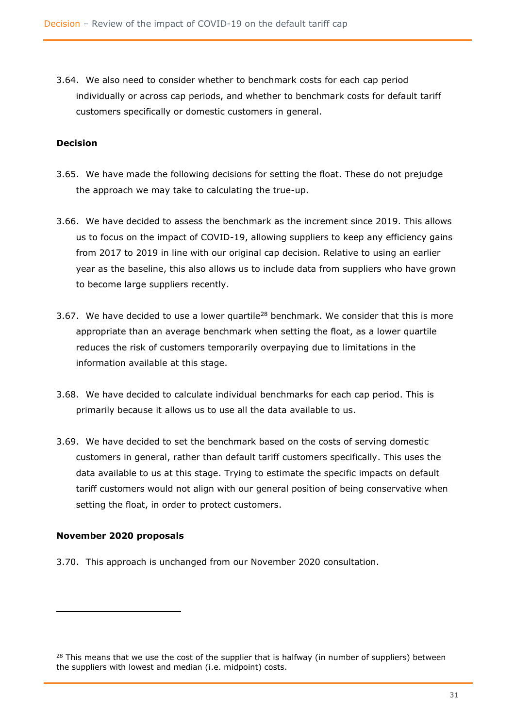3.64. We also need to consider whether to benchmark costs for each cap period individually or across cap periods, and whether to benchmark costs for default tariff customers specifically or domestic customers in general.

### Decision

3.65. We have made the following decisions for setting the float. These do not prejudge the approach we may take to calculating the true-up.

3.66. We have decided to assess the benchmark as the increment since 2019. This allows us to focus on the impact of COVID-19, allowing suppliers to keep any efficiency gains from 2017 to 2019 in line with our original cap decision. Relative to using an earlier year as the baseline, this also allows us to include data from suppliers who have grown to become large suppliers recently.

3.67. We have decided to use a lower quartile[28] benchmark. We consider that this is more appropriate than an average benchmark when setting the float, as a lower quartile reduces the risk of customers temporarily overpaying due to limitations in the information available at this stage.

3.68. We have decided to calculate individual benchmarks for each cap period. This is primarily because it allows us to use all the data available to us.

3.69. We have decided to set the benchmark based on the costs of serving domestic customers in general, rather than default tariff customers specifically. This uses the data available to us at this stage. Trying to estimate the specific impacts on default tariff customers would not align with our general position of being conservative when setting the float, in order to protect customers.

### November 2020 proposals

3.70. This approach is unchanged from our November 2020 consultation.

---

[28] This means that we use the cost of the supplier that is halfway (in number of suppliers) between the suppliers with lowest and median (i.e. midpoint) costs.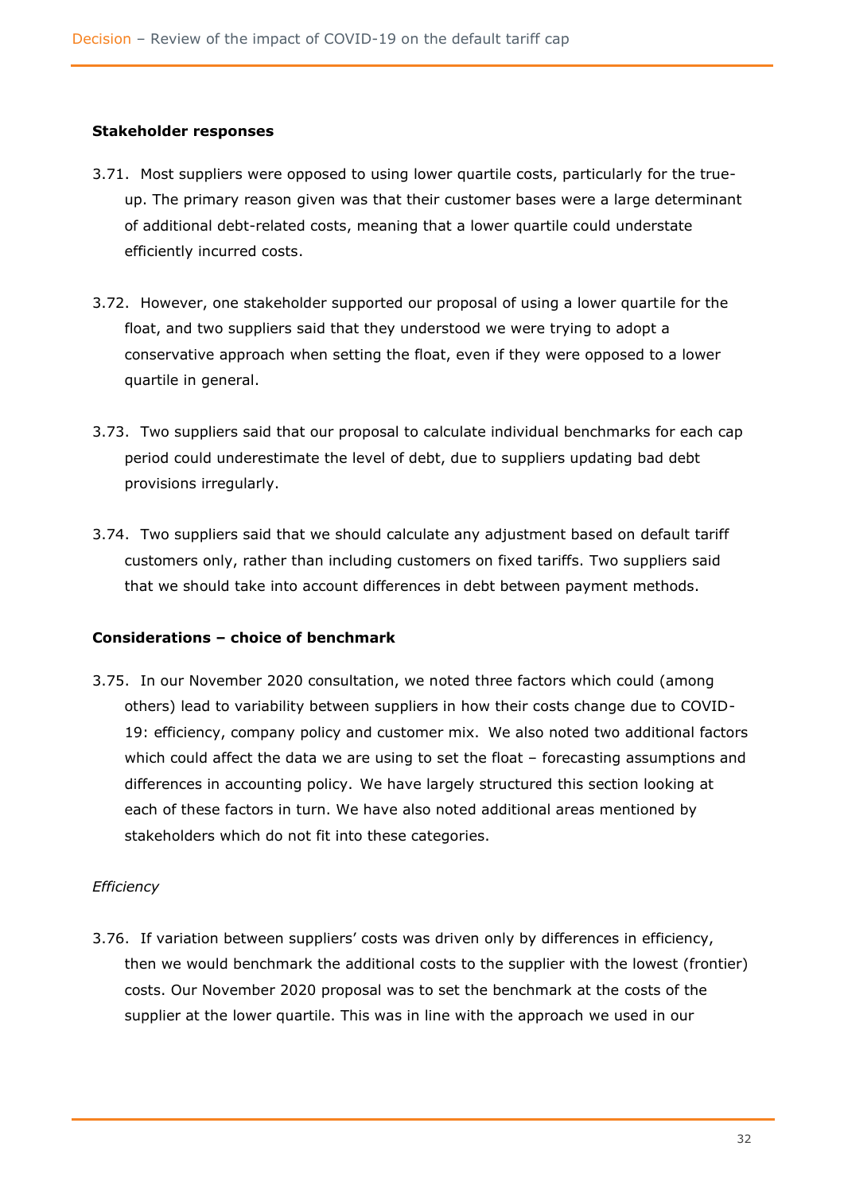**Stakeholder responses**

3.71. Most suppliers were opposed to using lower quartile costs, particularly for the true-up. The primary reason given was that their customer bases were a large determinant of additional debt-related costs, meaning that a lower quartile could understate efficiently incurred costs.

3.72. However, one stakeholder supported our proposal of using a lower quartile for the float, and two suppliers said that they understood we were trying to adopt a conservative approach when setting the float, even if they were opposed to a lower quartile in general.

3.73. Two suppliers said that our proposal to calculate individual benchmarks for each cap period could underestimate the level of debt, due to suppliers updating bad debt provisions irregularly.

3.74. Two suppliers said that we should calculate any adjustment based on default tariff customers only, rather than including customers on fixed tariffs. Two suppliers said that we should take into account differences in debt between payment methods.

**Considerations – choice of benchmark**

3.75. In our November 2020 consultation, we noted three factors which could (among others) lead to variability between suppliers in how their costs change due to COVID-19: efficiency, company policy and customer mix. We also noted two additional factors which could affect the data we are using to set the float – forecasting assumptions and differences in accounting policy. We have largely structured this section looking at each of these factors in turn. We have also noted additional areas mentioned by stakeholders which do not fit into these categories.

*Efficiency*

3.76. If variation between suppliers' costs was driven only by differences in efficiency, then we would benchmark the additional costs to the supplier with the lowest (frontier) costs. Our November 2020 proposal was to set the benchmark at the costs of the supplier at the lower quartile. This was in line with the approach we used in our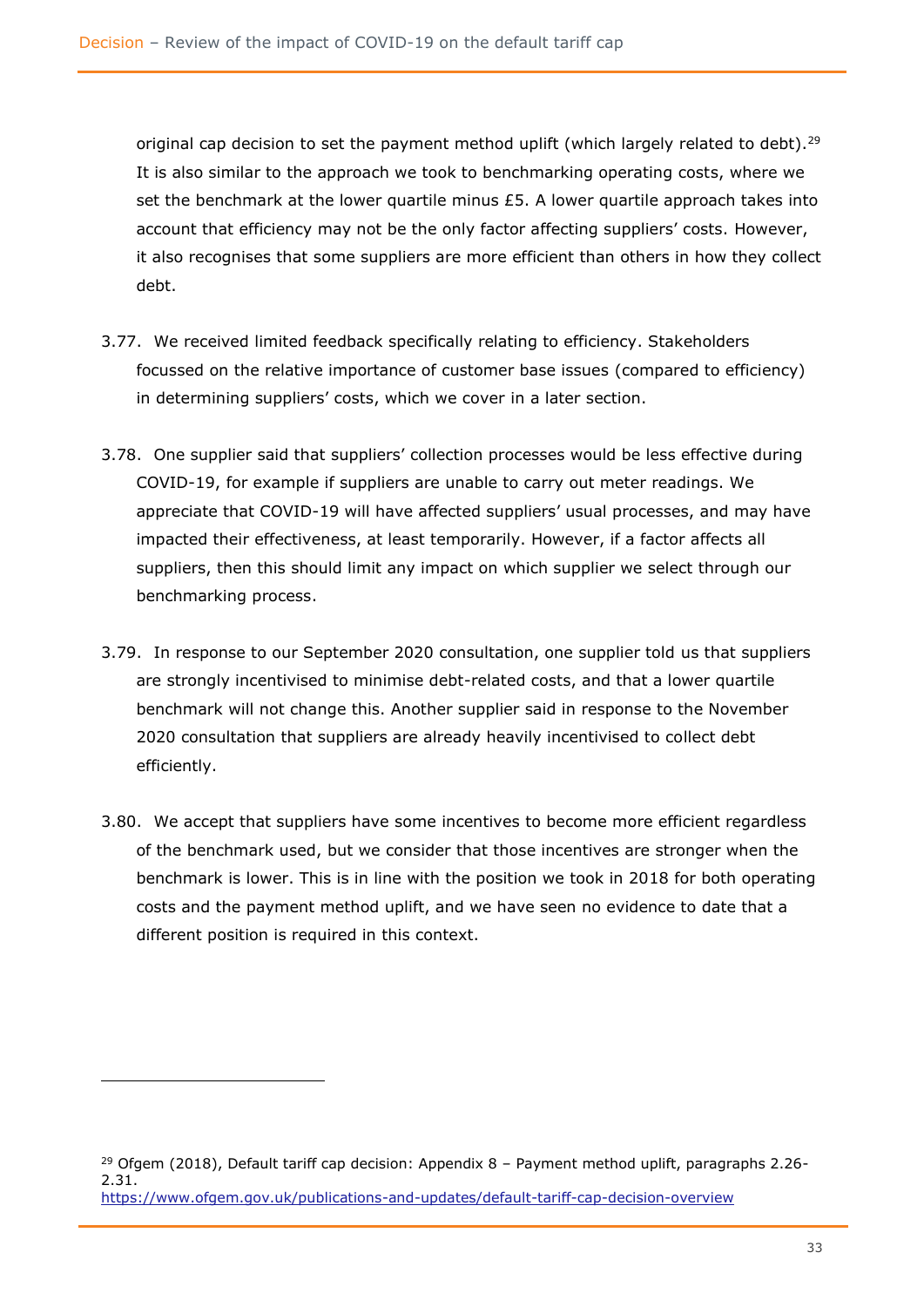original cap decision to set the payment method uplift (which largely related to debt).[29] It is also similar to the approach we took to benchmarking operating costs, where we set the benchmark at the lower quartile minus £5. A lower quartile approach takes into account that efficiency may not be the only factor affecting suppliers' costs. However, it also recognises that some suppliers are more efficient than others in how they collect debt.

3.77. We received limited feedback specifically relating to efficiency. Stakeholders focussed on the relative importance of customer base issues (compared to efficiency) in determining suppliers' costs, which we cover in a later section.

3.78. One supplier said that suppliers' collection processes would be less effective during COVID-19, for example if suppliers are unable to carry out meter readings. We appreciate that COVID-19 will have affected suppliers' usual processes, and may have impacted their effectiveness, at least temporarily. However, if a factor affects all suppliers, then this should limit any impact on which supplier we select through our benchmarking process.

3.79. In response to our September 2020 consultation, one supplier told us that suppliers are strongly incentivised to minimise debt-related costs, and that a lower quartile benchmark will not change this. Another supplier said in response to the November 2020 consultation that suppliers are already heavily incentivised to collect debt efficiently.

3.80. We accept that suppliers have some incentives to become more efficient regardless of the benchmark used, but we consider that those incentives are stronger when the benchmark is lower. This is in line with the position we took in 2018 for both operating costs and the payment method uplift, and we have seen no evidence to date that a different position is required in this context.

---

[29] Ofgem (2018), Default tariff cap decision: Appendix 8 – Payment method uplift, paragraphs 2.26-2.31.
https://www.ofgem.gov.uk/publications-and-updates/default-tariff-cap-decision-overview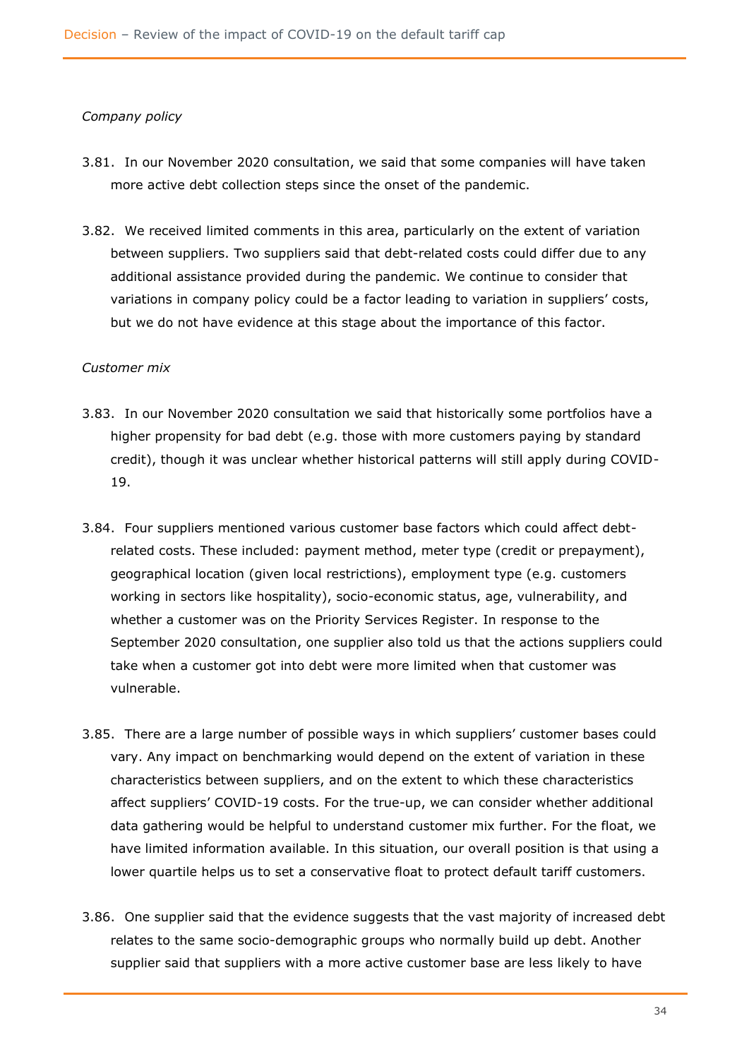*Company policy*

3.81. In our November 2020 consultation, we said that some companies will have taken more active debt collection steps since the onset of the pandemic.

3.82. We received limited comments in this area, particularly on the extent of variation between suppliers. Two suppliers said that debt-related costs could differ due to any additional assistance provided during the pandemic. We continue to consider that variations in company policy could be a factor leading to variation in suppliers' costs, but we do not have evidence at this stage about the importance of this factor.

*Customer mix*

3.83. In our November 2020 consultation we said that historically some portfolios have a higher propensity for bad debt (e.g. those with more customers paying by standard credit), though it was unclear whether historical patterns will still apply during COVID-19.

3.84. Four suppliers mentioned various customer base factors which could affect debt-related costs. These included: payment method, meter type (credit or prepayment), geographical location (given local restrictions), employment type (e.g. customers working in sectors like hospitality), socio-economic status, age, vulnerability, and whether a customer was on the Priority Services Register. In response to the September 2020 consultation, one supplier also told us that the actions suppliers could take when a customer got into debt were more limited when that customer was vulnerable.

3.85. There are a large number of possible ways in which suppliers' customer bases could vary. Any impact on benchmarking would depend on the extent of variation in these characteristics between suppliers, and on the extent to which these characteristics affect suppliers' COVID-19 costs. For the true-up, we can consider whether additional data gathering would be helpful to understand customer mix further. For the float, we have limited information available. In this situation, our overall position is that using a lower quartile helps us to set a conservative float to protect default tariff customers.

3.86. One supplier said that the evidence suggests that the vast majority of increased debt relates to the same socio-demographic groups who normally build up debt. Another supplier said that suppliers with a more active customer base are less likely to have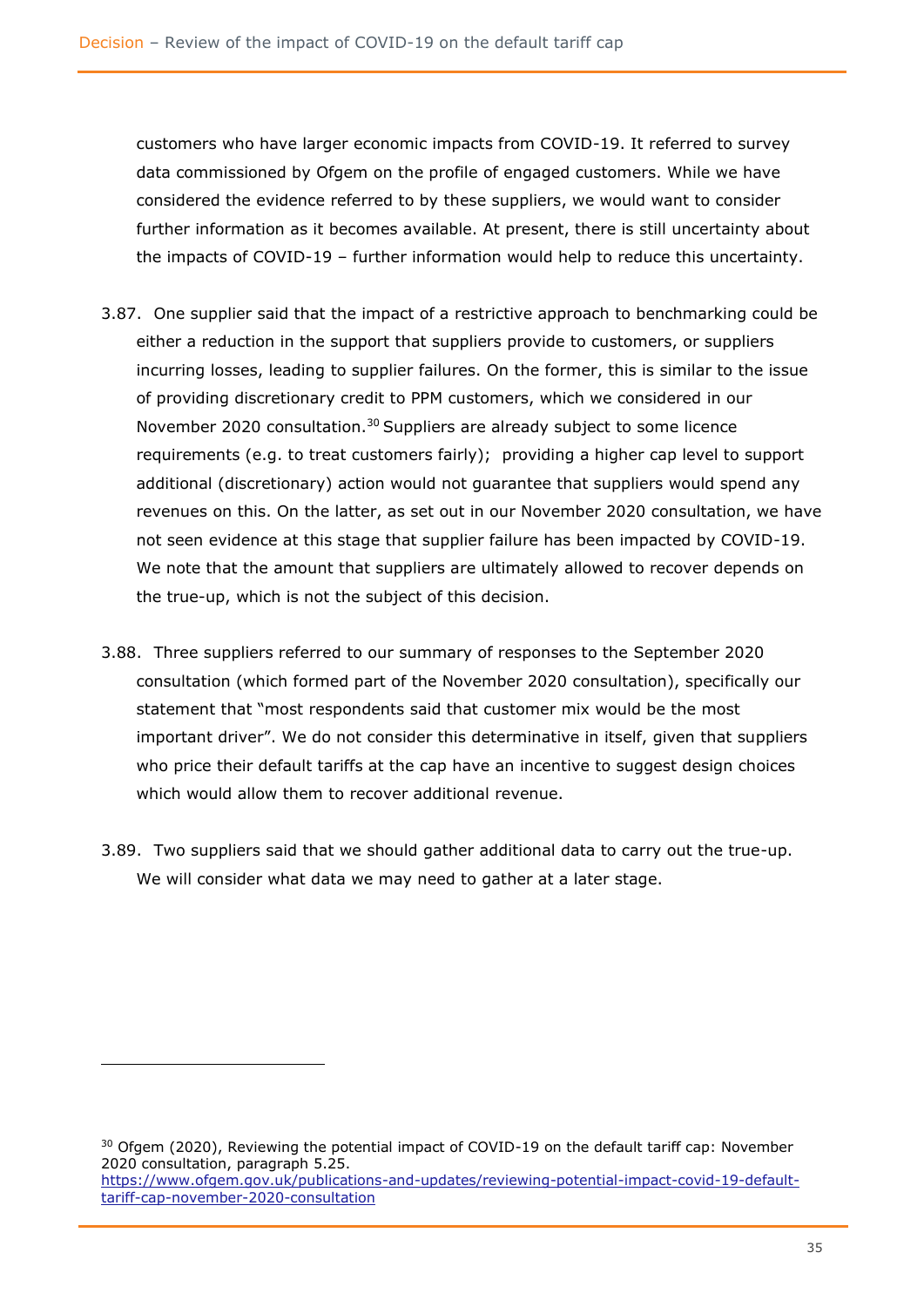customers who have larger economic impacts from COVID-19. It referred to survey data commissioned by Ofgem on the profile of engaged customers. While we have considered the evidence referred to by these suppliers, we would want to consider further information as it becomes available. At present, there is still uncertainty about the impacts of COVID-19 – further information would help to reduce this uncertainty.

3.87. One supplier said that the impact of a restrictive approach to benchmarking could be either a reduction in the support that suppliers provide to customers, or suppliers incurring losses, leading to supplier failures. On the former, this is similar to the issue of providing discretionary credit to PPM customers, which we considered in our November 2020 consultation.[30] Suppliers are already subject to some licence requirements (e.g. to treat customers fairly); providing a higher cap level to support additional (discretionary) action would not guarantee that suppliers would spend any revenues on this. On the latter, as set out in our November 2020 consultation, we have not seen evidence at this stage that supplier failure has been impacted by COVID-19. We note that the amount that suppliers are ultimately allowed to recover depends on the true-up, which is not the subject of this decision.

3.88. Three suppliers referred to our summary of responses to the September 2020 consultation (which formed part of the November 2020 consultation), specifically our statement that "most respondents said that customer mix would be the most important driver". We do not consider this determinative in itself, given that suppliers who price their default tariffs at the cap have an incentive to suggest design choices which would allow them to recover additional revenue.

3.89. Two suppliers said that we should gather additional data to carry out the true-up. We will consider what data we may need to gather at a later stage.

[30] Ofgem (2020), Reviewing the potential impact of COVID-19 on the default tariff cap: November 2020 consultation, paragraph 5.25. https://www.ofgem.gov.uk/publications-and-updates/reviewing-potential-impact-covid-19-default-tariff-cap-november-2020-consultation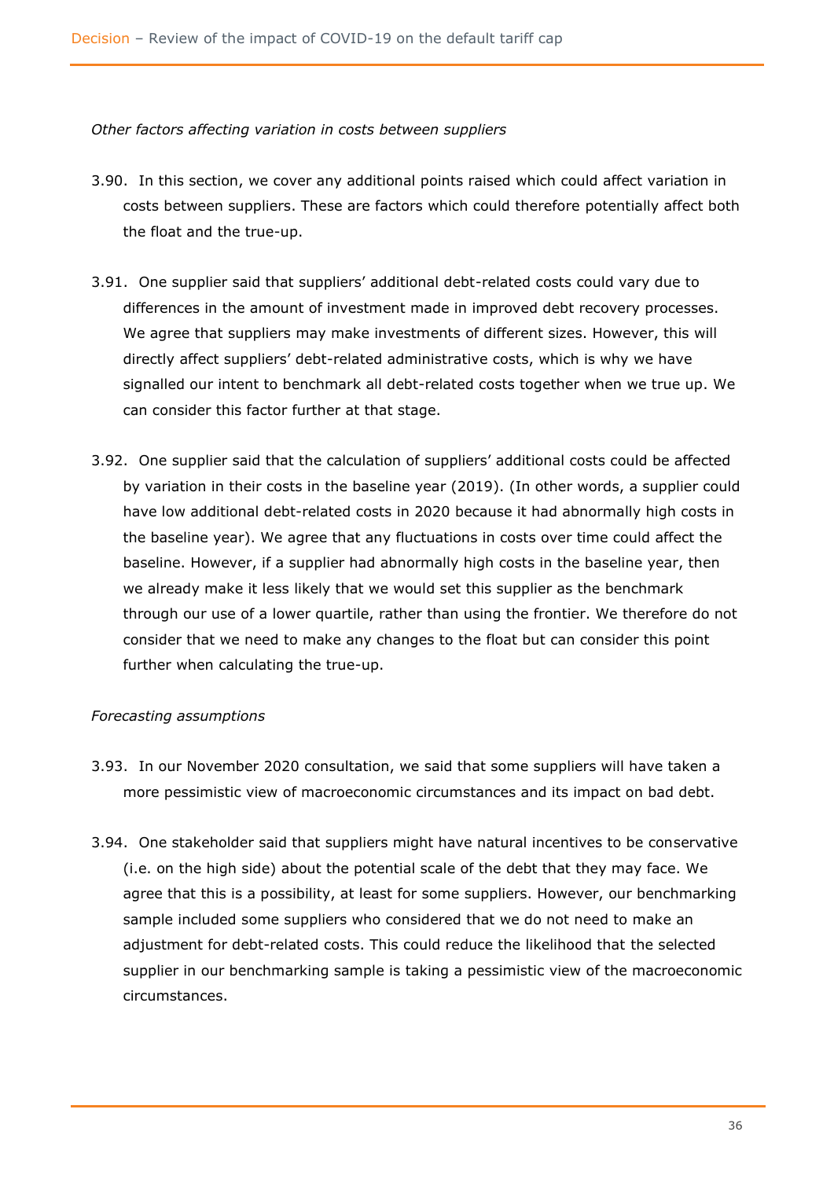*Other factors affecting variation in costs between suppliers*

3.90. In this section, we cover any additional points raised which could affect variation in costs between suppliers. These are factors which could therefore potentially affect both the float and the true-up.

3.91. One supplier said that suppliers' additional debt-related costs could vary due to differences in the amount of investment made in improved debt recovery processes. We agree that suppliers may make investments of different sizes. However, this will directly affect suppliers' debt-related administrative costs, which is why we have signalled our intent to benchmark all debt-related costs together when we true up. We can consider this factor further at that stage.

3.92. One supplier said that the calculation of suppliers' additional costs could be affected by variation in their costs in the baseline year (2019). (In other words, a supplier could have low additional debt-related costs in 2020 because it had abnormally high costs in the baseline year). We agree that any fluctuations in costs over time could affect the baseline. However, if a supplier had abnormally high costs in the baseline year, then we already make it less likely that we would set this supplier as the benchmark through our use of a lower quartile, rather than using the frontier. We therefore do not consider that we need to make any changes to the float but can consider this point further when calculating the true-up.

*Forecasting assumptions*

3.93. In our November 2020 consultation, we said that some suppliers will have taken a more pessimistic view of macroeconomic circumstances and its impact on bad debt.

3.94. One stakeholder said that suppliers might have natural incentives to be conservative (i.e. on the high side) about the potential scale of the debt that they may face. We agree that this is a possibility, at least for some suppliers. However, our benchmarking sample included some suppliers who considered that we do not need to make an adjustment for debt-related costs. This could reduce the likelihood that the selected supplier in our benchmarking sample is taking a pessimistic view of the macroeconomic circumstances.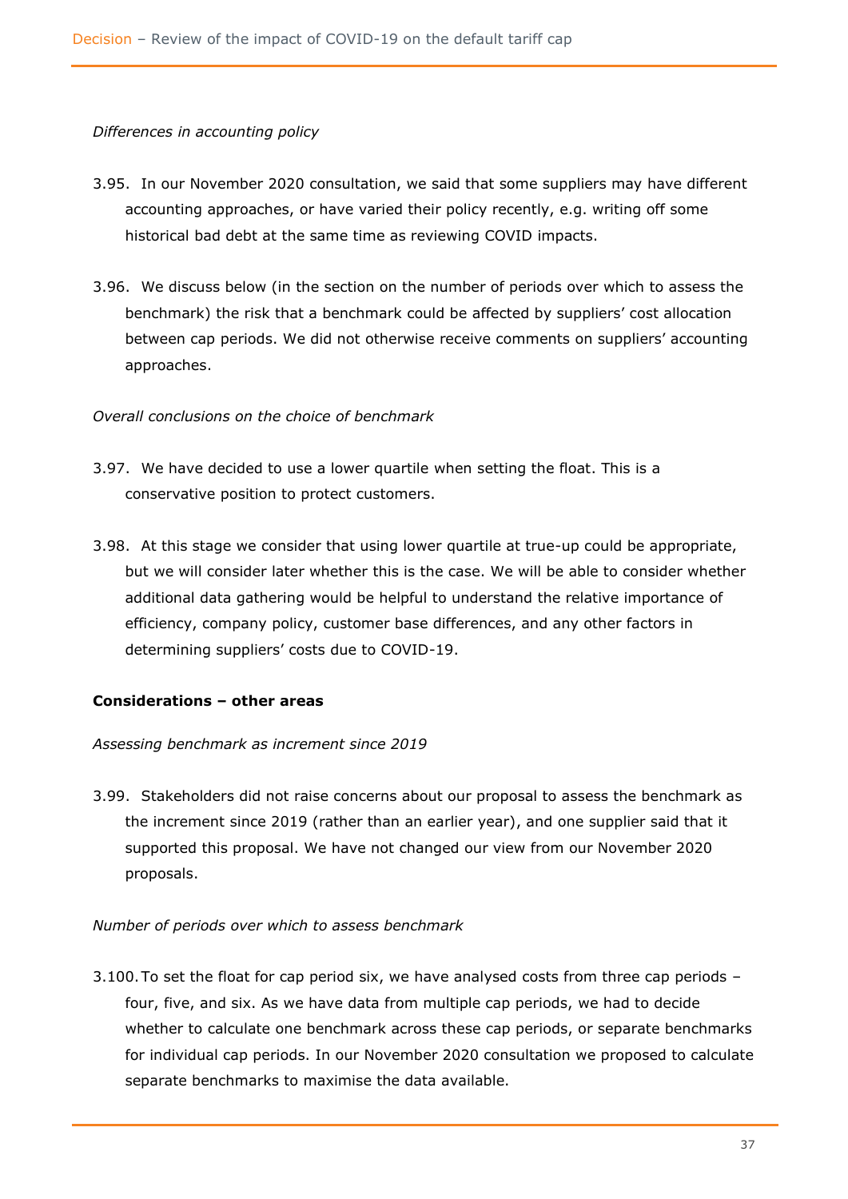*Differences in accounting policy*

3.95. In our November 2020 consultation, we said that some suppliers may have different accounting approaches, or have varied their policy recently, e.g. writing off some historical bad debt at the same time as reviewing COVID impacts.

3.96. We discuss below (in the section on the number of periods over which to assess the benchmark) the risk that a benchmark could be affected by suppliers' cost allocation between cap periods. We did not otherwise receive comments on suppliers' accounting approaches.

*Overall conclusions on the choice of benchmark*

3.97. We have decided to use a lower quartile when setting the float. This is a conservative position to protect customers.

3.98. At this stage we consider that using lower quartile at true-up could be appropriate, but we will consider later whether this is the case. We will be able to consider whether additional data gathering would be helpful to understand the relative importance of efficiency, company policy, customer base differences, and any other factors in determining suppliers' costs due to COVID-19.

**Considerations – other areas**

*Assessing benchmark as increment since 2019*

3.99. Stakeholders did not raise concerns about our proposal to assess the benchmark as the increment since 2019 (rather than an earlier year), and one supplier said that it supported this proposal. We have not changed our view from our November 2020 proposals.

*Number of periods over which to assess benchmark*

3.100. To set the float for cap period six, we have analysed costs from three cap periods – four, five, and six. As we have data from multiple cap periods, we had to decide whether to calculate one benchmark across these cap periods, or separate benchmarks for individual cap periods. In our November 2020 consultation we proposed to calculate separate benchmarks to maximise the data available.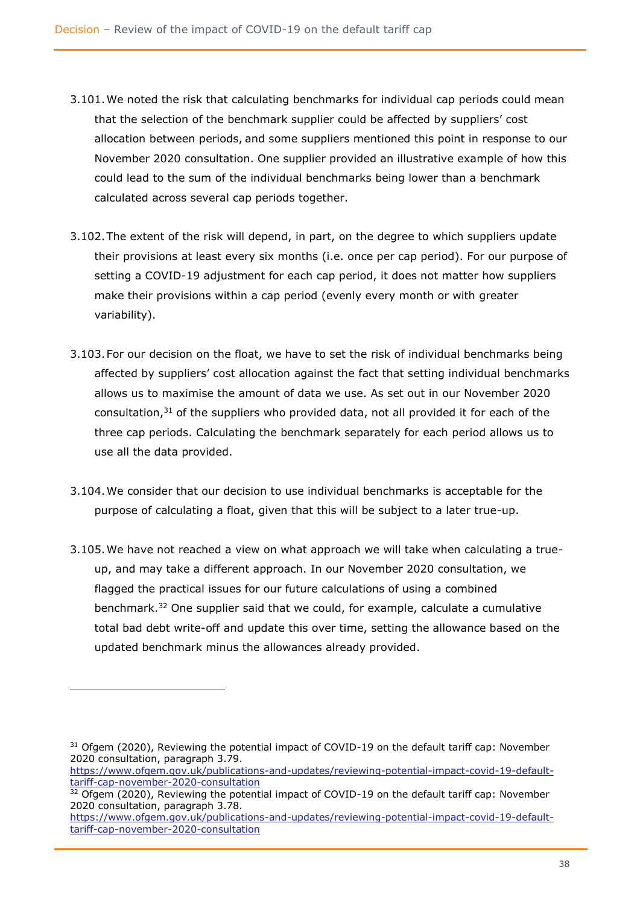3.101. We noted the risk that calculating benchmarks for individual cap periods could mean that the selection of the benchmark supplier could be affected by suppliers' cost allocation between periods, and some suppliers mentioned this point in response to our November 2020 consultation. One supplier provided an illustrative example of how this could lead to the sum of the individual benchmarks being lower than a benchmark calculated across several cap periods together.

3.102. The extent of the risk will depend, in part, on the degree to which suppliers update their provisions at least every six months (i.e. once per cap period). For our purpose of setting a COVID-19 adjustment for each cap period, it does not matter how suppliers make their provisions within a cap period (evenly every month or with greater variability).

3.103. For our decision on the float, we have to set the risk of individual benchmarks being affected by suppliers' cost allocation against the fact that setting individual benchmarks allows us to maximise the amount of data we use. As set out in our November 2020 consultation,[31] of the suppliers who provided data, not all provided it for each of the three cap periods. Calculating the benchmark separately for each period allows us to use all the data provided.

3.104. We consider that our decision to use individual benchmarks is acceptable for the purpose of calculating a float, given that this will be subject to a later true-up.

3.105. We have not reached a view on what approach we will take when calculating a true-up, and may take a different approach. In our November 2020 consultation, we flagged the practical issues for our future calculations of using a combined benchmark.[32] One supplier said that we could, for example, calculate a cumulative total bad debt write-off and update this over time, setting the allowance based on the updated benchmark minus the allowances already provided.

---

[31] Ofgem (2020), Reviewing the potential impact of COVID-19 on the default tariff cap: November 2020 consultation, paragraph 3.79. https://www.ofgem.gov.uk/publications-and-updates/reviewing-potential-impact-covid-19-default-tariff-cap-november-2020-consultation

[32] Ofgem (2020), Reviewing the potential impact of COVID-19 on the default tariff cap: November 2020 consultation, paragraph 3.78. https://www.ofgem.gov.uk/publications-and-updates/reviewing-potential-impact-covid-19-default-tariff-cap-november-2020-consultation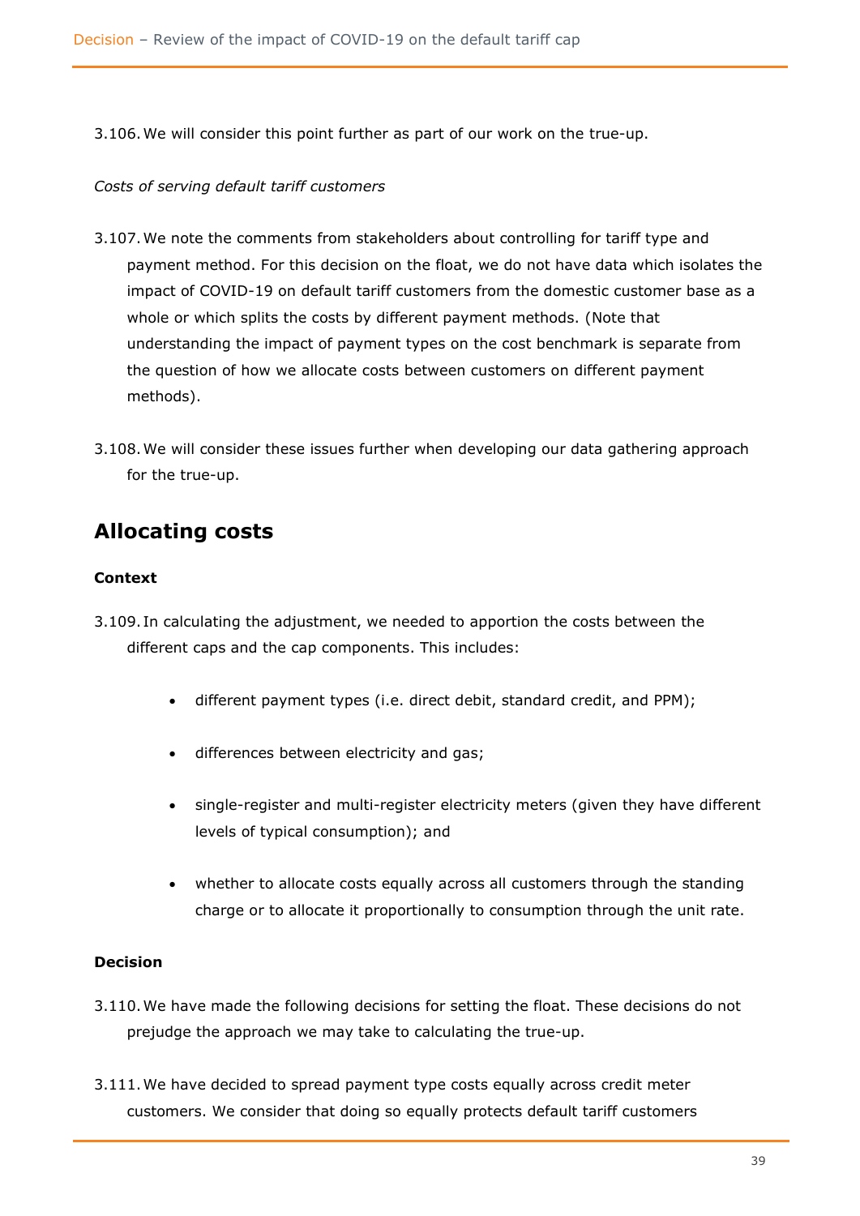3.106. We will consider this point further as part of our work on the true-up.

*Costs of serving default tariff customers*

3.107. We note the comments from stakeholders about controlling for tariff type and payment method. For this decision on the float, we do not have data which isolates the impact of COVID-19 on default tariff customers from the domestic customer base as a whole or which splits the costs by different payment methods. (Note that understanding the impact of payment types on the cost benchmark is separate from the question of how we allocate costs between customers on different payment methods).

3.108. We will consider these issues further when developing our data gathering approach for the true-up.

## Allocating costs

**Context**

3.109. In calculating the adjustment, we needed to apportion the costs between the different caps and the cap components. This includes:

- different payment types (i.e. direct debit, standard credit, and PPM);
- differences between electricity and gas;
- single-register and multi-register electricity meters (given they have different levels of typical consumption); and
- whether to allocate costs equally across all customers through the standing charge or to allocate it proportionally to consumption through the unit rate.

**Decision**

3.110. We have made the following decisions for setting the float. These decisions do not prejudge the approach we may take to calculating the true-up.

3.111. We have decided to spread payment type costs equally across credit meter customers. We consider that doing so equally protects default tariff customers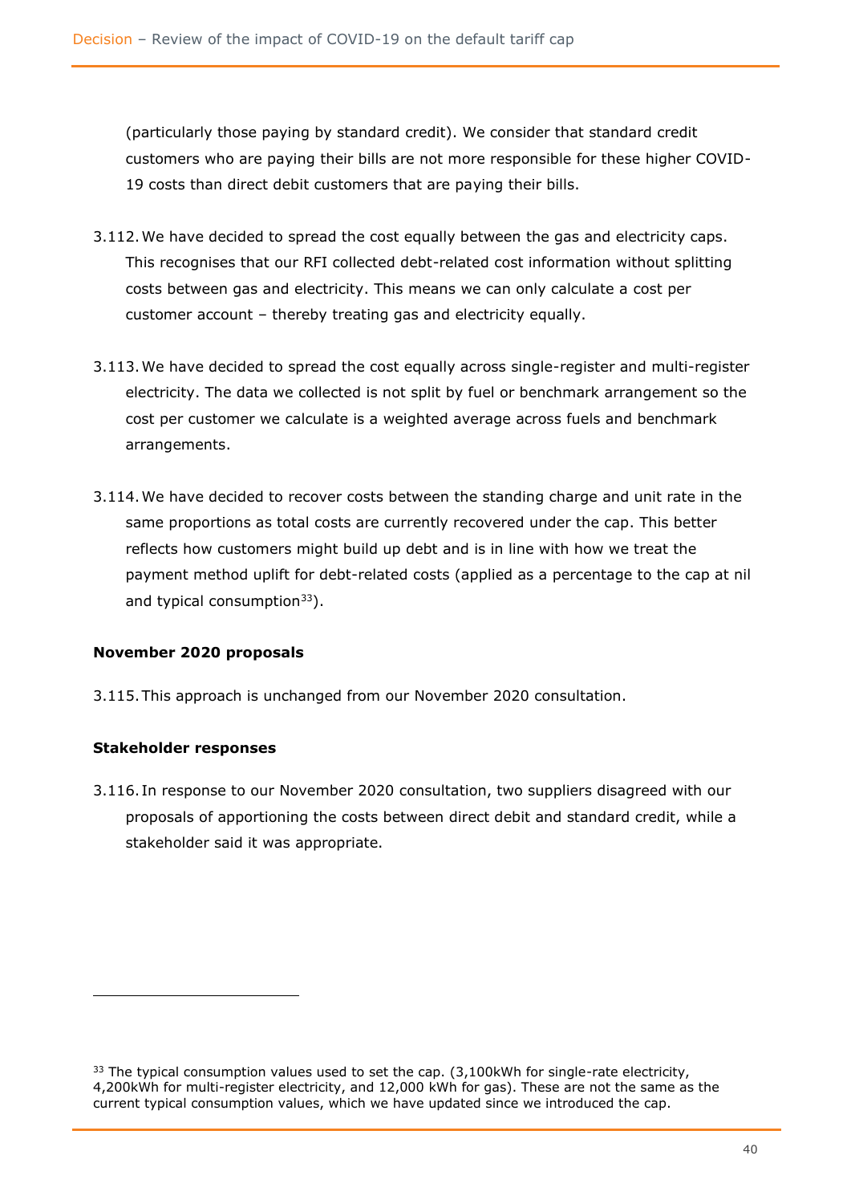(particularly those paying by standard credit). We consider that standard credit customers who are paying their bills are not more responsible for these higher COVID-19 costs than direct debit customers that are paying their bills.

3.112. We have decided to spread the cost equally between the gas and electricity caps. This recognises that our RFI collected debt-related cost information without splitting costs between gas and electricity. This means we can only calculate a cost per customer account – thereby treating gas and electricity equally.

3.113. We have decided to spread the cost equally across single-register and multi-register electricity. The data we collected is not split by fuel or benchmark arrangement so the cost per customer we calculate is a weighted average across fuels and benchmark arrangements.

3.114. We have decided to recover costs between the standing charge and unit rate in the same proportions as total costs are currently recovered under the cap. This better reflects how customers might build up debt and is in line with how we treat the payment method uplift for debt-related costs (applied as a percentage to the cap at nil and typical consumption[33]).

**November 2020 proposals**

3.115. This approach is unchanged from our November 2020 consultation.

**Stakeholder responses**

3.116. In response to our November 2020 consultation, two suppliers disagreed with our proposals of apportioning the costs between direct debit and standard credit, while a stakeholder said it was appropriate.

[33] The typical consumption values used to set the cap. (3,100kWh for single-rate electricity, 4,200kWh for multi-register electricity, and 12,000 kWh for gas). These are not the same as the current typical consumption values, which we have updated since we introduced the cap.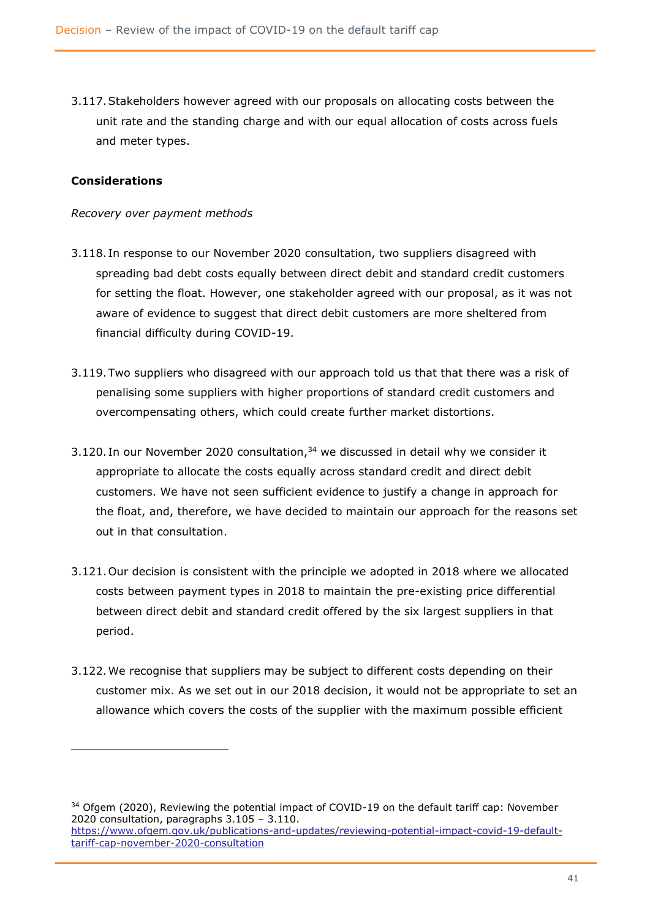3.117. Stakeholders however agreed with our proposals on allocating costs between the unit rate and the standing charge and with our equal allocation of costs across fuels and meter types.

**Considerations**

*Recovery over payment methods*

3.118. In response to our November 2020 consultation, two suppliers disagreed with spreading bad debt costs equally between direct debit and standard credit customers for setting the float. However, one stakeholder agreed with our proposal, as it was not aware of evidence to suggest that direct debit customers are more sheltered from financial difficulty during COVID-19.

3.119. Two suppliers who disagreed with our approach told us that that there was a risk of penalising some suppliers with higher proportions of standard credit customers and overcompensating others, which could create further market distortions.

3.120. In our November 2020 consultation,[34] we discussed in detail why we consider it appropriate to allocate the costs equally across standard credit and direct debit customers. We have not seen sufficient evidence to justify a change in approach for the float, and, therefore, we have decided to maintain our approach for the reasons set out in that consultation.

3.121. Our decision is consistent with the principle we adopted in 2018 where we allocated costs between payment types in 2018 to maintain the pre-existing price differential between direct debit and standard credit offered by the six largest suppliers in that period.

3.122. We recognise that suppliers may be subject to different costs depending on their customer mix. As we set out in our 2018 decision, it would not be appropriate to set an allowance which covers the costs of the supplier with the maximum possible efficient

---

[34] Ofgem (2020), Reviewing the potential impact of COVID-19 on the default tariff cap: November 2020 consultation, paragraphs 3.105 – 3.110. https://www.ofgem.gov.uk/publications-and-updates/reviewing-potential-impact-covid-19-default-tariff-cap-november-2020-consultation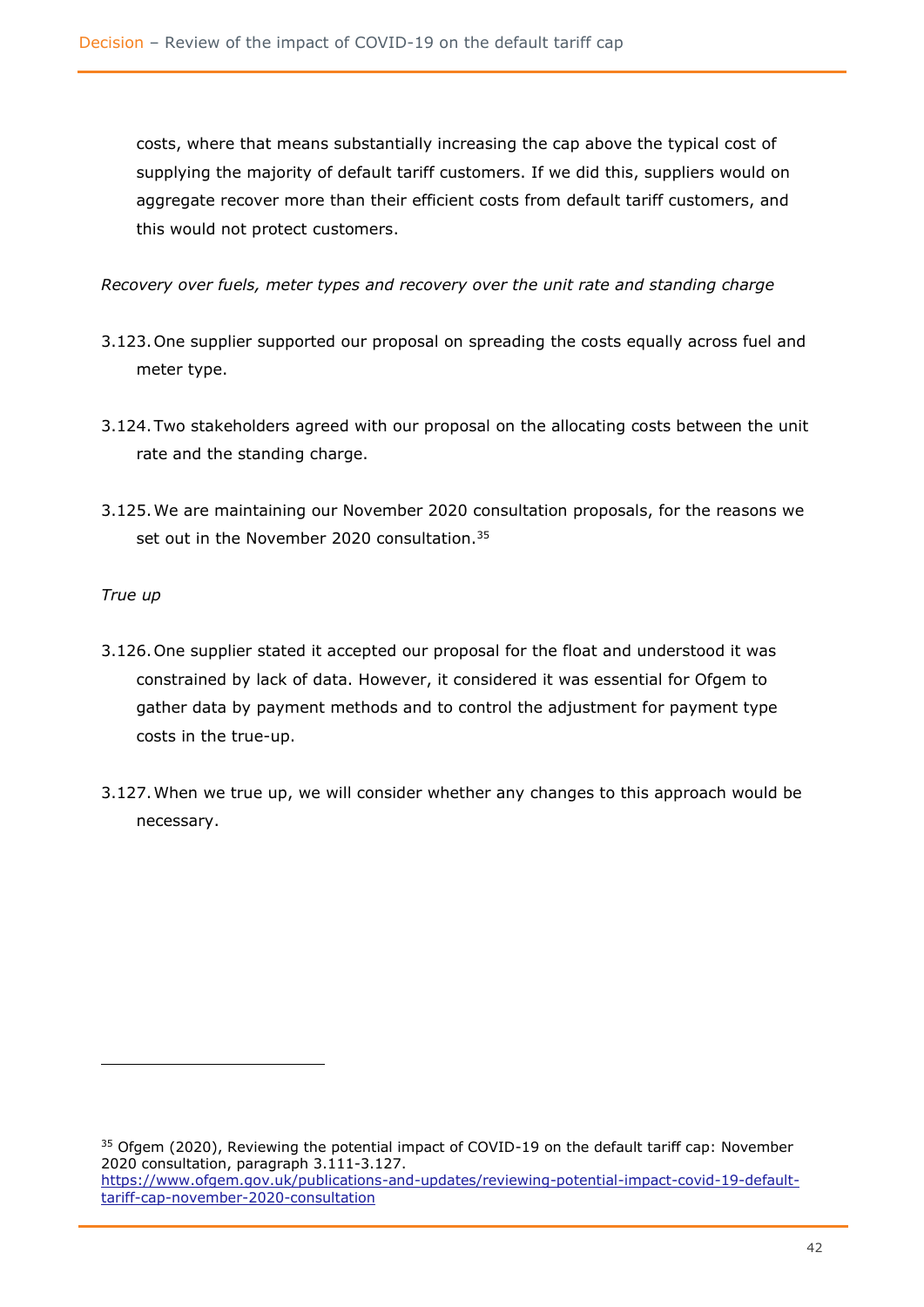costs, where that means substantially increasing the cap above the typical cost of supplying the majority of default tariff customers. If we did this, suppliers would on aggregate recover more than their efficient costs from default tariff customers, and this would not protect customers.

*Recovery over fuels, meter types and recovery over the unit rate and standing charge*

3.123. One supplier supported our proposal on spreading the costs equally across fuel and meter type.

3.124. Two stakeholders agreed with our proposal on the allocating costs between the unit rate and the standing charge.

3.125. We are maintaining our November 2020 consultation proposals, for the reasons we set out in the November 2020 consultation.[35]

*True up*

3.126. One supplier stated it accepted our proposal for the float and understood it was constrained by lack of data. However, it considered it was essential for Ofgem to gather data by payment methods and to control the adjustment for payment type costs in the true-up.

3.127. When we true up, we will consider whether any changes to this approach would be necessary.

---

[35] Ofgem (2020), Reviewing the potential impact of COVID-19 on the default tariff cap: November 2020 consultation, paragraph 3.111-3.127. [https://www.ofgem.gov.uk/publications-and-updates/reviewing-potential-impact-covid-19-default-tariff-cap-november-2020-consultation](https://www.ofgem.gov.uk/publications-and-updates/reviewing-potential-impact-covid-19-default-tariff-cap-november-2020-consultation)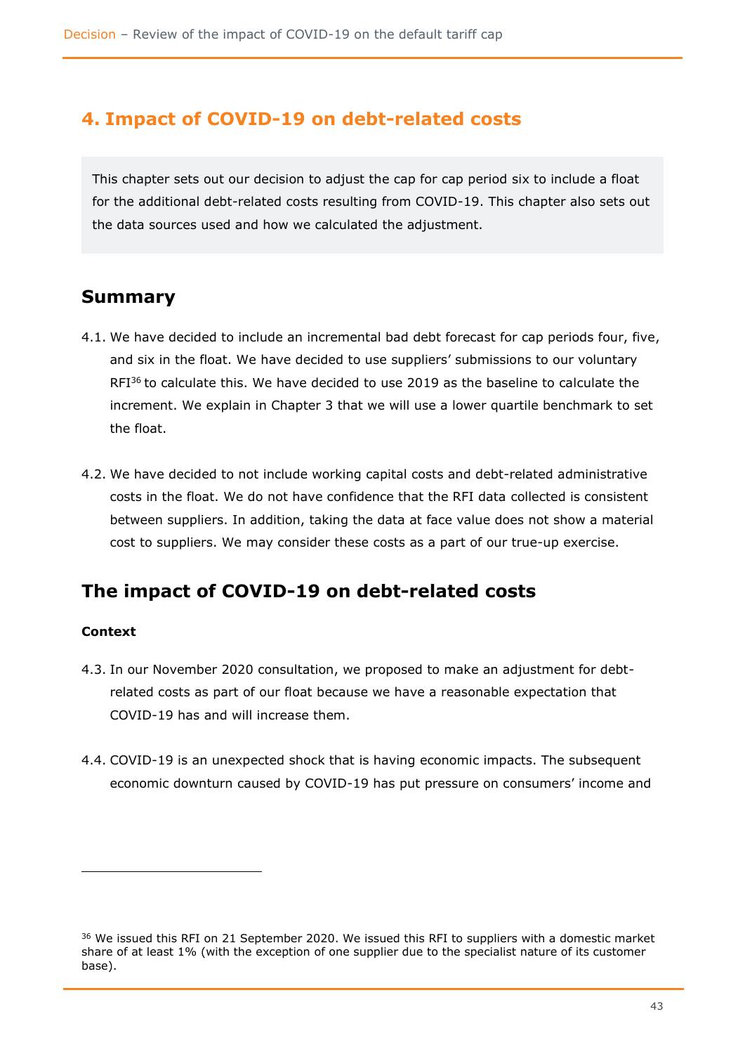# 4. Impact of COVID-19 on debt-related costs

This chapter sets out our decision to adjust the cap for cap period six to include a float for the additional debt-related costs resulting from COVID-19. This chapter also sets out the data sources used and how we calculated the adjustment.

## Summary

4.1. We have decided to include an incremental bad debt forecast for cap periods four, five, and six in the float. We have decided to use suppliers' submissions to our voluntary RFI[36] to calculate this. We have decided to use 2019 as the baseline to calculate the increment. We explain in Chapter 3 that we will use a lower quartile benchmark to set the float.

4.2. We have decided to not include working capital costs and debt-related administrative costs in the float. We do not have confidence that the RFI data collected is consistent between suppliers. In addition, taking the data at face value does not show a material cost to suppliers. We may consider these costs as a part of our true-up exercise.

## The impact of COVID-19 on debt-related costs

**Context**

4.3. In our November 2020 consultation, we proposed to make an adjustment for debt-related costs as part of our float because we have a reasonable expectation that COVID-19 has and will increase them.

4.4. COVID-19 is an unexpected shock that is having economic impacts. The subsequent economic downturn caused by COVID-19 has put pressure on consumers' income and

---

[36] We issued this RFI on 21 September 2020. We issued this RFI to suppliers with a domestic market share of at least 1% (with the exception of one supplier due to the specialist nature of its customer base).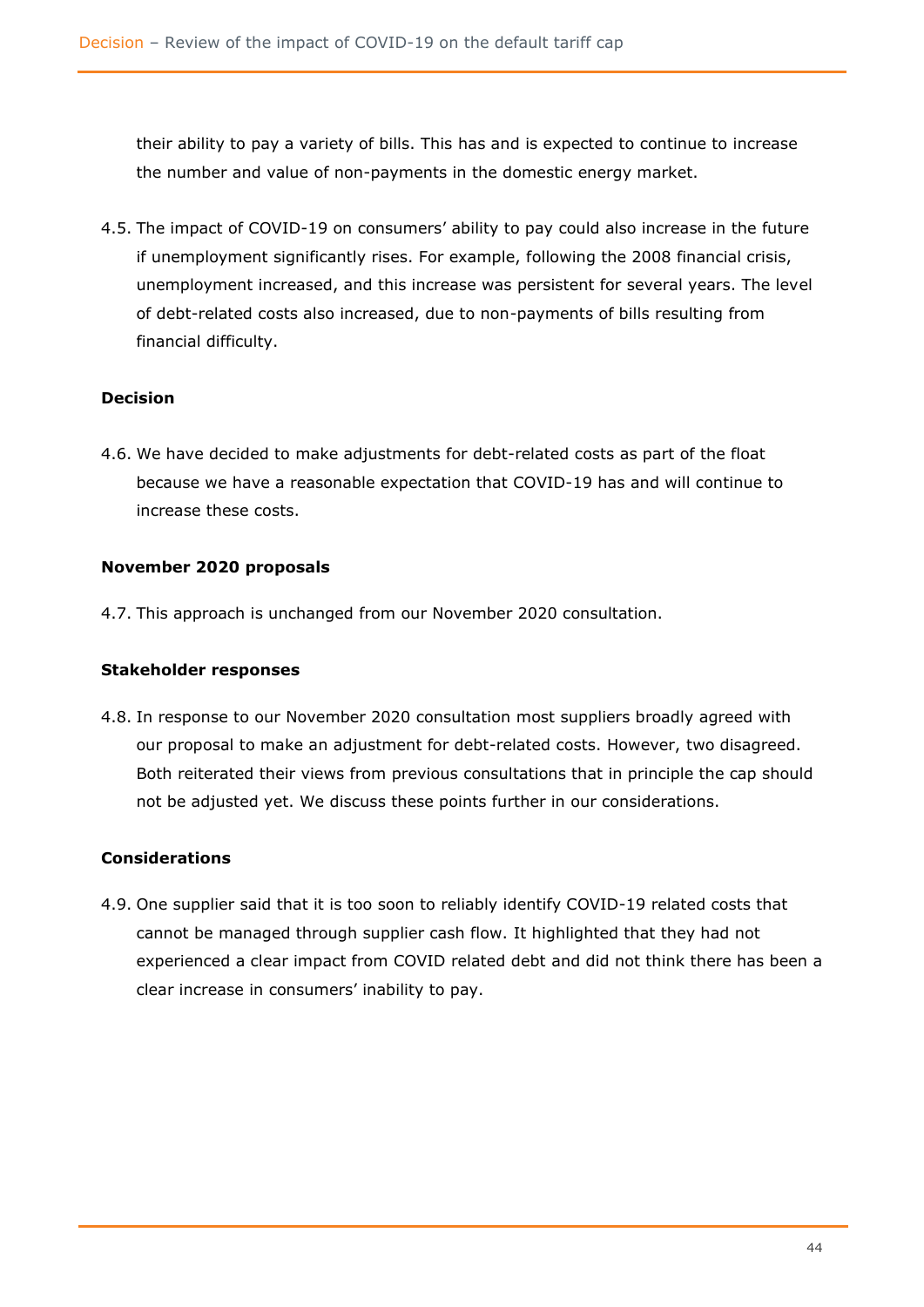their ability to pay a variety of bills. This has and is expected to continue to increase the number and value of non-payments in the domestic energy market.

4.5. The impact of COVID-19 on consumers' ability to pay could also increase in the future if unemployment significantly rises. For example, following the 2008 financial crisis, unemployment increased, and this increase was persistent for several years. The level of debt-related costs also increased, due to non-payments of bills resulting from financial difficulty.

**Decision**

4.6. We have decided to make adjustments for debt-related costs as part of the float because we have a reasonable expectation that COVID-19 has and will continue to increase these costs.

**November 2020 proposals**

4.7. This approach is unchanged from our November 2020 consultation.

**Stakeholder responses**

4.8. In response to our November 2020 consultation most suppliers broadly agreed with our proposal to make an adjustment for debt-related costs. However, two disagreed. Both reiterated their views from previous consultations that in principle the cap should not be adjusted yet. We discuss these points further in our considerations.

**Considerations**

4.9. One supplier said that it is too soon to reliably identify COVID-19 related costs that cannot be managed through supplier cash flow. It highlighted that they had not experienced a clear impact from COVID related debt and did not think there has been a clear increase in consumers' inability to pay.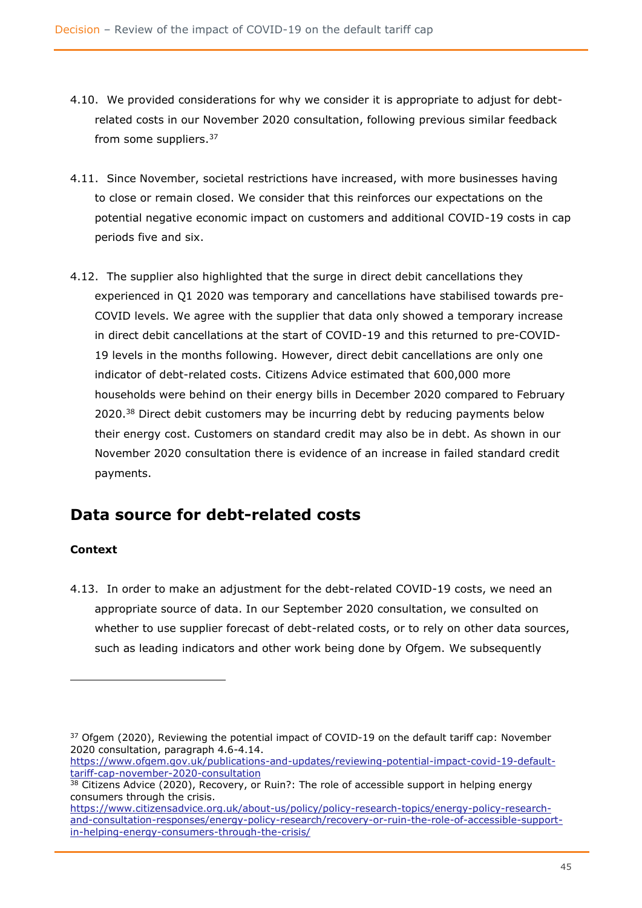4.10. We provided considerations for why we consider it is appropriate to adjust for debt-related costs in our November 2020 consultation, following previous similar feedback from some suppliers.[37]

4.11. Since November, societal restrictions have increased, with more businesses having to close or remain closed. We consider that this reinforces our expectations on the potential negative economic impact on customers and additional COVID-19 costs in cap periods five and six.

4.12. The supplier also highlighted that the surge in direct debit cancellations they experienced in Q1 2020 was temporary and cancellations have stabilised towards pre-COVID levels. We agree with the supplier that data only showed a temporary increase in direct debit cancellations at the start of COVID-19 and this returned to pre-COVID-19 levels in the months following. However, direct debit cancellations are only one indicator of debt-related costs. Citizens Advice estimated that 600,000 more households were behind on their energy bills in December 2020 compared to February 2020.[38] Direct debit customers may be incurring debt by reducing payments below their energy cost. Customers on standard credit may also be in debt. As shown in our November 2020 consultation there is evidence of an increase in failed standard credit payments.

## Data source for debt-related costs

**Context**

4.13. In order to make an adjustment for the debt-related COVID-19 costs, we need an appropriate source of data. In our September 2020 consultation, we consulted on whether to use supplier forecast of debt-related costs, or to rely on other data sources, such as leading indicators and other work being done by Ofgem. We subsequently

---

[37] Ofgem (2020), Reviewing the potential impact of COVID-19 on the default tariff cap: November 2020 consultation, paragraph 4.6-4.14. https://www.ofgem.gov.uk/publications-and-updates/reviewing-potential-impact-covid-19-default-tariff-cap-november-2020-consultation

[38] Citizens Advice (2020), Recovery, or Ruin?: The role of accessible support in helping energy consumers through the crisis. https://www.citizensadvice.org.uk/about-us/policy/policy-research-topics/energy-policy-research-and-consultation-responses/energy-policy-research/recovery-or-ruin-the-role-of-accessible-support-in-helping-energy-consumers-through-the-crisis/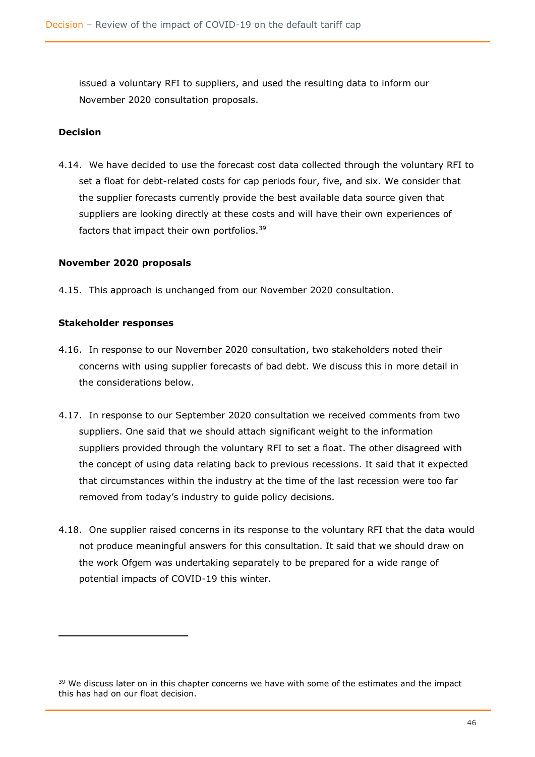issued a voluntary RFI to suppliers, and used the resulting data to inform our November 2020 consultation proposals.

**Decision**

4.14. We have decided to use the forecast cost data collected through the voluntary RFI to set a float for debt-related costs for cap periods four, five, and six. We consider that the supplier forecasts currently provide the best available data source given that suppliers are looking directly at these costs and will have their own experiences of factors that impact their own portfolios.[39]

**November 2020 proposals**

4.15. This approach is unchanged from our November 2020 consultation.

**Stakeholder responses**

4.16. In response to our November 2020 consultation, two stakeholders noted their concerns with using supplier forecasts of bad debt. We discuss this in more detail in the considerations below.

4.17. In response to our September 2020 consultation we received comments from two suppliers. One said that we should attach significant weight to the information suppliers provided through the voluntary RFI to set a float. The other disagreed with the concept of using data relating back to previous recessions. It said that it expected that circumstances within the industry at the time of the last recession were too far removed from today's industry to guide policy decisions.

4.18. One supplier raised concerns in its response to the voluntary RFI that the data would not produce meaningful answers for this consultation. It said that we should draw on the work Ofgem was undertaking separately to be prepared for a wide range of potential impacts of COVID-19 this winter.

---

[39] We discuss later on in this chapter concerns we have with some of the estimates and the impact this has had on our float decision.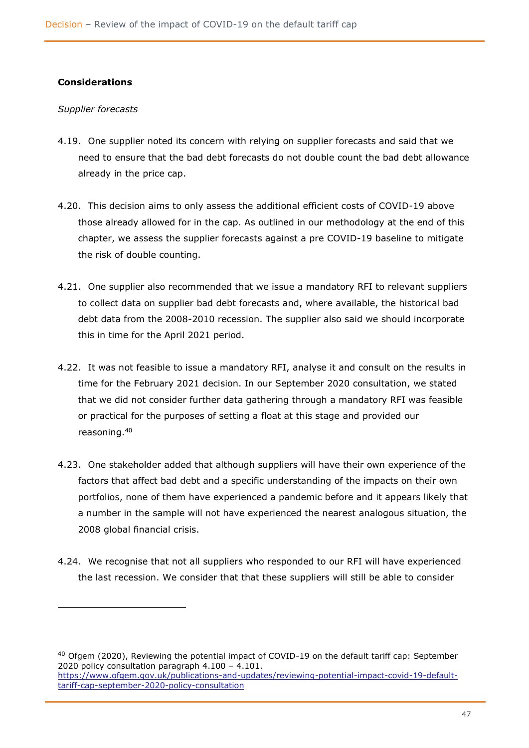**Considerations**

*Supplier forecasts*

4.19. One supplier noted its concern with relying on supplier forecasts and said that we need to ensure that the bad debt forecasts do not double count the bad debt allowance already in the price cap.

4.20. This decision aims to only assess the additional efficient costs of COVID-19 above those already allowed for in the cap. As outlined in our methodology at the end of this chapter, we assess the supplier forecasts against a pre COVID-19 baseline to mitigate the risk of double counting.

4.21. One supplier also recommended that we issue a mandatory RFI to relevant suppliers to collect data on supplier bad debt forecasts and, where available, the historical bad debt data from the 2008-2010 recession. The supplier also said we should incorporate this in time for the April 2021 period.

4.22. It was not feasible to issue a mandatory RFI, analyse it and consult on the results in time for the February 2021 decision. In our September 2020 consultation, we stated that we did not consider further data gathering through a mandatory RFI was feasible or practical for the purposes of setting a float at this stage and provided our reasoning.[40]

4.23. One stakeholder added that although suppliers will have their own experience of the factors that affect bad debt and a specific understanding of the impacts on their own portfolios, none of them have experienced a pandemic before and it appears likely that a number in the sample will not have experienced the nearest analogous situation, the 2008 global financial crisis.

4.24. We recognise that not all suppliers who responded to our RFI will have experienced the last recession. We consider that that these suppliers will still be able to consider

---

[40] Ofgem (2020), Reviewing the potential impact of COVID-19 on the default tariff cap: September 2020 policy consultation paragraph 4.100 – 4.101. https://www.ofgem.gov.uk/publications-and-updates/reviewing-potential-impact-covid-19-default-tariff-cap-september-2020-policy-consultation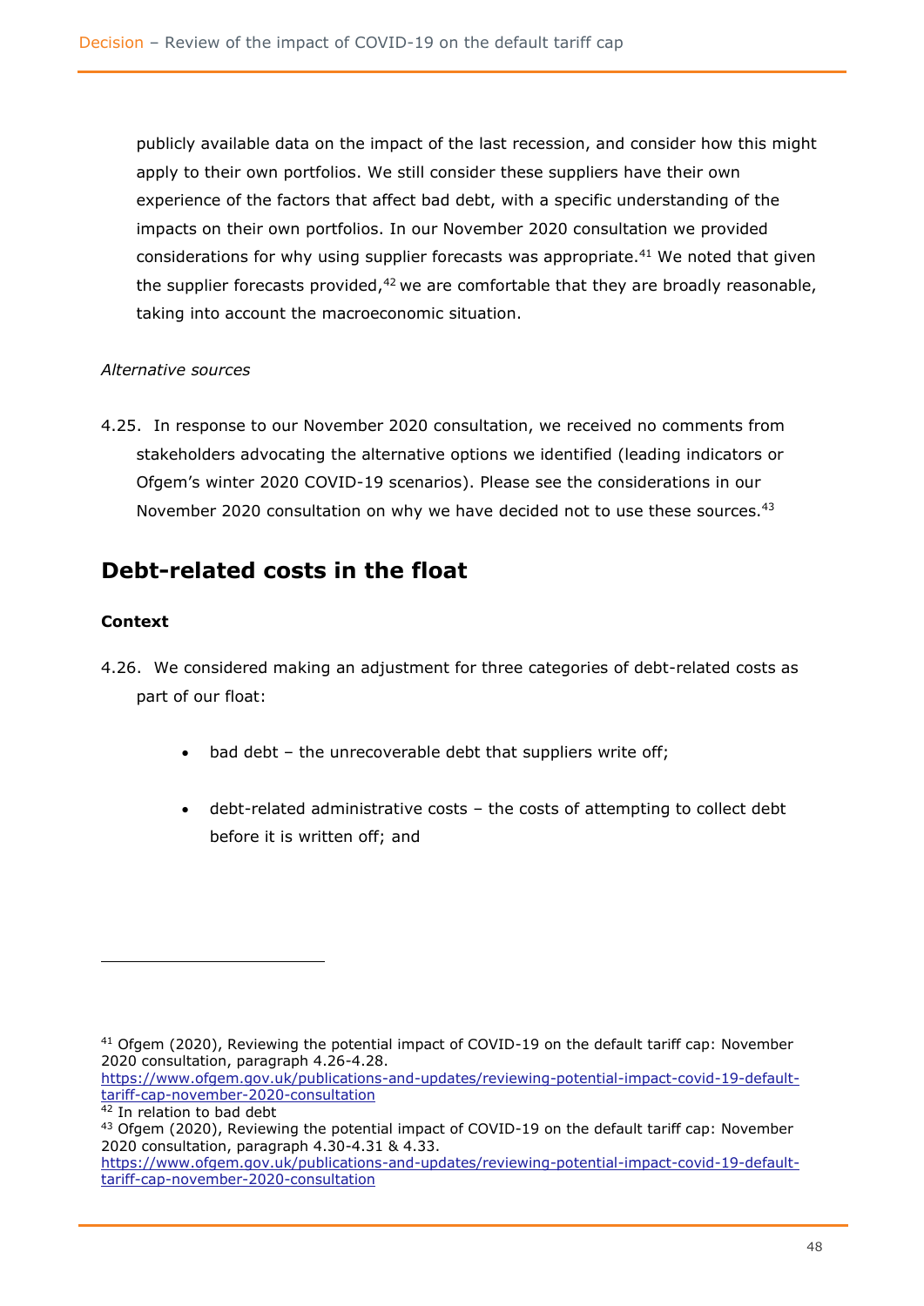publicly available data on the impact of the last recession, and consider how this might apply to their own portfolios. We still consider these suppliers have their own experience of the factors that affect bad debt, with a specific understanding of the impacts on their own portfolios. In our November 2020 consultation we provided considerations for why using supplier forecasts was appropriate.[41] We noted that given the supplier forecasts provided,[42] we are comfortable that they are broadly reasonable, taking into account the macroeconomic situation.

*Alternative sources*

4.25. In response to our November 2020 consultation, we received no comments from stakeholders advocating the alternative options we identified (leading indicators or Ofgem's winter 2020 COVID-19 scenarios). Please see the considerations in our November 2020 consultation on why we have decided not to use these sources.[43]

## Debt-related costs in the float

**Context**

4.26. We considered making an adjustment for three categories of debt-related costs as part of our float:

- bad debt – the unrecoverable debt that suppliers write off;
- debt-related administrative costs – the costs of attempting to collect debt before it is written off; and

---

[41] Ofgem (2020), Reviewing the potential impact of COVID-19 on the default tariff cap: November 2020 consultation, paragraph 4.26-4.28. https://www.ofgem.gov.uk/publications-and-updates/reviewing-potential-impact-covid-19-default-tariff-cap-november-2020-consultation

[42] In relation to bad debt

[43] Ofgem (2020), Reviewing the potential impact of COVID-19 on the default tariff cap: November 2020 consultation, paragraph 4.30-4.31 & 4.33. https://www.ofgem.gov.uk/publications-and-updates/reviewing-potential-impact-covid-19-default-tariff-cap-november-2020-consultation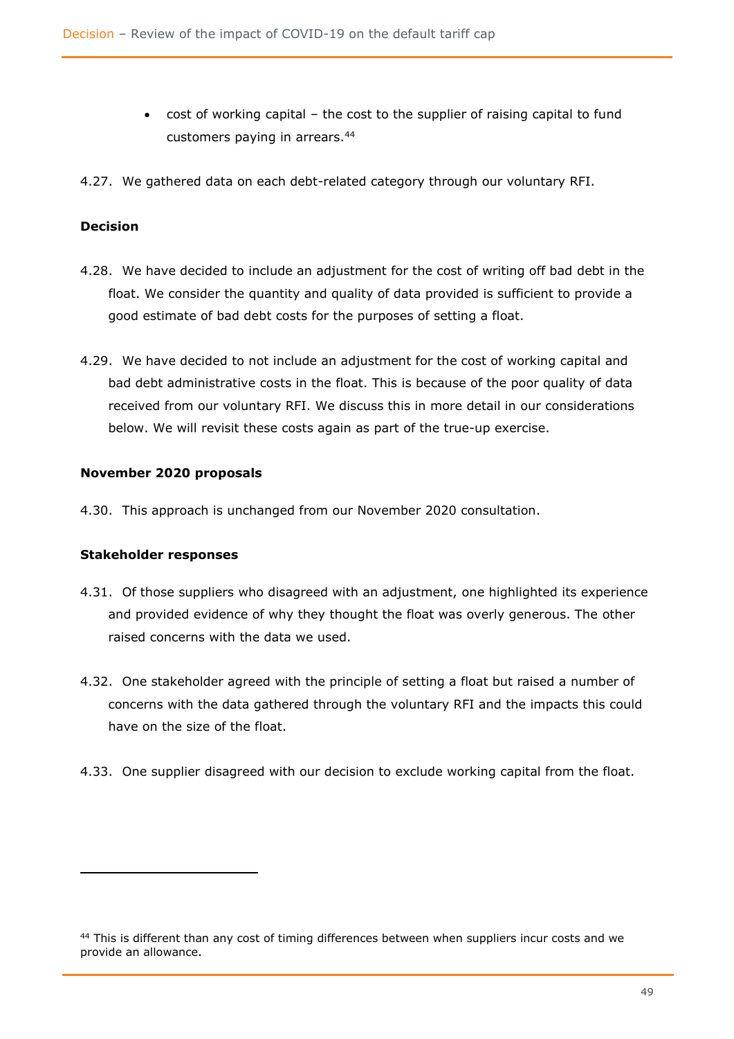- cost of working capital – the cost to the supplier of raising capital to fund customers paying in arrears.[44]

4.27. We gathered data on each debt-related category through our voluntary RFI.

**Decision**

4.28. We have decided to include an adjustment for the cost of writing off bad debt in the float. We consider the quantity and quality of data provided is sufficient to provide a good estimate of bad debt costs for the purposes of setting a float.

4.29. We have decided to not include an adjustment for the cost of working capital and bad debt administrative costs in the float. This is because of the poor quality of data received from our voluntary RFI. We discuss this in more detail in our considerations below. We will revisit these costs again as part of the true-up exercise.

**November 2020 proposals**

4.30. This approach is unchanged from our November 2020 consultation.

**Stakeholder responses**

4.31. Of those suppliers who disagreed with an adjustment, one highlighted its experience and provided evidence of why they thought the float was overly generous. The other raised concerns with the data we used.

4.32. One stakeholder agreed with the principle of setting a float but raised a number of concerns with the data gathered through the voluntary RFI and the impacts this could have on the size of the float.

4.33. One supplier disagreed with our decision to exclude working capital from the float.

---

[44] This is different than any cost of timing differences between when suppliers incur costs and we provide an allowance.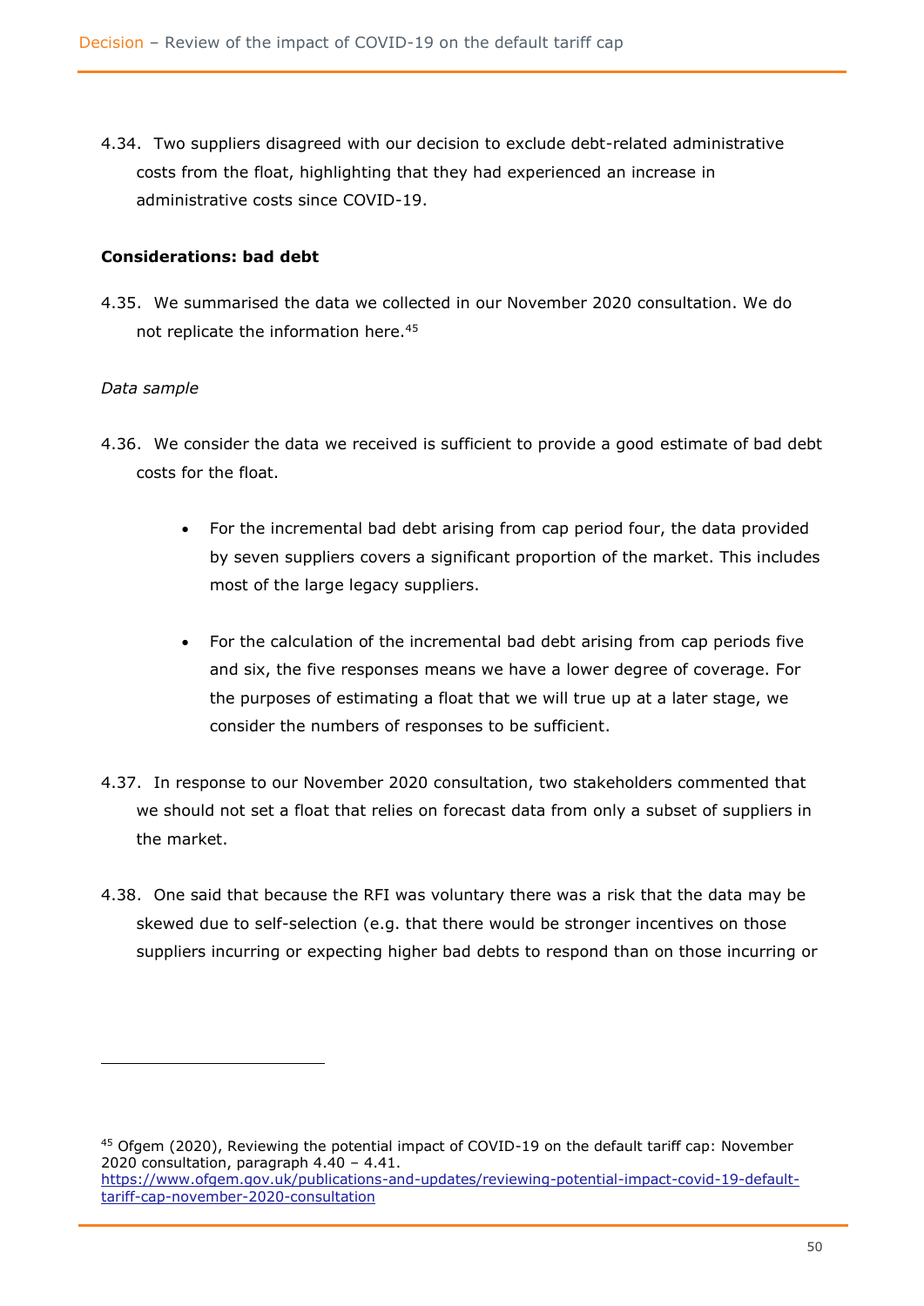4.34. Two suppliers disagreed with our decision to exclude debt-related administrative costs from the float, highlighting that they had experienced an increase in administrative costs since COVID-19.

**Considerations: bad debt**

4.35. We summarised the data we collected in our November 2020 consultation. We do not replicate the information here.[45]

*Data sample*

4.36. We consider the data we received is sufficient to provide a good estimate of bad debt costs for the float.

- For the incremental bad debt arising from cap period four, the data provided by seven suppliers covers a significant proportion of the market. This includes most of the large legacy suppliers.
- For the calculation of the incremental bad debt arising from cap periods five and six, the five responses means we have a lower degree of coverage. For the purposes of estimating a float that we will true up at a later stage, we consider the numbers of responses to be sufficient.

4.37. In response to our November 2020 consultation, two stakeholders commented that we should not set a float that relies on forecast data from only a subset of suppliers in the market.

4.38. One said that because the RFI was voluntary there was a risk that the data may be skewed due to self-selection (e.g. that there would be stronger incentives on those suppliers incurring or expecting higher bad debts to respond than on those incurring or

[45] Ofgem (2020), Reviewing the potential impact of COVID-19 on the default tariff cap: November 2020 consultation, paragraph 4.40 – 4.41. https://www.ofgem.gov.uk/publications-and-updates/reviewing-potential-impact-covid-19-default-tariff-cap-november-2020-consultation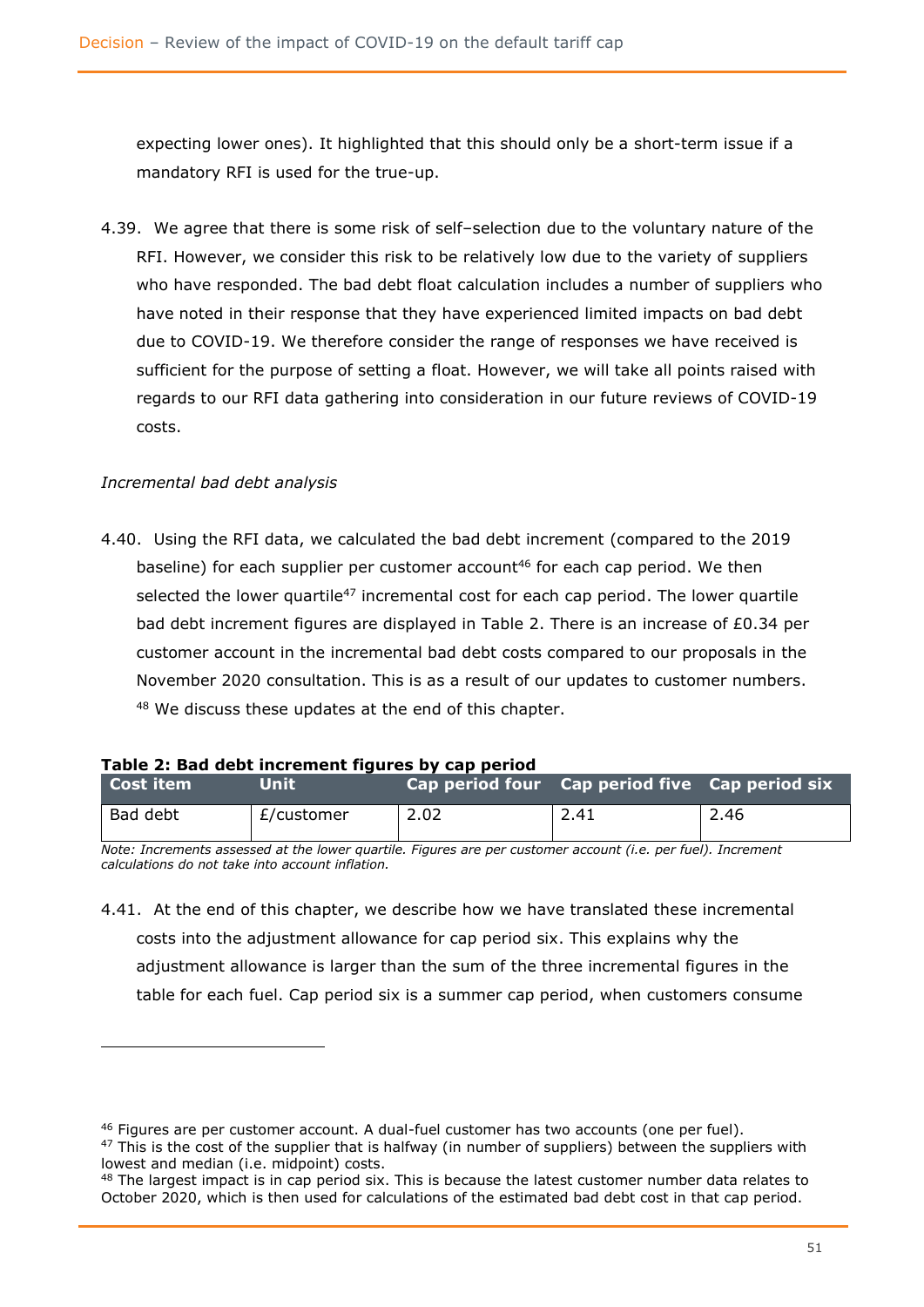expecting lower ones). It highlighted that this should only be a short-term issue if a mandatory RFI is used for the true-up.

4.39. We agree that there is some risk of self–selection due to the voluntary nature of the RFI. However, we consider this risk to be relatively low due to the variety of suppliers who have responded. The bad debt float calculation includes a number of suppliers who have noted in their response that they have experienced limited impacts on bad debt due to COVID-19. We therefore consider the range of responses we have received is sufficient for the purpose of setting a float. However, we will take all points raised with regards to our RFI data gathering into consideration in our future reviews of COVID-19 costs.

*Incremental bad debt analysis*

4.40. Using the RFI data, we calculated the bad debt increment (compared to the 2019 baseline) for each supplier per customer account[46] for each cap period. We then selected the lower quartile[47] incremental cost for each cap period. The lower quartile bad debt increment figures are displayed in Table 2. There is an increase of £0.34 per customer account in the incremental bad debt costs compared to our proposals in the November 2020 consultation. This is as a result of our updates to customer numbers.[48] We discuss these updates at the end of this chapter.

**Table 2: Bad debt increment figures by cap period**

| Cost item | Unit | Cap period four | Cap period five | Cap period six |
|---|---|---|---|---|
| Bad debt | £/customer | 2.02 | 2.41 | 2.46 |

*Note: Increments assessed at the lower quartile. Figures are per customer account (i.e. per fuel). Increment calculations do not take into account inflation.*

4.41. At the end of this chapter, we describe how we have translated these incremental costs into the adjustment allowance for cap period six. This explains why the adjustment allowance is larger than the sum of the three incremental figures in the table for each fuel. Cap period six is a summer cap period, when customers consume

[46] Figures are per customer account. A dual-fuel customer has two accounts (one per fuel).

[47] This is the cost of the supplier that is halfway (in number of suppliers) between the suppliers with lowest and median (i.e. midpoint) costs.

[48] The largest impact is in cap period six. This is because the latest customer number data relates to October 2020, which is then used for calculations of the estimated bad debt cost in that cap period.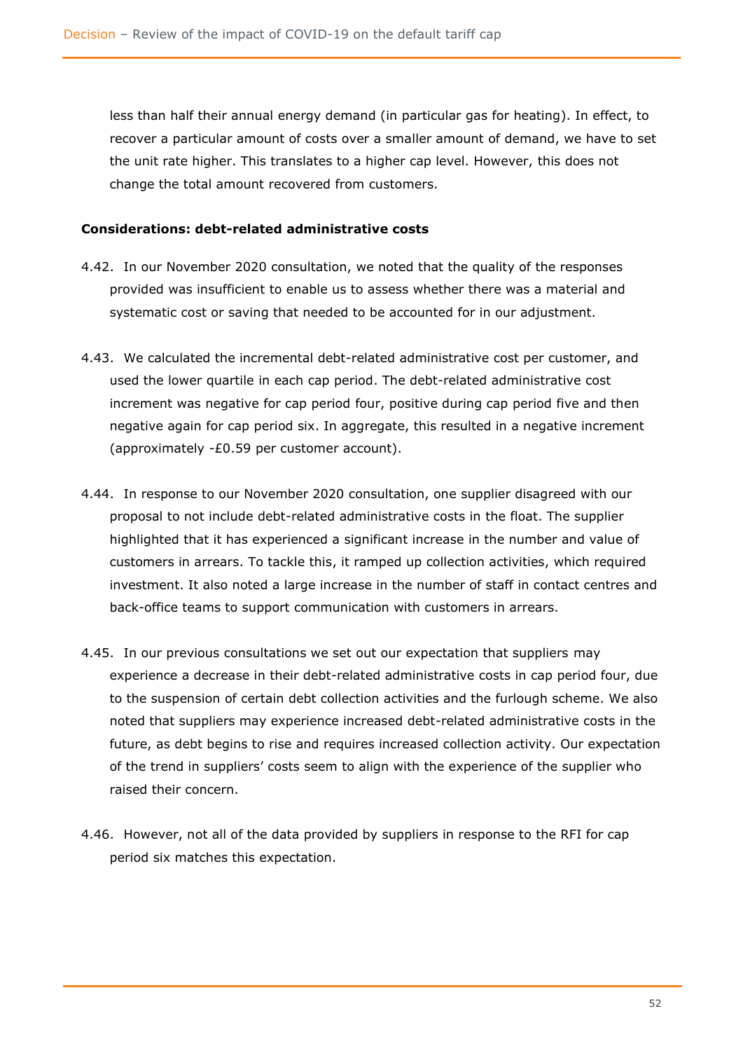less than half their annual energy demand (in particular gas for heating). In effect, to recover a particular amount of costs over a smaller amount of demand, we have to set the unit rate higher. This translates to a higher cap level. However, this does not change the total amount recovered from customers.

**Considerations: debt-related administrative costs**

4.42. In our November 2020 consultation, we noted that the quality of the responses provided was insufficient to enable us to assess whether there was a material and systematic cost or saving that needed to be accounted for in our adjustment.

4.43. We calculated the incremental debt-related administrative cost per customer, and used the lower quartile in each cap period. The debt-related administrative cost increment was negative for cap period four, positive during cap period five and then negative again for cap period six. In aggregate, this resulted in a negative increment (approximately -£0.59 per customer account).

4.44. In response to our November 2020 consultation, one supplier disagreed with our proposal to not include debt-related administrative costs in the float. The supplier highlighted that it has experienced a significant increase in the number and value of customers in arrears. To tackle this, it ramped up collection activities, which required investment. It also noted a large increase in the number of staff in contact centres and back-office teams to support communication with customers in arrears.

4.45. In our previous consultations we set out our expectation that suppliers may experience a decrease in their debt-related administrative costs in cap period four, due to the suspension of certain debt collection activities and the furlough scheme. We also noted that suppliers may experience increased debt-related administrative costs in the future, as debt begins to rise and requires increased collection activity. Our expectation of the trend in suppliers' costs seem to align with the experience of the supplier who raised their concern.

4.46. However, not all of the data provided by suppliers in response to the RFI for cap period six matches this expectation.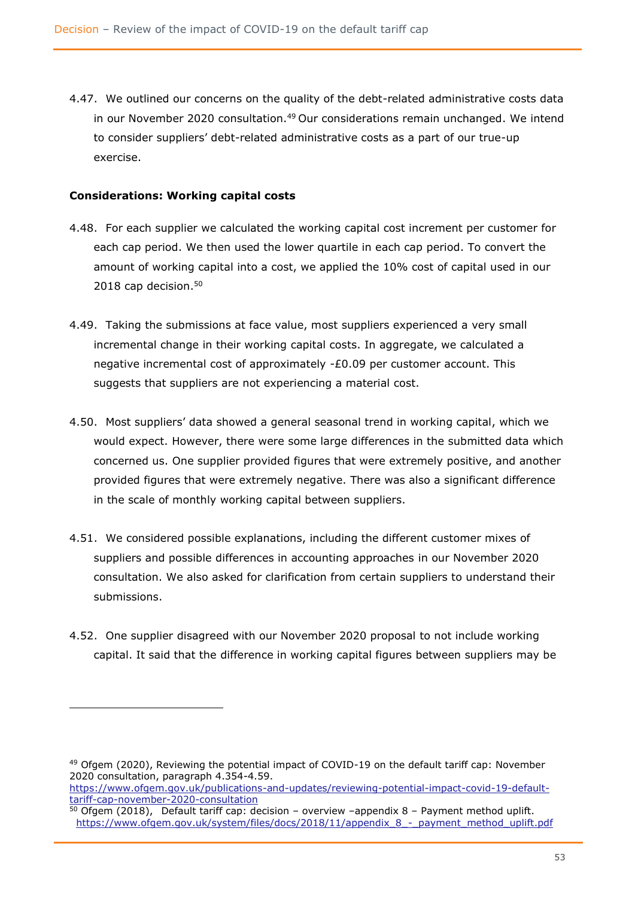4.47. We outlined our concerns on the quality of the debt-related administrative costs data in our November 2020 consultation.[49] Our considerations remain unchanged. We intend to consider suppliers' debt-related administrative costs as a part of our true-up exercise.

**Considerations: Working capital costs**

4.48. For each supplier we calculated the working capital cost increment per customer for each cap period. We then used the lower quartile in each cap period. To convert the amount of working capital into a cost, we applied the 10% cost of capital used in our 2018 cap decision.[50]

4.49. Taking the submissions at face value, most suppliers experienced a very small incremental change in their working capital costs. In aggregate, we calculated a negative incremental cost of approximately -£0.09 per customer account. This suggests that suppliers are not experiencing a material cost.

4.50. Most suppliers' data showed a general seasonal trend in working capital, which we would expect. However, there were some large differences in the submitted data which concerned us. One supplier provided figures that were extremely positive, and another provided figures that were extremely negative. There was also a significant difference in the scale of monthly working capital between suppliers.

4.51. We considered possible explanations, including the different customer mixes of suppliers and possible differences in accounting approaches in our November 2020 consultation. We also asked for clarification from certain suppliers to understand their submissions.

4.52. One supplier disagreed with our November 2020 proposal to not include working capital. It said that the difference in working capital figures between suppliers may be

---

[49] Ofgem (2020), Reviewing the potential impact of COVID-19 on the default tariff cap: November 2020 consultation, paragraph 4.354-4.59.
https://www.ofgem.gov.uk/publications-and-updates/reviewing-potential-impact-covid-19-default-tariff-cap-november-2020-consultation

[50] Ofgem (2018), Default tariff cap: decision – overview –appendix 8 – Payment method uplift.
https://www.ofgem.gov.uk/system/files/docs/2018/11/appendix_8_-_payment_method_uplift.pdf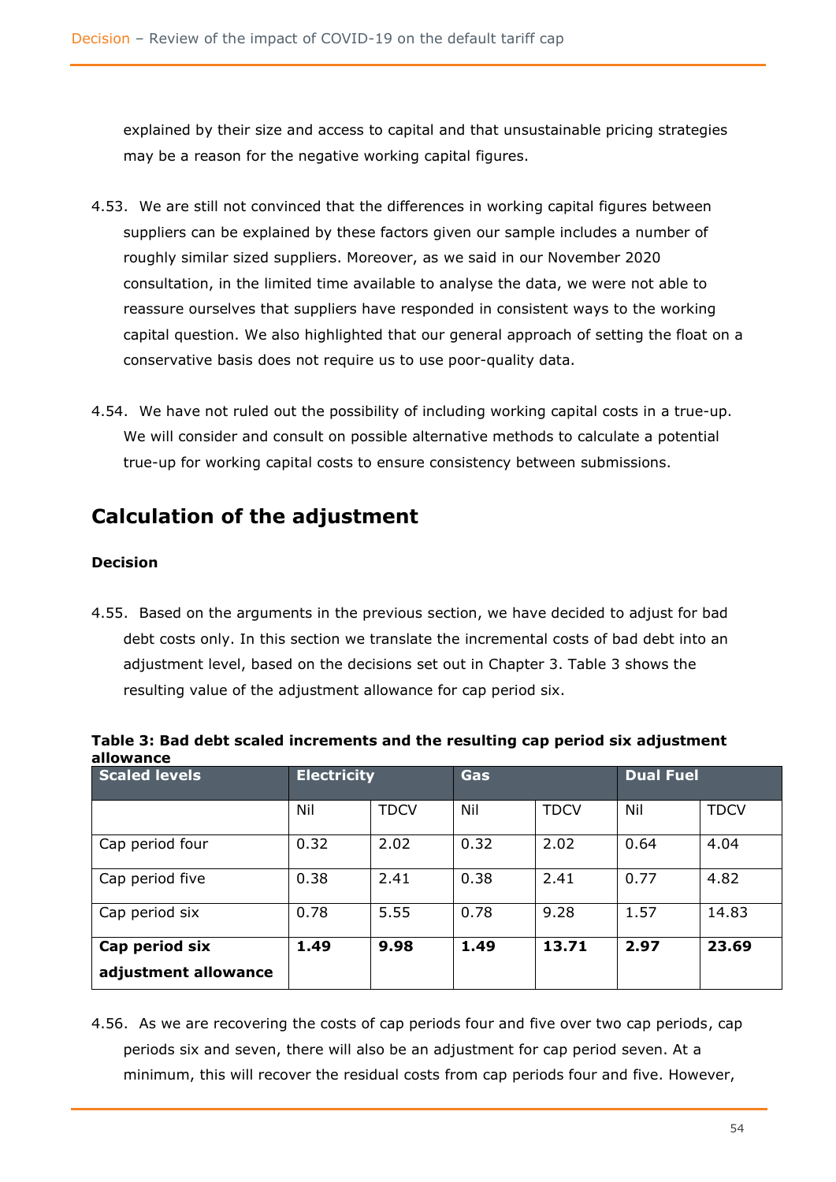explained by their size and access to capital and that unsustainable pricing strategies may be a reason for the negative working capital figures.

4.53. We are still not convinced that the differences in working capital figures between suppliers can be explained by these factors given our sample includes a number of roughly similar sized suppliers. Moreover, as we said in our November 2020 consultation, in the limited time available to analyse the data, we were not able to reassure ourselves that suppliers have responded in consistent ways to the working capital question. We also highlighted that our general approach of setting the float on a conservative basis does not require us to use poor-quality data.

4.54. We have not ruled out the possibility of including working capital costs in a true-up. We will consider and consult on possible alternative methods to calculate a potential true-up for working capital costs to ensure consistency between submissions.

## Calculation of the adjustment

### Decision

4.55. Based on the arguments in the previous section, we have decided to adjust for bad debt costs only. In this section we translate the incremental costs of bad debt into an adjustment level, based on the decisions set out in Chapter 3. Table 3 shows the resulting value of the adjustment allowance for cap period six.

**Table 3: Bad debt scaled increments and the resulting cap period six adjustment allowance**

| Scaled levels | Electricity | | Gas | | Dual Fuel | |
|---|---|---|---|---|---|---|
| | Nil | TDCV | Nil | TDCV | Nil | TDCV |
| Cap period four | 0.32 | 2.02 | 0.32 | 2.02 | 0.64 | 4.04 |
| Cap period five | 0.38 | 2.41 | 0.38 | 2.41 | 0.77 | 4.82 |
| Cap period six | 0.78 | 5.55 | 0.78 | 9.28 | 1.57 | 14.83 |
| **Cap period six adjustment allowance** | **1.49** | **9.98** | **1.49** | **13.71** | **2.97** | **23.69** |

4.56. As we are recovering the costs of cap periods four and five over two cap periods, cap periods six and seven, there will also be an adjustment for cap period seven. At a minimum, this will recover the residual costs from cap periods four and five. However,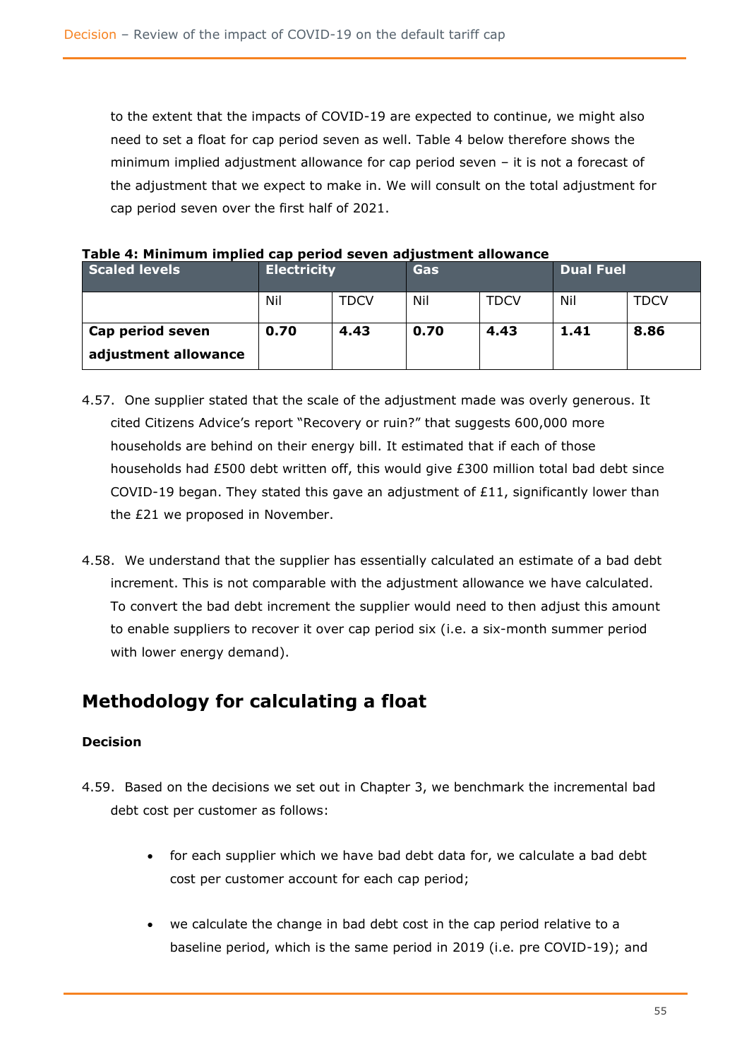to the extent that the impacts of COVID-19 are expected to continue, we might also need to set a float for cap period seven as well. Table 4 below therefore shows the minimum implied adjustment allowance for cap period seven – it is not a forecast of the adjustment that we expect to make in. We will consult on the total adjustment for cap period seven over the first half of 2021.

**Table 4: Minimum implied cap period seven adjustment allowance**

| Scaled levels | Electricity | | Gas | | Dual Fuel | |
|---|---|---|---|---|---|---|
| | Nil | TDCV | Nil | TDCV | Nil | TDCV |
| **Cap period seven adjustment allowance** | **0.70** | **4.43** | **0.70** | **4.43** | **1.41** | **8.86** |

4.57. One supplier stated that the scale of the adjustment made was overly generous. It cited Citizens Advice's report "Recovery or ruin?" that suggests 600,000 more households are behind on their energy bill. It estimated that if each of those households had £500 debt written off, this would give £300 million total bad debt since COVID-19 began. They stated this gave an adjustment of £11, significantly lower than the £21 we proposed in November.

4.58. We understand that the supplier has essentially calculated an estimate of a bad debt increment. This is not comparable with the adjustment allowance we have calculated. To convert the bad debt increment the supplier would need to then adjust this amount to enable suppliers to recover it over cap period six (i.e. a six-month summer period with lower energy demand).

## Methodology for calculating a float

### Decision

4.59. Based on the decisions we set out in Chapter 3, we benchmark the incremental bad debt cost per customer as follows:

- for each supplier which we have bad debt data for, we calculate a bad debt cost per customer account for each cap period;
- we calculate the change in bad debt cost in the cap period relative to a baseline period, which is the same period in 2019 (i.e. pre COVID-19); and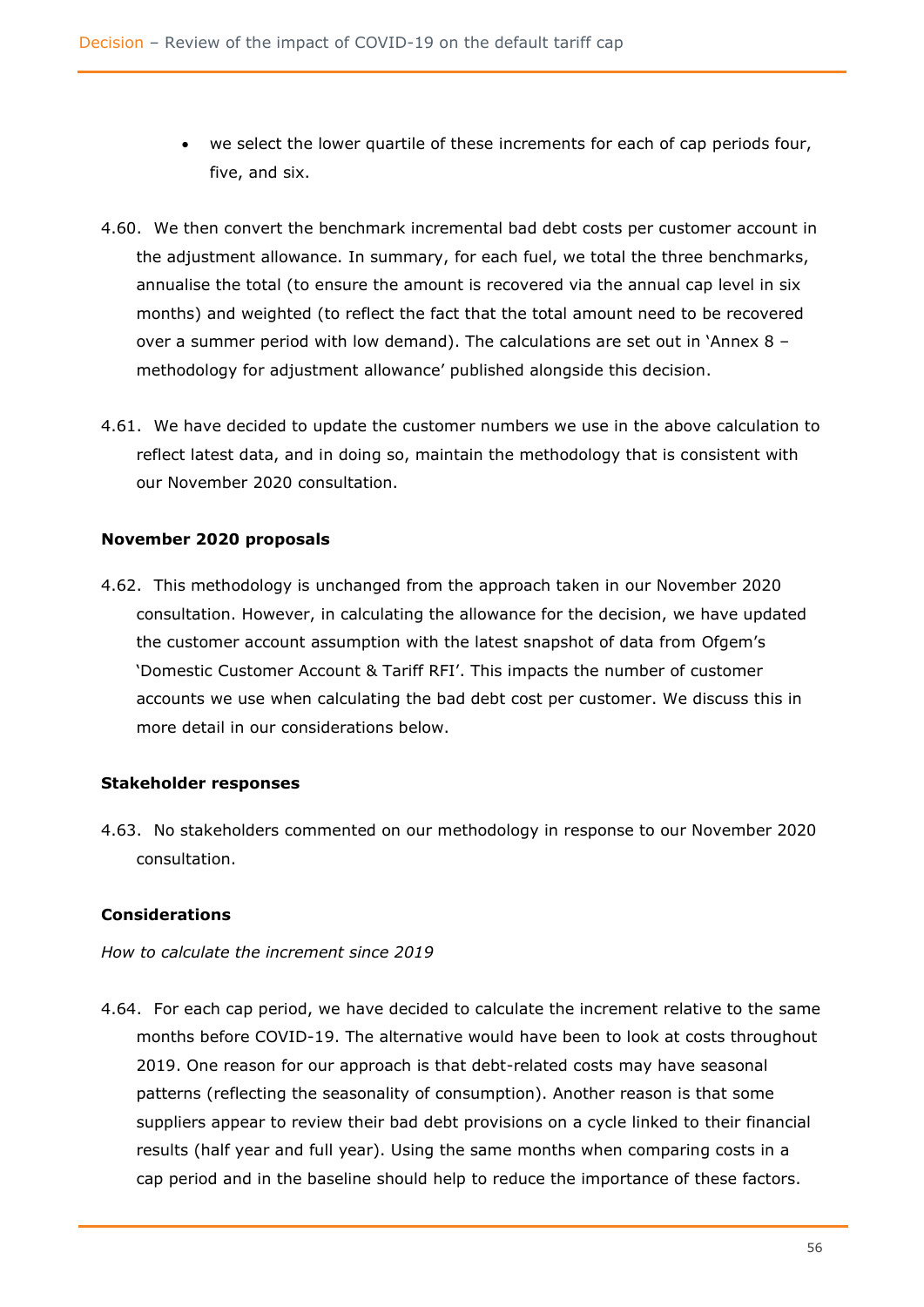- we select the lower quartile of these increments for each of cap periods four, five, and six.

4.60. We then convert the benchmark incremental bad debt costs per customer account in the adjustment allowance. In summary, for each fuel, we total the three benchmarks, annualise the total (to ensure the amount is recovered via the annual cap level in six months) and weighted (to reflect the fact that the total amount need to be recovered over a summer period with low demand). The calculations are set out in 'Annex 8 – methodology for adjustment allowance' published alongside this decision.

4.61. We have decided to update the customer numbers we use in the above calculation to reflect latest data, and in doing so, maintain the methodology that is consistent with our November 2020 consultation.

**November 2020 proposals**

4.62. This methodology is unchanged from the approach taken in our November 2020 consultation. However, in calculating the allowance for the decision, we have updated the customer account assumption with the latest snapshot of data from Ofgem's 'Domestic Customer Account & Tariff RFI'. This impacts the number of customer accounts we use when calculating the bad debt cost per customer. We discuss this in more detail in our considerations below.

**Stakeholder responses**

4.63. No stakeholders commented on our methodology in response to our November 2020 consultation.

**Considerations**

*How to calculate the increment since 2019*

4.64. For each cap period, we have decided to calculate the increment relative to the same months before COVID-19. The alternative would have been to look at costs throughout 2019. One reason for our approach is that debt-related costs may have seasonal patterns (reflecting the seasonality of consumption). Another reason is that some suppliers appear to review their bad debt provisions on a cycle linked to their financial results (half year and full year). Using the same months when comparing costs in a cap period and in the baseline should help to reduce the importance of these factors.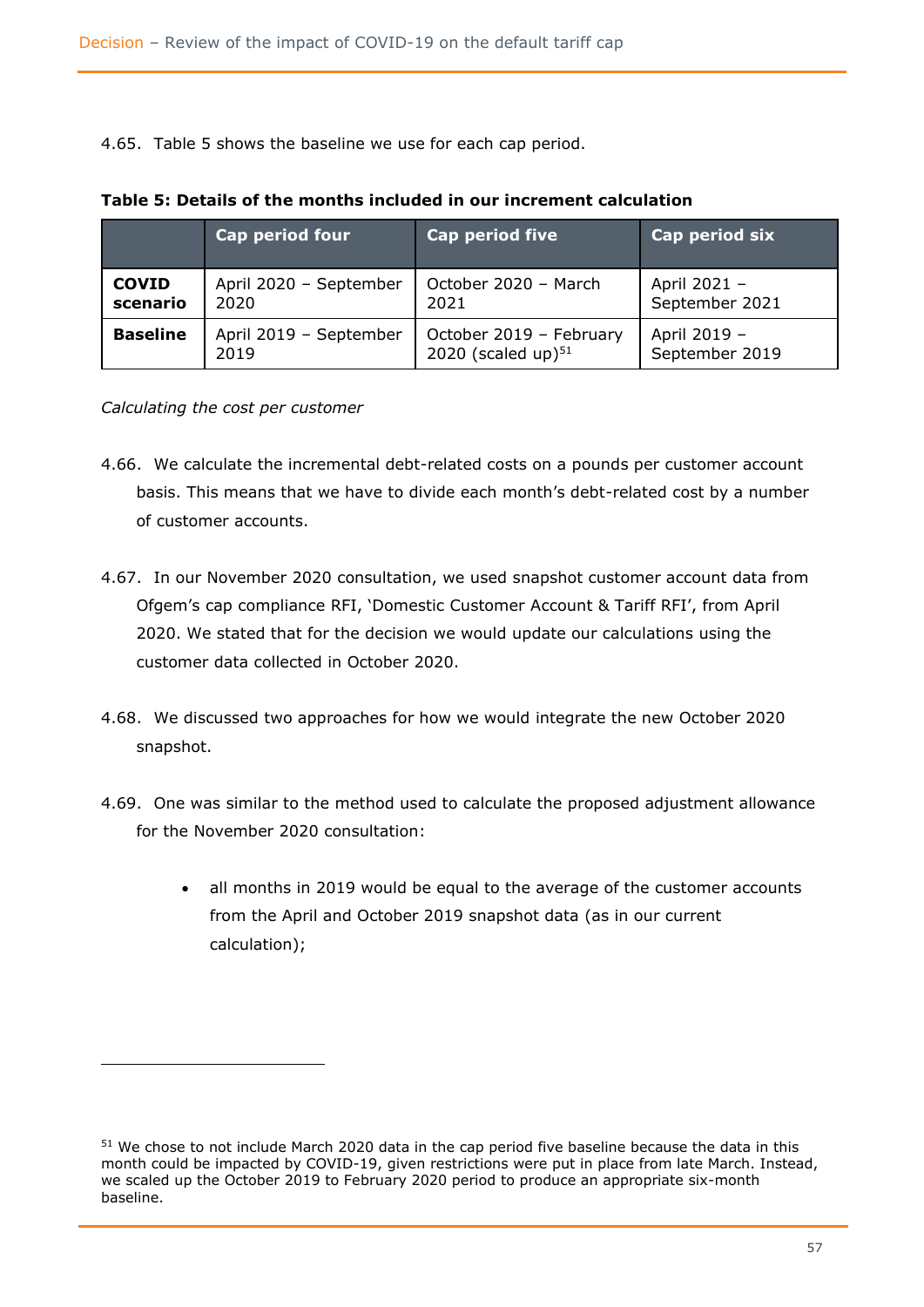4.65. Table 5 shows the baseline we use for each cap period.

**Table 5: Details of the months included in our increment calculation**

| | Cap period four | Cap period five | Cap period six |
|---|---|---|---|
| **COVID scenario** | April 2020 – September 2020 | October 2020 – March 2021 | April 2021 – September 2021 |
| **Baseline** | April 2019 – September 2019 | October 2019 – February 2020 (scaled up)[51] | April 2019 – September 2019 |

*Calculating the cost per customer*

4.66. We calculate the incremental debt-related costs on a pounds per customer account basis. This means that we have to divide each month's debt-related cost by a number of customer accounts.

4.67. In our November 2020 consultation, we used snapshot customer account data from Ofgem's cap compliance RFI, 'Domestic Customer Account & Tariff RFI', from April 2020. We stated that for the decision we would update our calculations using the customer data collected in October 2020.

4.68. We discussed two approaches for how we would integrate the new October 2020 snapshot.

4.69. One was similar to the method used to calculate the proposed adjustment allowance for the November 2020 consultation:

- all months in 2019 would be equal to the average of the customer accounts from the April and October 2019 snapshot data (as in our current calculation);

[51] We chose to not include March 2020 data in the cap period five baseline because the data in this month could be impacted by COVID-19, given restrictions were put in place from late March. Instead, we scaled up the October 2019 to February 2020 period to produce an appropriate six-month baseline.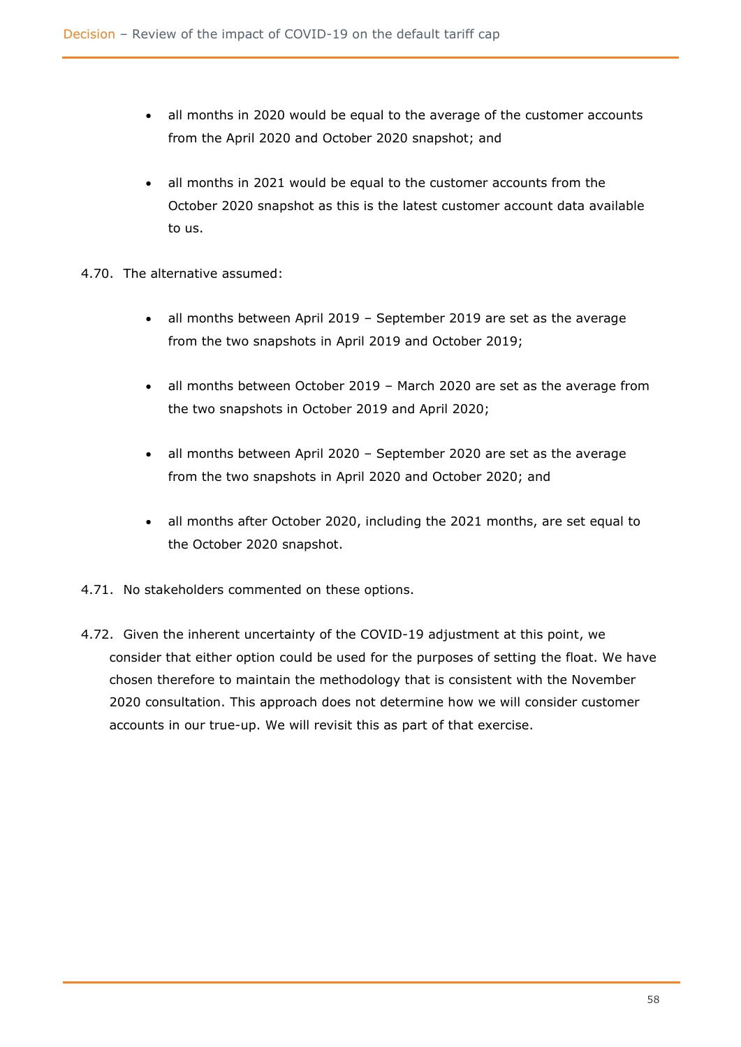- all months in 2020 would be equal to the average of the customer accounts from the April 2020 and October 2020 snapshot; and
- all months in 2021 would be equal to the customer accounts from the October 2020 snapshot as this is the latest customer account data available to us.

4.70. The alternative assumed:

- all months between April 2019 – September 2019 are set as the average from the two snapshots in April 2019 and October 2019;
- all months between October 2019 – March 2020 are set as the average from the two snapshots in October 2019 and April 2020;
- all months between April 2020 – September 2020 are set as the average from the two snapshots in April 2020 and October 2020; and
- all months after October 2020, including the 2021 months, are set equal to the October 2020 snapshot.

4.71. No stakeholders commented on these options.

4.72. Given the inherent uncertainty of the COVID-19 adjustment at this point, we consider that either option could be used for the purposes of setting the float. We have chosen therefore to maintain the methodology that is consistent with the November 2020 consultation. This approach does not determine how we will consider customer accounts in our true-up. We will revisit this as part of that exercise.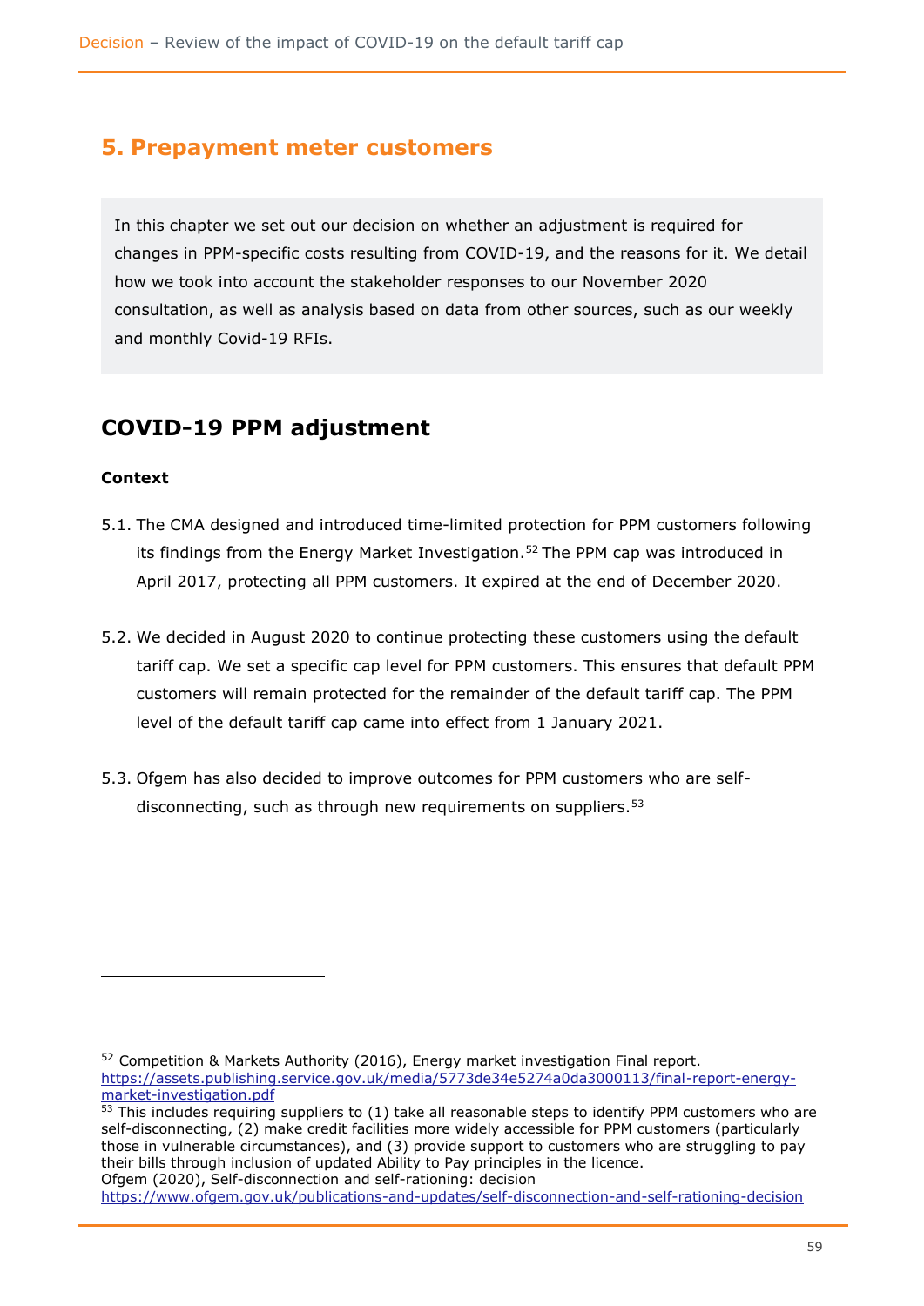## 5. Prepayment meter customers

In this chapter we set out our decision on whether an adjustment is required for changes in PPM-specific costs resulting from COVID-19, and the reasons for it. We detail how we took into account the stakeholder responses to our November 2020 consultation, as well as analysis based on data from other sources, such as our weekly and monthly Covid-19 RFIs.

## COVID-19 PPM adjustment

**Context**

5.1. The CMA designed and introduced time-limited protection for PPM customers following its findings from the Energy Market Investigation.[52] The PPM cap was introduced in April 2017, protecting all PPM customers. It expired at the end of December 2020.

5.2. We decided in August 2020 to continue protecting these customers using the default tariff cap. We set a specific cap level for PPM customers. This ensures that default PPM customers will remain protected for the remainder of the default tariff cap. The PPM level of the default tariff cap came into effect from 1 January 2021.

5.3. Ofgem has also decided to improve outcomes for PPM customers who are self-disconnecting, such as through new requirements on suppliers.[53]

---

[52] Competition & Markets Authority (2016), Energy market investigation Final report. https://assets.publishing.service.gov.uk/media/5773de34e5274a0da3000113/final-report-energy-market-investigation.pdf

[53] This includes requiring suppliers to (1) take all reasonable steps to identify PPM customers who are self-disconnecting, (2) make credit facilities more widely accessible for PPM customers (particularly those in vulnerable circumstances), and (3) provide support to customers who are struggling to pay their bills through inclusion of updated Ability to Pay principles in the licence.
Ofgem (2020), Self-disconnection and self-rationing: decision
https://www.ofgem.gov.uk/publications-and-updates/self-disconnection-and-self-rationing-decision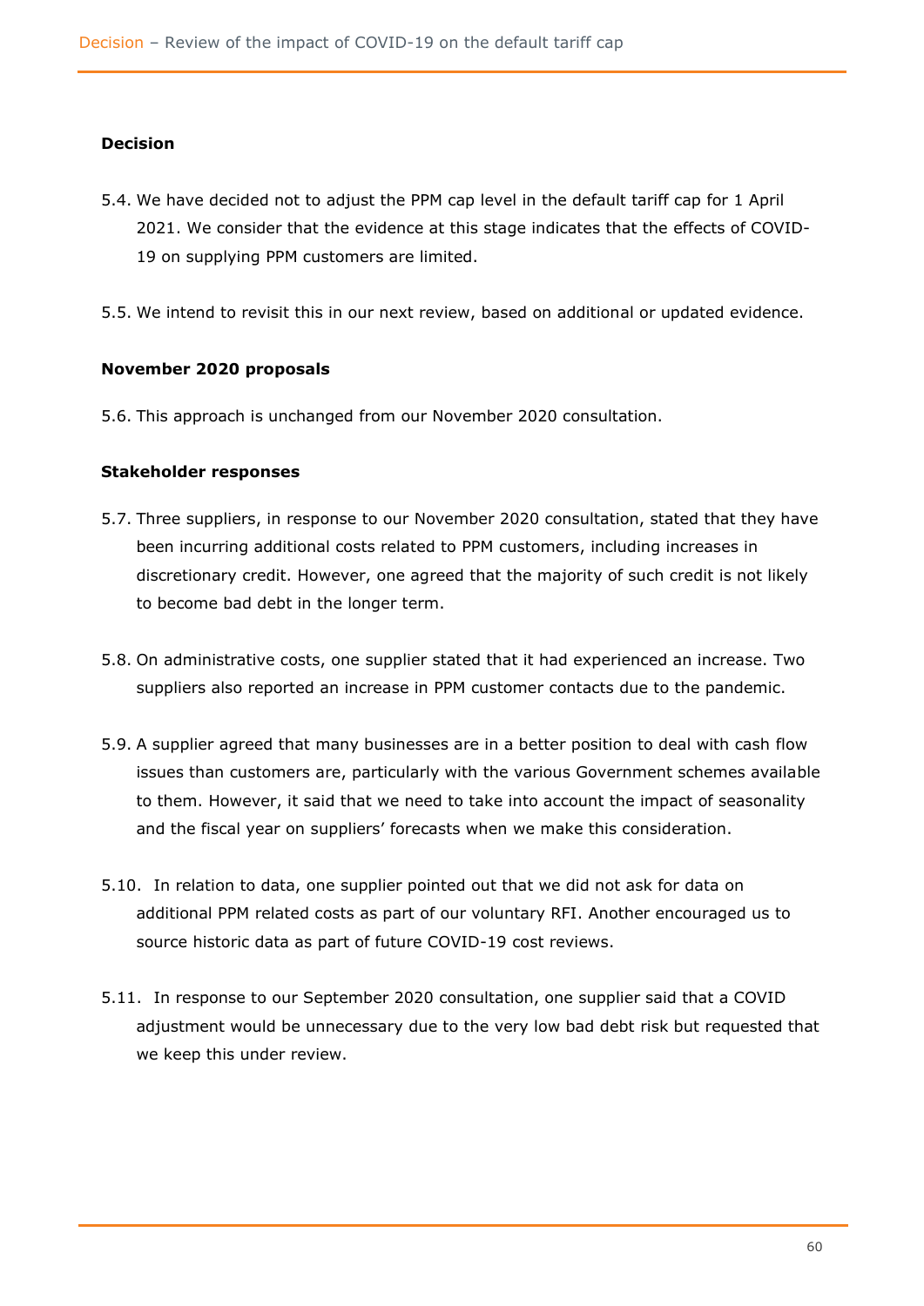### Decision

5.4. We have decided not to adjust the PPM cap level in the default tariff cap for 1 April 2021. We consider that the evidence at this stage indicates that the effects of COVID-19 on supplying PPM customers are limited.

5.5. We intend to revisit this in our next review, based on additional or updated evidence.

### November 2020 proposals

5.6. This approach is unchanged from our November 2020 consultation.

### Stakeholder responses

5.7. Three suppliers, in response to our November 2020 consultation, stated that they have been incurring additional costs related to PPM customers, including increases in discretionary credit. However, one agreed that the majority of such credit is not likely to become bad debt in the longer term.

5.8. On administrative costs, one supplier stated that it had experienced an increase. Two suppliers also reported an increase in PPM customer contacts due to the pandemic.

5.9. A supplier agreed that many businesses are in a better position to deal with cash flow issues than customers are, particularly with the various Government schemes available to them. However, it said that we need to take into account the impact of seasonality and the fiscal year on suppliers' forecasts when we make this consideration.

5.10. In relation to data, one supplier pointed out that we did not ask for data on additional PPM related costs as part of our voluntary RFI. Another encouraged us to source historic data as part of future COVID-19 cost reviews.

5.11. In response to our September 2020 consultation, one supplier said that a COVID adjustment would be unnecessary due to the very low bad debt risk but requested that we keep this under review.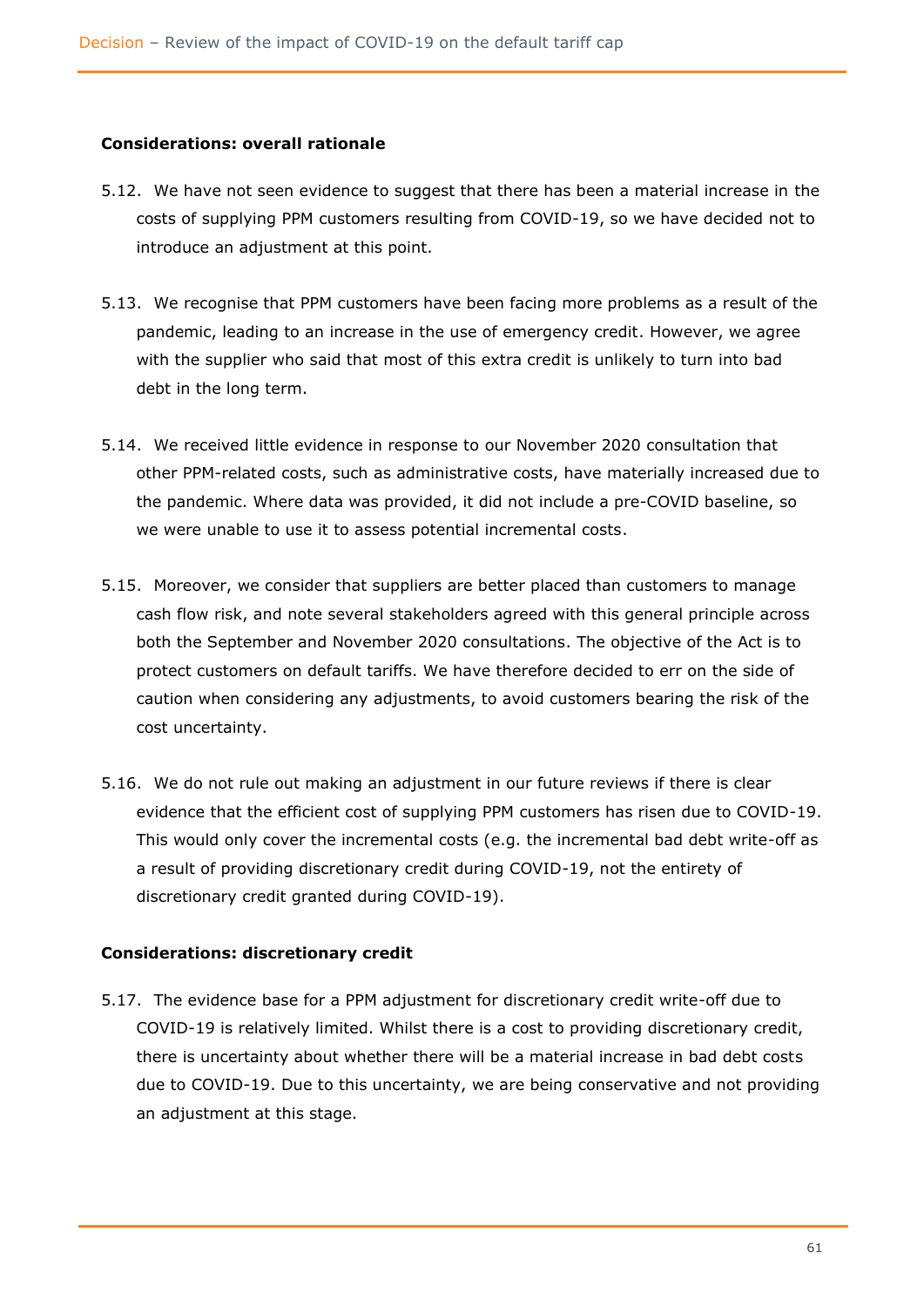**Considerations: overall rationale**

5.12. We have not seen evidence to suggest that there has been a material increase in the costs of supplying PPM customers resulting from COVID-19, so we have decided not to introduce an adjustment at this point.

5.13. We recognise that PPM customers have been facing more problems as a result of the pandemic, leading to an increase in the use of emergency credit. However, we agree with the supplier who said that most of this extra credit is unlikely to turn into bad debt in the long term.

5.14. We received little evidence in response to our November 2020 consultation that other PPM-related costs, such as administrative costs, have materially increased due to the pandemic. Where data was provided, it did not include a pre-COVID baseline, so we were unable to use it to assess potential incremental costs.

5.15. Moreover, we consider that suppliers are better placed than customers to manage cash flow risk, and note several stakeholders agreed with this general principle across both the September and November 2020 consultations. The objective of the Act is to protect customers on default tariffs. We have therefore decided to err on the side of caution when considering any adjustments, to avoid customers bearing the risk of the cost uncertainty.

5.16. We do not rule out making an adjustment in our future reviews if there is clear evidence that the efficient cost of supplying PPM customers has risen due to COVID-19. This would only cover the incremental costs (e.g. the incremental bad debt write-off as a result of providing discretionary credit during COVID-19, not the entirety of discretionary credit granted during COVID-19).

**Considerations: discretionary credit**

5.17. The evidence base for a PPM adjustment for discretionary credit write-off due to COVID-19 is relatively limited. Whilst there is a cost to providing discretionary credit, there is uncertainty about whether there will be a material increase in bad debt costs due to COVID-19. Due to this uncertainty, we are being conservative and not providing an adjustment at this stage.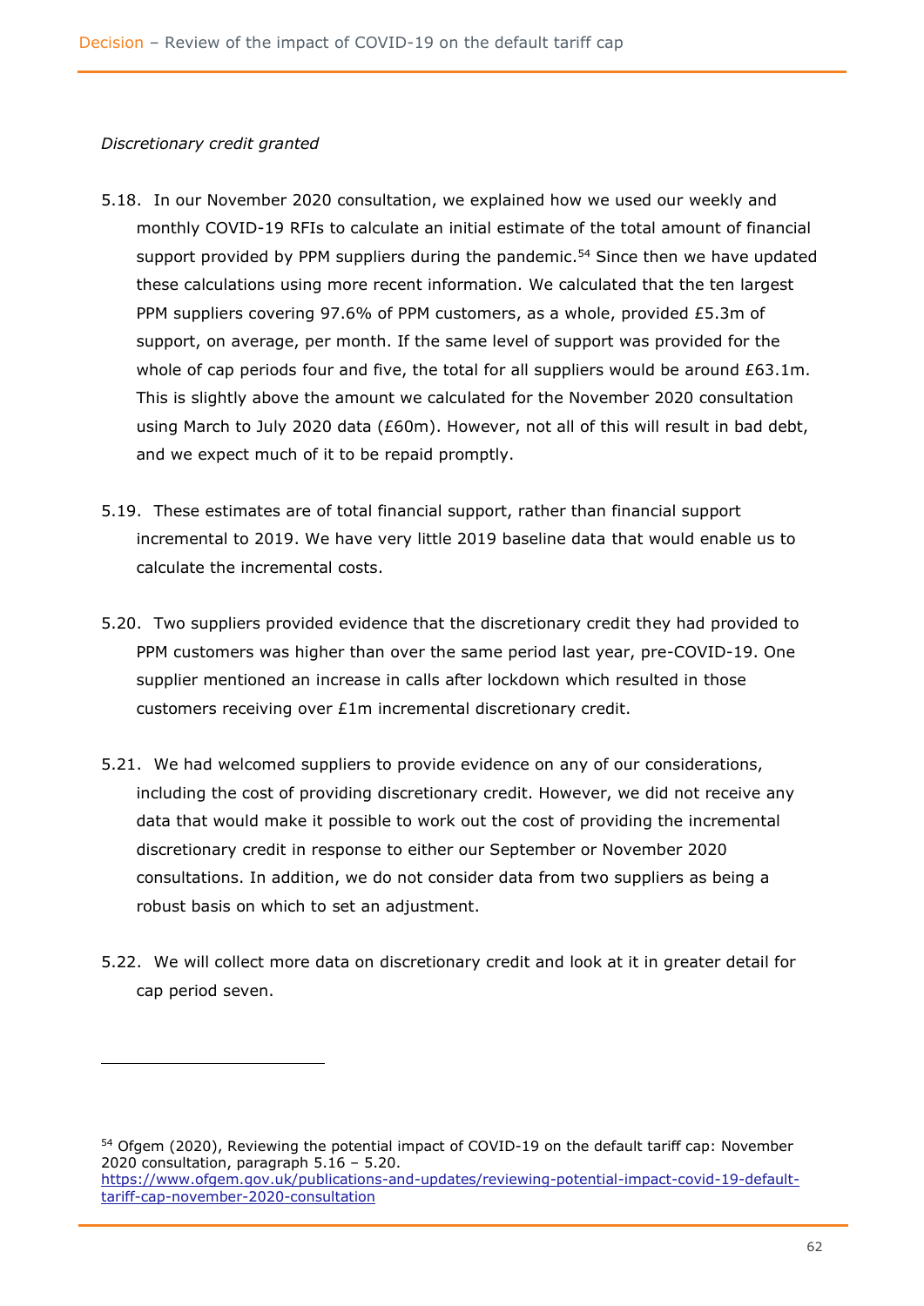*Discretionary credit granted*

5.18. In our November 2020 consultation, we explained how we used our weekly and monthly COVID-19 RFIs to calculate an initial estimate of the total amount of financial support provided by PPM suppliers during the pandemic.[54] Since then we have updated these calculations using more recent information. We calculated that the ten largest PPM suppliers covering 97.6% of PPM customers, as a whole, provided £5.3m of support, on average, per month. If the same level of support was provided for the whole of cap periods four and five, the total for all suppliers would be around £63.1m. This is slightly above the amount we calculated for the November 2020 consultation using March to July 2020 data (£60m). However, not all of this will result in bad debt, and we expect much of it to be repaid promptly.

5.19. These estimates are of total financial support, rather than financial support incremental to 2019. We have very little 2019 baseline data that would enable us to calculate the incremental costs.

5.20. Two suppliers provided evidence that the discretionary credit they had provided to PPM customers was higher than over the same period last year, pre-COVID-19. One supplier mentioned an increase in calls after lockdown which resulted in those customers receiving over £1m incremental discretionary credit.

5.21. We had welcomed suppliers to provide evidence on any of our considerations, including the cost of providing discretionary credit. However, we did not receive any data that would make it possible to work out the cost of providing the incremental discretionary credit in response to either our September or November 2020 consultations. In addition, we do not consider data from two suppliers as being a robust basis on which to set an adjustment.

5.22. We will collect more data on discretionary credit and look at it in greater detail for cap period seven.

---

[54] Ofgem (2020), Reviewing the potential impact of COVID-19 on the default tariff cap: November 2020 consultation, paragraph 5.16 – 5.20. https://www.ofgem.gov.uk/publications-and-updates/reviewing-potential-impact-covid-19-default-tariff-cap-november-2020-consultation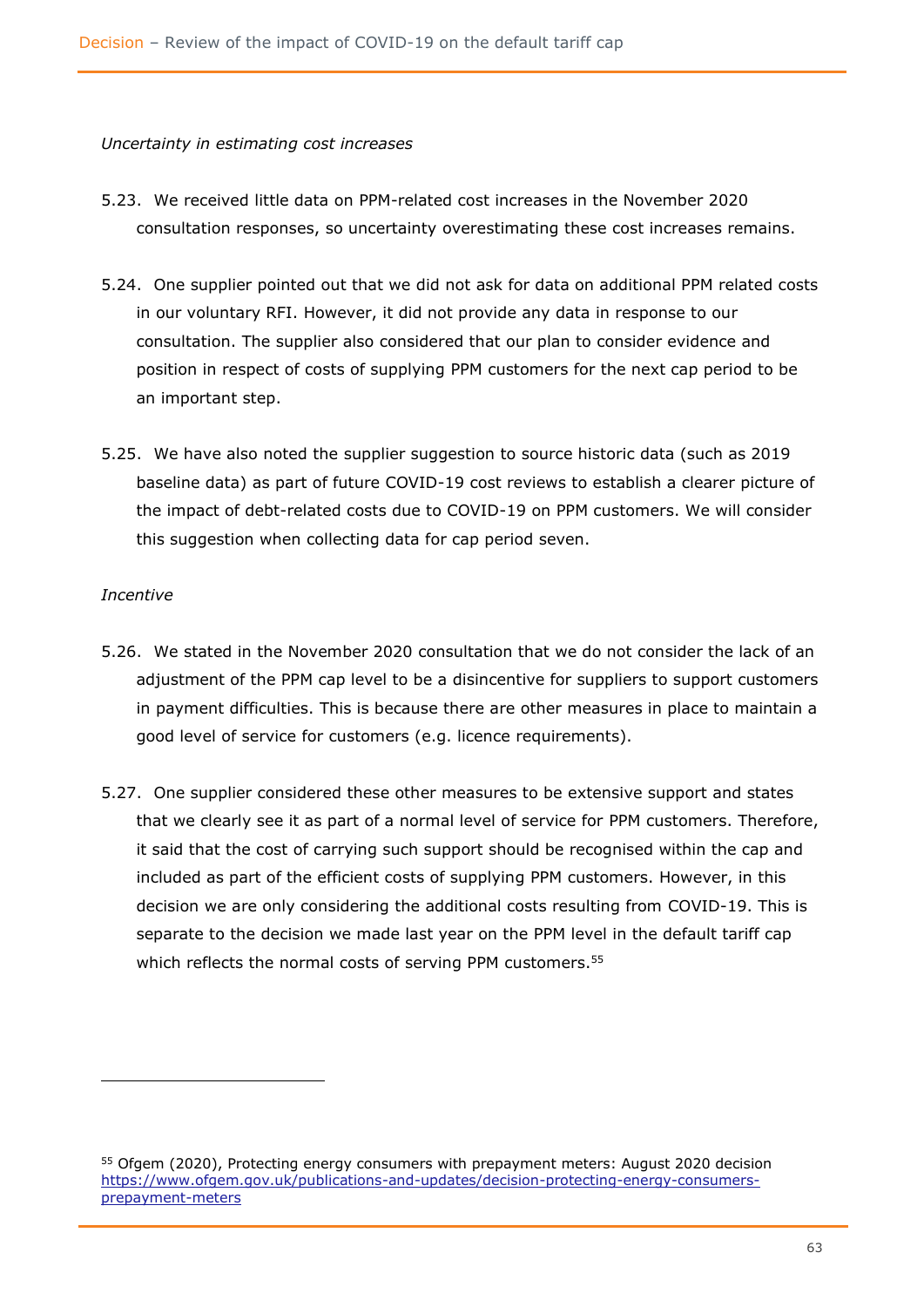*Uncertainty in estimating cost increases*

5.23. We received little data on PPM-related cost increases in the November 2020 consultation responses, so uncertainty overestimating these cost increases remains.

5.24. One supplier pointed out that we did not ask for data on additional PPM related costs in our voluntary RFI. However, it did not provide any data in response to our consultation. The supplier also considered that our plan to consider evidence and position in respect of costs of supplying PPM customers for the next cap period to be an important step.

5.25. We have also noted the supplier suggestion to source historic data (such as 2019 baseline data) as part of future COVID-19 cost reviews to establish a clearer picture of the impact of debt-related costs due to COVID-19 on PPM customers. We will consider this suggestion when collecting data for cap period seven.

*Incentive*

5.26. We stated in the November 2020 consultation that we do not consider the lack of an adjustment of the PPM cap level to be a disincentive for suppliers to support customers in payment difficulties. This is because there are other measures in place to maintain a good level of service for customers (e.g. licence requirements).

5.27. One supplier considered these other measures to be extensive support and states that we clearly see it as part of a normal level of service for PPM customers. Therefore, it said that the cost of carrying such support should be recognised within the cap and included as part of the efficient costs of supplying PPM customers. However, in this decision we are only considering the additional costs resulting from COVID-19. This is separate to the decision we made last year on the PPM level in the default tariff cap which reflects the normal costs of serving PPM customers.[55]

---

[55] Ofgem (2020), Protecting energy consumers with prepayment meters: August 2020 decision https://www.ofgem.gov.uk/publications-and-updates/decision-protecting-energy-consumers-prepayment-meters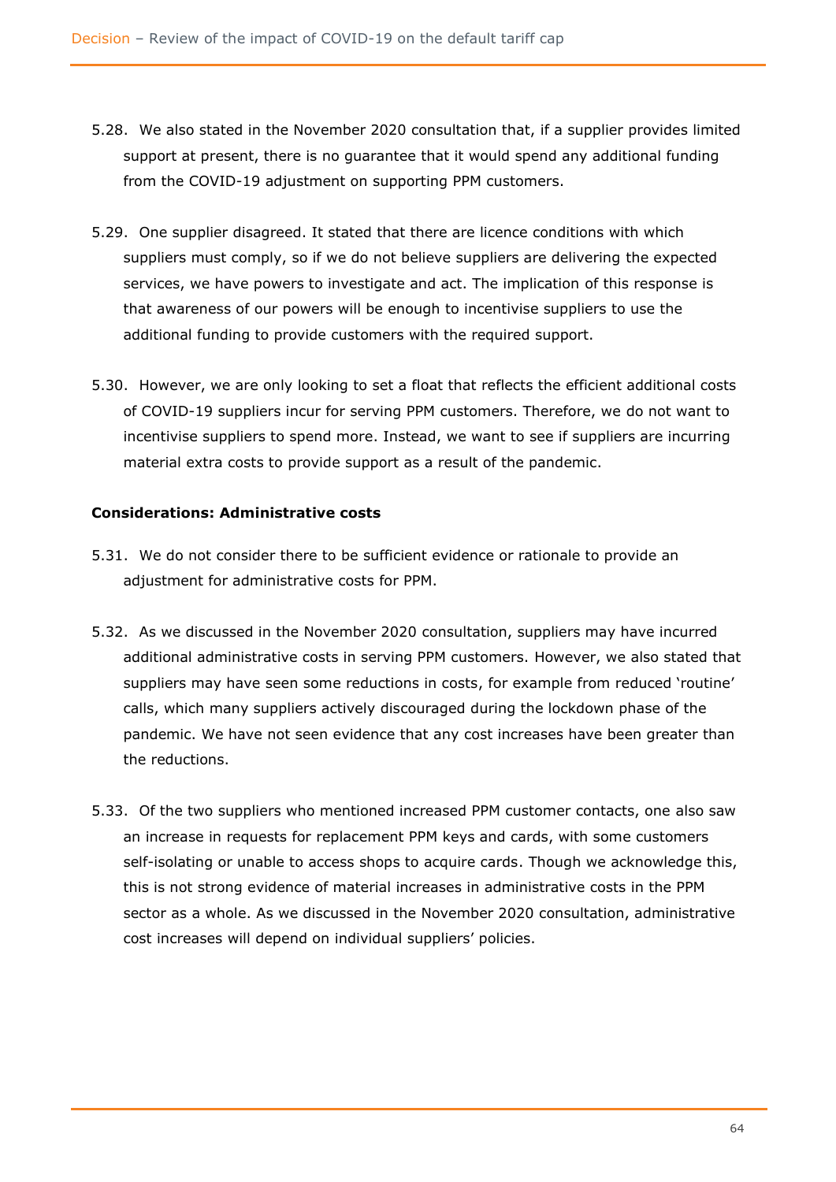5.28. We also stated in the November 2020 consultation that, if a supplier provides limited support at present, there is no guarantee that it would spend any additional funding from the COVID-19 adjustment on supporting PPM customers.

5.29. One supplier disagreed. It stated that there are licence conditions with which suppliers must comply, so if we do not believe suppliers are delivering the expected services, we have powers to investigate and act. The implication of this response is that awareness of our powers will be enough to incentivise suppliers to use the additional funding to provide customers with the required support.

5.30. However, we are only looking to set a float that reflects the efficient additional costs of COVID-19 suppliers incur for serving PPM customers. Therefore, we do not want to incentivise suppliers to spend more. Instead, we want to see if suppliers are incurring material extra costs to provide support as a result of the pandemic.

**Considerations: Administrative costs**

5.31. We do not consider there to be sufficient evidence or rationale to provide an adjustment for administrative costs for PPM.

5.32. As we discussed in the November 2020 consultation, suppliers may have incurred additional administrative costs in serving PPM customers. However, we also stated that suppliers may have seen some reductions in costs, for example from reduced 'routine' calls, which many suppliers actively discouraged during the lockdown phase of the pandemic. We have not seen evidence that any cost increases have been greater than the reductions.

5.33. Of the two suppliers who mentioned increased PPM customer contacts, one also saw an increase in requests for replacement PPM keys and cards, with some customers self-isolating or unable to access shops to acquire cards. Though we acknowledge this, this is not strong evidence of material increases in administrative costs in the PPM sector as a whole. As we discussed in the November 2020 consultation, administrative cost increases will depend on individual suppliers' policies.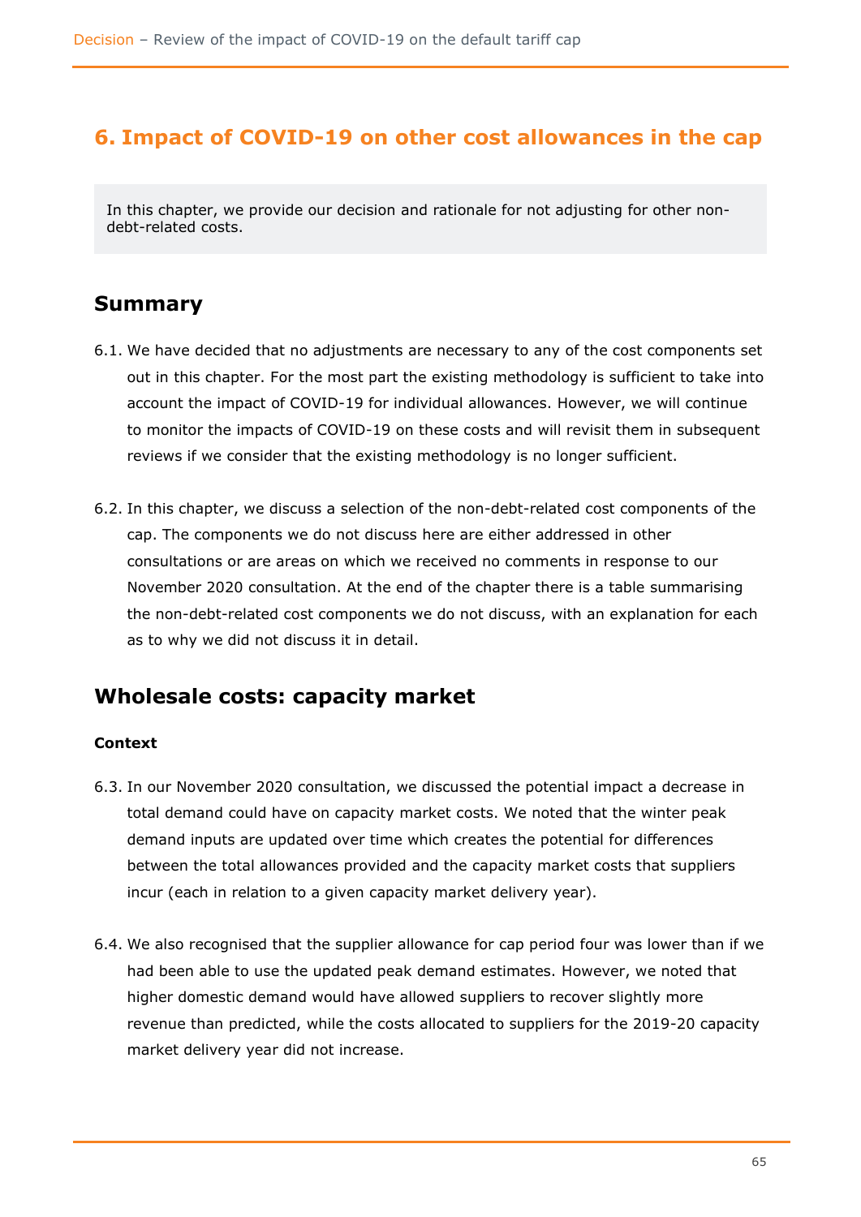## 6. Impact of COVID-19 on other cost allowances in the cap

In this chapter, we provide our decision and rationale for not adjusting for other non-debt-related costs.

### Summary

6.1. We have decided that no adjustments are necessary to any of the cost components set out in this chapter. For the most part the existing methodology is sufficient to take into account the impact of COVID-19 for individual allowances. However, we will continue to monitor the impacts of COVID-19 on these costs and will revisit them in subsequent reviews if we consider that the existing methodology is no longer sufficient.

6.2. In this chapter, we discuss a selection of the non-debt-related cost components of the cap. The components we do not discuss here are either addressed in other consultations or are areas on which we received no comments in response to our November 2020 consultation. At the end of the chapter there is a table summarising the non-debt-related cost components we do not discuss, with an explanation for each as to why we did not discuss it in detail.

### Wholesale costs: capacity market

#### Context

6.3. In our November 2020 consultation, we discussed the potential impact a decrease in total demand could have on capacity market costs. We noted that the winter peak demand inputs are updated over time which creates the potential for differences between the total allowances provided and the capacity market costs that suppliers incur (each in relation to a given capacity market delivery year).

6.4. We also recognised that the supplier allowance for cap period four was lower than if we had been able to use the updated peak demand estimates. However, we noted that higher domestic demand would have allowed suppliers to recover slightly more revenue than predicted, while the costs allocated to suppliers for the 2019-20 capacity market delivery year did not increase.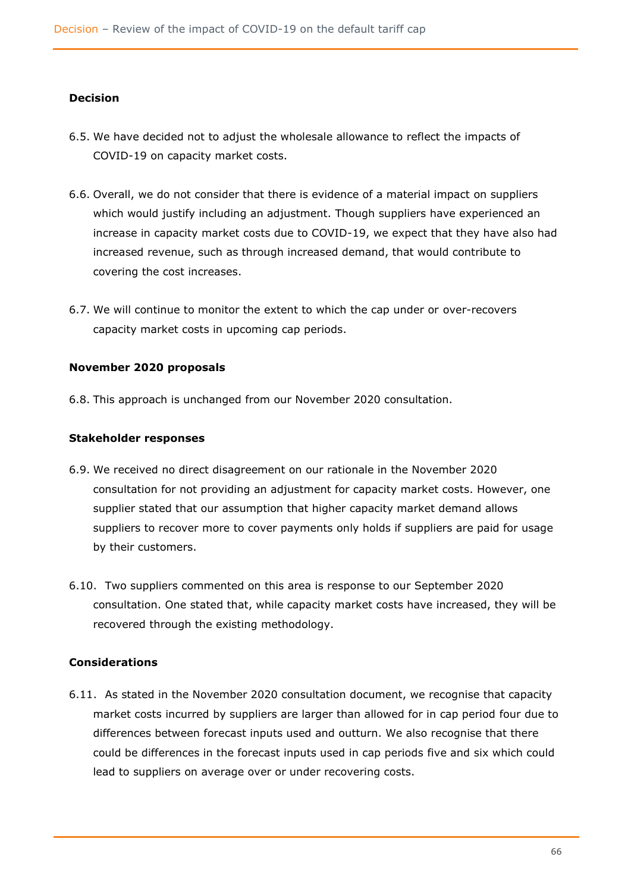### Decision

6.5. We have decided not to adjust the wholesale allowance to reflect the impacts of COVID-19 on capacity market costs.

6.6. Overall, we do not consider that there is evidence of a material impact on suppliers which would justify including an adjustment. Though suppliers have experienced an increase in capacity market costs due to COVID-19, we expect that they have also had increased revenue, such as through increased demand, that would contribute to covering the cost increases.

6.7. We will continue to monitor the extent to which the cap under or over-recovers capacity market costs in upcoming cap periods.

### November 2020 proposals

6.8. This approach is unchanged from our November 2020 consultation.

### Stakeholder responses

6.9. We received no direct disagreement on our rationale in the November 2020 consultation for not providing an adjustment for capacity market costs. However, one supplier stated that our assumption that higher capacity market demand allows suppliers to recover more to cover payments only holds if suppliers are paid for usage by their customers.

6.10. Two suppliers commented on this area is response to our September 2020 consultation. One stated that, while capacity market costs have increased, they will be recovered through the existing methodology.

### Considerations

6.11. As stated in the November 2020 consultation document, we recognise that capacity market costs incurred by suppliers are larger than allowed for in cap period four due to differences between forecast inputs used and outturn. We also recognise that there could be differences in the forecast inputs used in cap periods five and six which could lead to suppliers on average over or under recovering costs.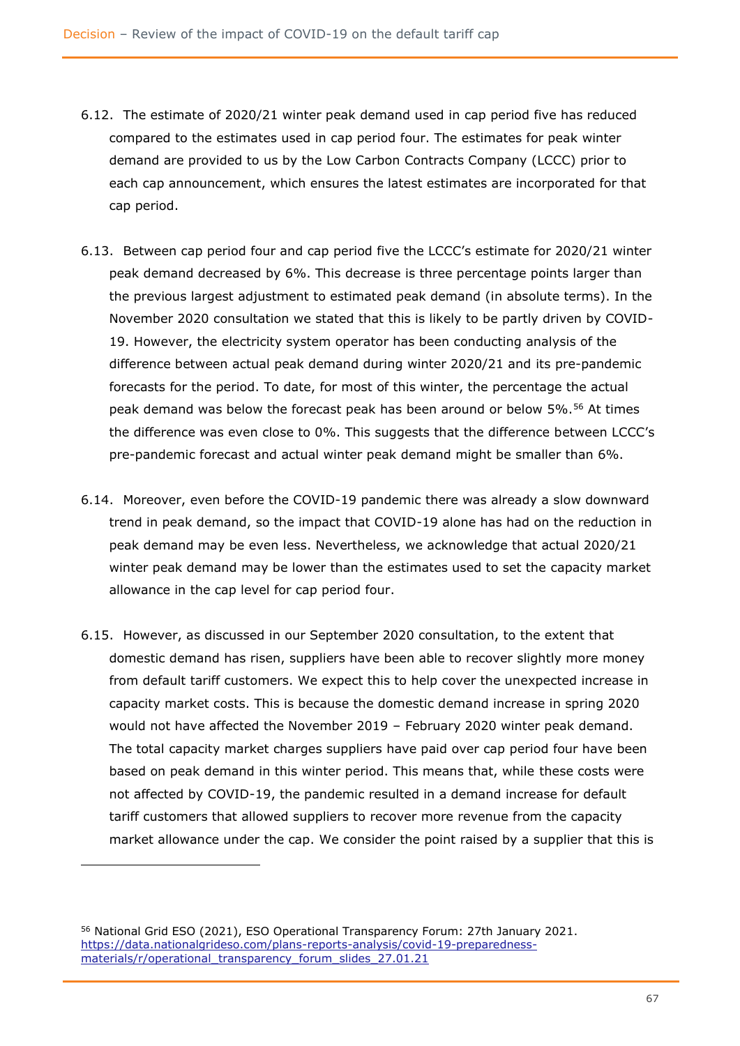6.12. The estimate of 2020/21 winter peak demand used in cap period five has reduced compared to the estimates used in cap period four. The estimates for peak winter demand are provided to us by the Low Carbon Contracts Company (LCCC) prior to each cap announcement, which ensures the latest estimates are incorporated for that cap period.

6.13. Between cap period four and cap period five the LCCC's estimate for 2020/21 winter peak demand decreased by 6%. This decrease is three percentage points larger than the previous largest adjustment to estimated peak demand (in absolute terms). In the November 2020 consultation we stated that this is likely to be partly driven by COVID-19. However, the electricity system operator has been conducting analysis of the difference between actual peak demand during winter 2020/21 and its pre-pandemic forecasts for the period. To date, for most of this winter, the percentage the actual peak demand was below the forecast peak has been around or below 5%.[56] At times the difference was even close to 0%. This suggests that the difference between LCCC's pre-pandemic forecast and actual winter peak demand might be smaller than 6%.

6.14. Moreover, even before the COVID-19 pandemic there was already a slow downward trend in peak demand, so the impact that COVID-19 alone has had on the reduction in peak demand may be even less. Nevertheless, we acknowledge that actual 2020/21 winter peak demand may be lower than the estimates used to set the capacity market allowance in the cap level for cap period four.

6.15. However, as discussed in our September 2020 consultation, to the extent that domestic demand has risen, suppliers have been able to recover slightly more money from default tariff customers. We expect this to help cover the unexpected increase in capacity market costs. This is because the domestic demand increase in spring 2020 would not have affected the November 2019 – February 2020 winter peak demand. The total capacity market charges suppliers have paid over cap period four have been based on peak demand in this winter period. This means that, while these costs were not affected by COVID-19, the pandemic resulted in a demand increase for default tariff customers that allowed suppliers to recover more revenue from the capacity market allowance under the cap. We consider the point raised by a supplier that this is

[56] National Grid ESO (2021), ESO Operational Transparency Forum: 27th January 2021. https://data.nationalgrideso.com/plans-reports-analysis/covid-19-preparedness-materials/r/operational_transparency_forum_slides_27.01.21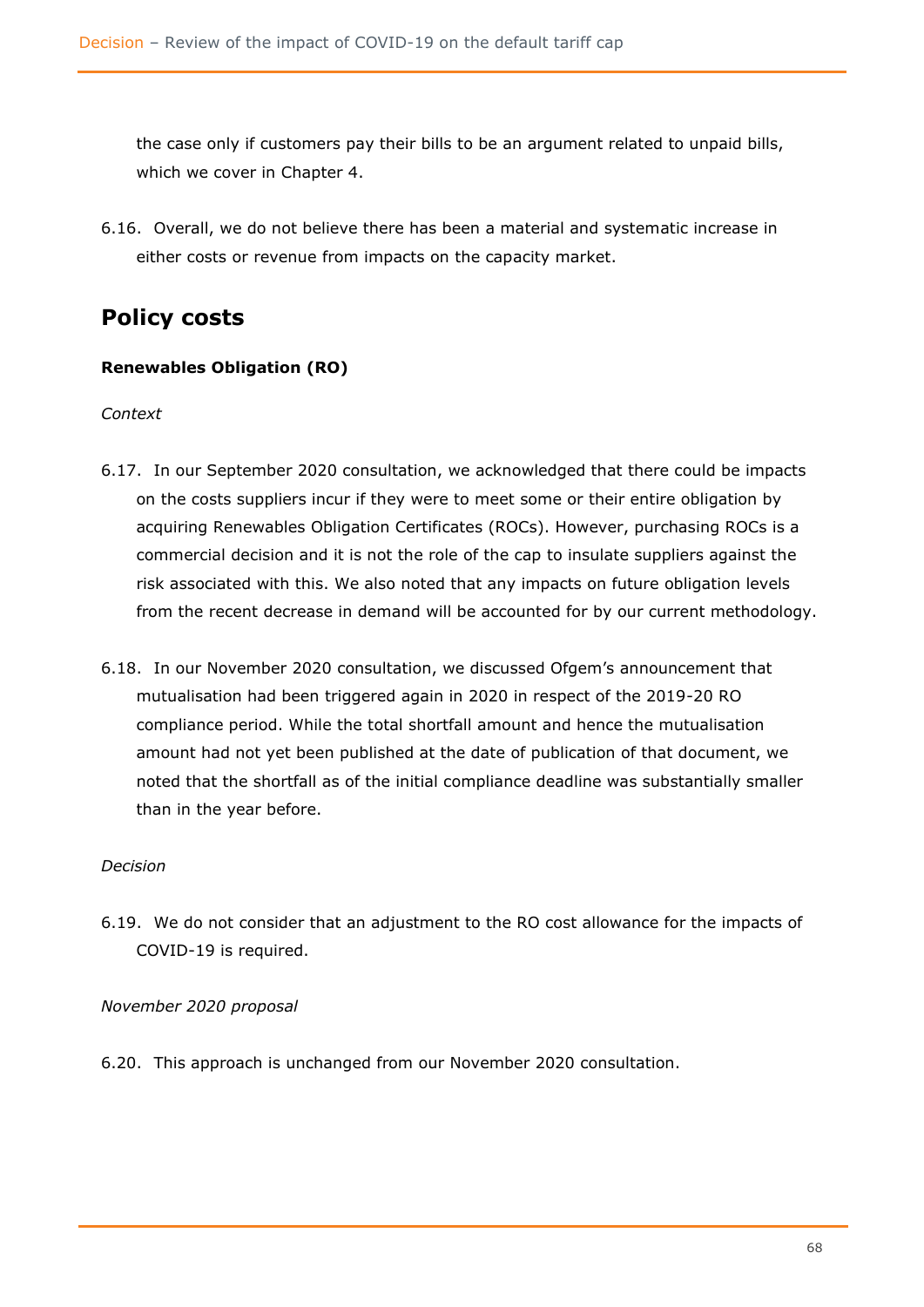the case only if customers pay their bills to be an argument related to unpaid bills, which we cover in Chapter 4.

6.16. Overall, we do not believe there has been a material and systematic increase in either costs or revenue from impacts on the capacity market.

## Policy costs

### Renewables Obligation (RO)

*Context*

6.17. In our September 2020 consultation, we acknowledged that there could be impacts on the costs suppliers incur if they were to meet some or their entire obligation by acquiring Renewables Obligation Certificates (ROCs). However, purchasing ROCs is a commercial decision and it is not the role of the cap to insulate suppliers against the risk associated with this. We also noted that any impacts on future obligation levels from the recent decrease in demand will be accounted for by our current methodology.

6.18. In our November 2020 consultation, we discussed Ofgem's announcement that mutualisation had been triggered again in 2020 in respect of the 2019-20 RO compliance period. While the total shortfall amount and hence the mutualisation amount had not yet been published at the date of publication of that document, we noted that the shortfall as of the initial compliance deadline was substantially smaller than in the year before.

*Decision*

6.19. We do not consider that an adjustment to the RO cost allowance for the impacts of COVID-19 is required.

*November 2020 proposal*

6.20. This approach is unchanged from our November 2020 consultation.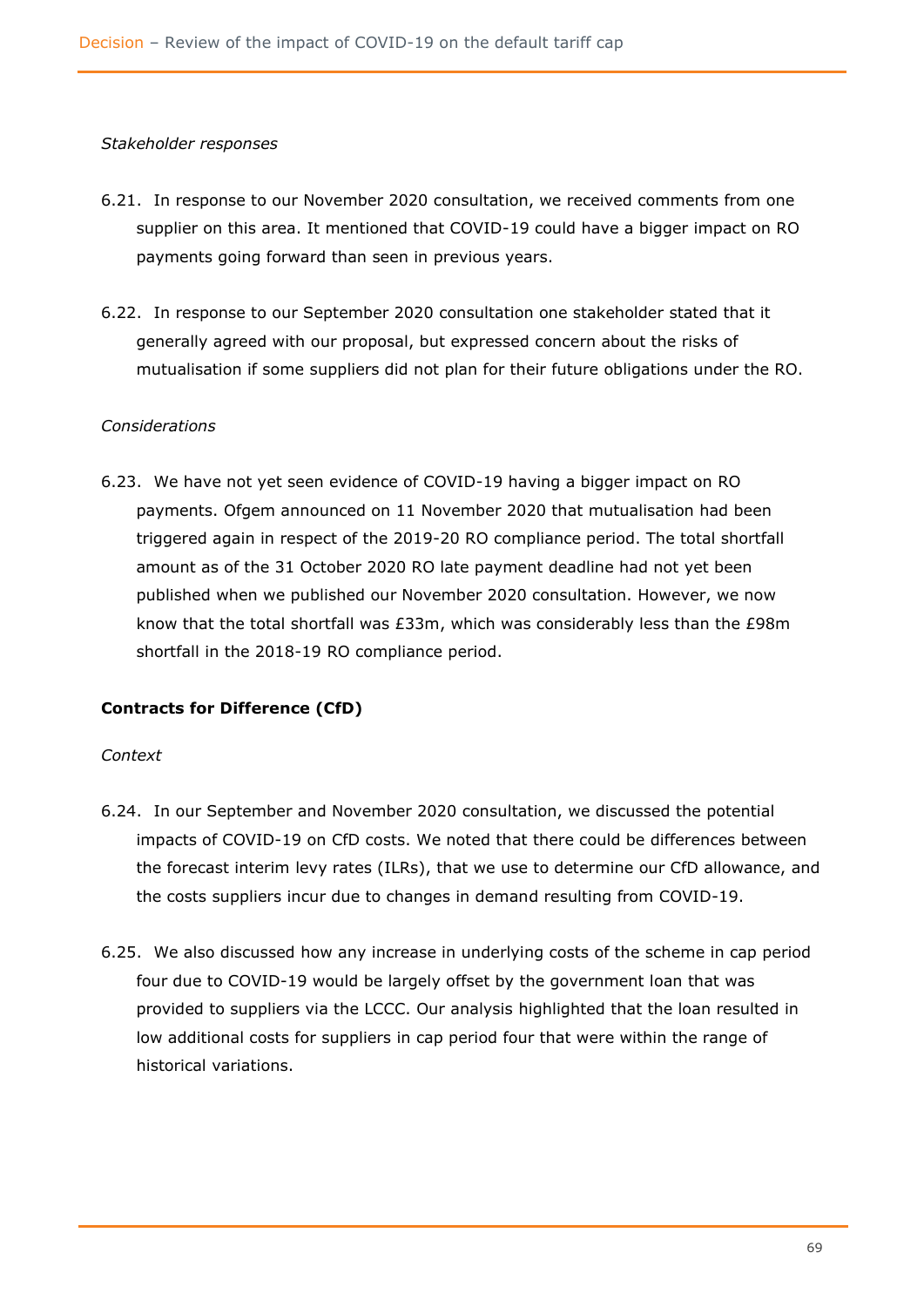*Stakeholder responses*

6.21. In response to our November 2020 consultation, we received comments from one supplier on this area. It mentioned that COVID-19 could have a bigger impact on RO payments going forward than seen in previous years.

6.22. In response to our September 2020 consultation one stakeholder stated that it generally agreed with our proposal, but expressed concern about the risks of mutualisation if some suppliers did not plan for their future obligations under the RO.

*Considerations*

6.23. We have not yet seen evidence of COVID-19 having a bigger impact on RO payments. Ofgem announced on 11 November 2020 that mutualisation had been triggered again in respect of the 2019-20 RO compliance period. The total shortfall amount as of the 31 October 2020 RO late payment deadline had not yet been published when we published our November 2020 consultation. However, we now know that the total shortfall was £33m, which was considerably less than the £98m shortfall in the 2018-19 RO compliance period.

**Contracts for Difference (CfD)**

*Context*

6.24. In our September and November 2020 consultation, we discussed the potential impacts of COVID-19 on CfD costs. We noted that there could be differences between the forecast interim levy rates (ILRs), that we use to determine our CfD allowance, and the costs suppliers incur due to changes in demand resulting from COVID-19.

6.25. We also discussed how any increase in underlying costs of the scheme in cap period four due to COVID-19 would be largely offset by the government loan that was provided to suppliers via the LCCC. Our analysis highlighted that the loan resulted in low additional costs for suppliers in cap period four that were within the range of historical variations.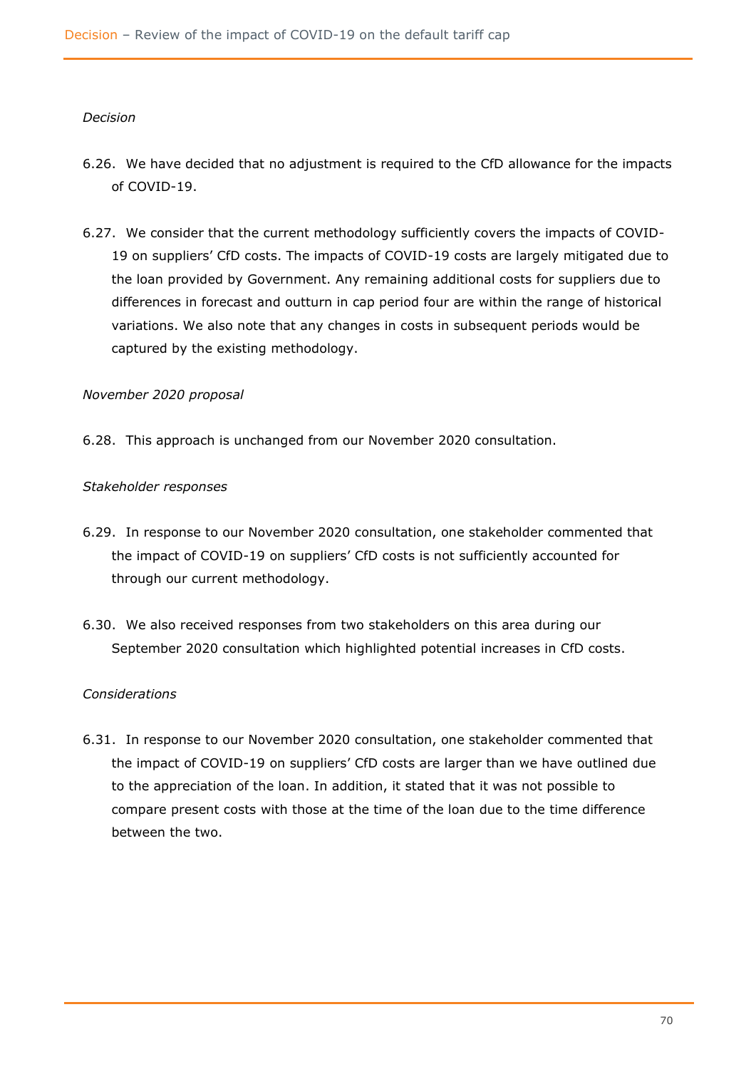*Decision*

6.26. We have decided that no adjustment is required to the CfD allowance for the impacts of COVID-19.

6.27. We consider that the current methodology sufficiently covers the impacts of COVID-19 on suppliers' CfD costs. The impacts of COVID-19 costs are largely mitigated due to the loan provided by Government. Any remaining additional costs for suppliers due to differences in forecast and outturn in cap period four are within the range of historical variations. We also note that any changes in costs in subsequent periods would be captured by the existing methodology.

*November 2020 proposal*

6.28. This approach is unchanged from our November 2020 consultation.

*Stakeholder responses*

6.29. In response to our November 2020 consultation, one stakeholder commented that the impact of COVID-19 on suppliers' CfD costs is not sufficiently accounted for through our current methodology.

6.30. We also received responses from two stakeholders on this area during our September 2020 consultation which highlighted potential increases in CfD costs.

*Considerations*

6.31. In response to our November 2020 consultation, one stakeholder commented that the impact of COVID-19 on suppliers' CfD costs are larger than we have outlined due to the appreciation of the loan. In addition, it stated that it was not possible to compare present costs with those at the time of the loan due to the time difference between the two.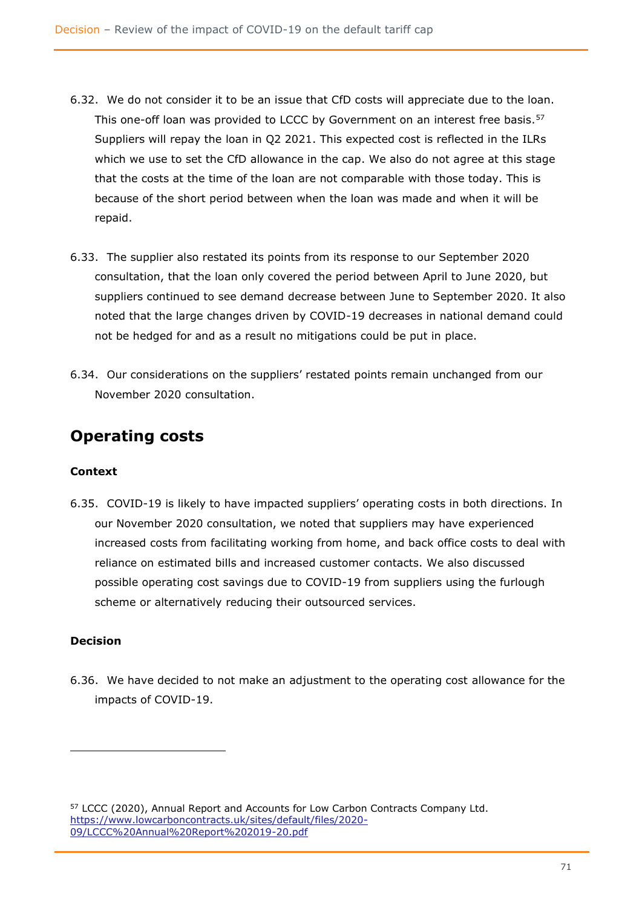6.32. We do not consider it to be an issue that CfD costs will appreciate due to the loan. This one-off loan was provided to LCCC by Government on an interest free basis.[57] Suppliers will repay the loan in Q2 2021. This expected cost is reflected in the ILRs which we use to set the CfD allowance in the cap. We also do not agree at this stage that the costs at the time of the loan are not comparable with those today. This is because of the short period between when the loan was made and when it will be repaid.

6.33. The supplier also restated its points from its response to our September 2020 consultation, that the loan only covered the period between April to June 2020, but suppliers continued to see demand decrease between June to September 2020. It also noted that the large changes driven by COVID-19 decreases in national demand could not be hedged for and as a result no mitigations could be put in place.

6.34. Our considerations on the suppliers' restated points remain unchanged from our November 2020 consultation.

## Operating costs

### Context

6.35. COVID-19 is likely to have impacted suppliers' operating costs in both directions. In our November 2020 consultation, we noted that suppliers may have experienced increased costs from facilitating working from home, and back office costs to deal with reliance on estimated bills and increased customer contacts. We also discussed possible operating cost savings due to COVID-19 from suppliers using the furlough scheme or alternatively reducing their outsourced services.

### Decision

6.36. We have decided to not make an adjustment to the operating cost allowance for the impacts of COVID-19.

---

[57] LCCC (2020), Annual Report and Accounts for Low Carbon Contracts Company Ltd. https://www.lowcarboncontracts.uk/sites/default/files/2020-09/LCCC%20Annual%20Report%202019-20.pdf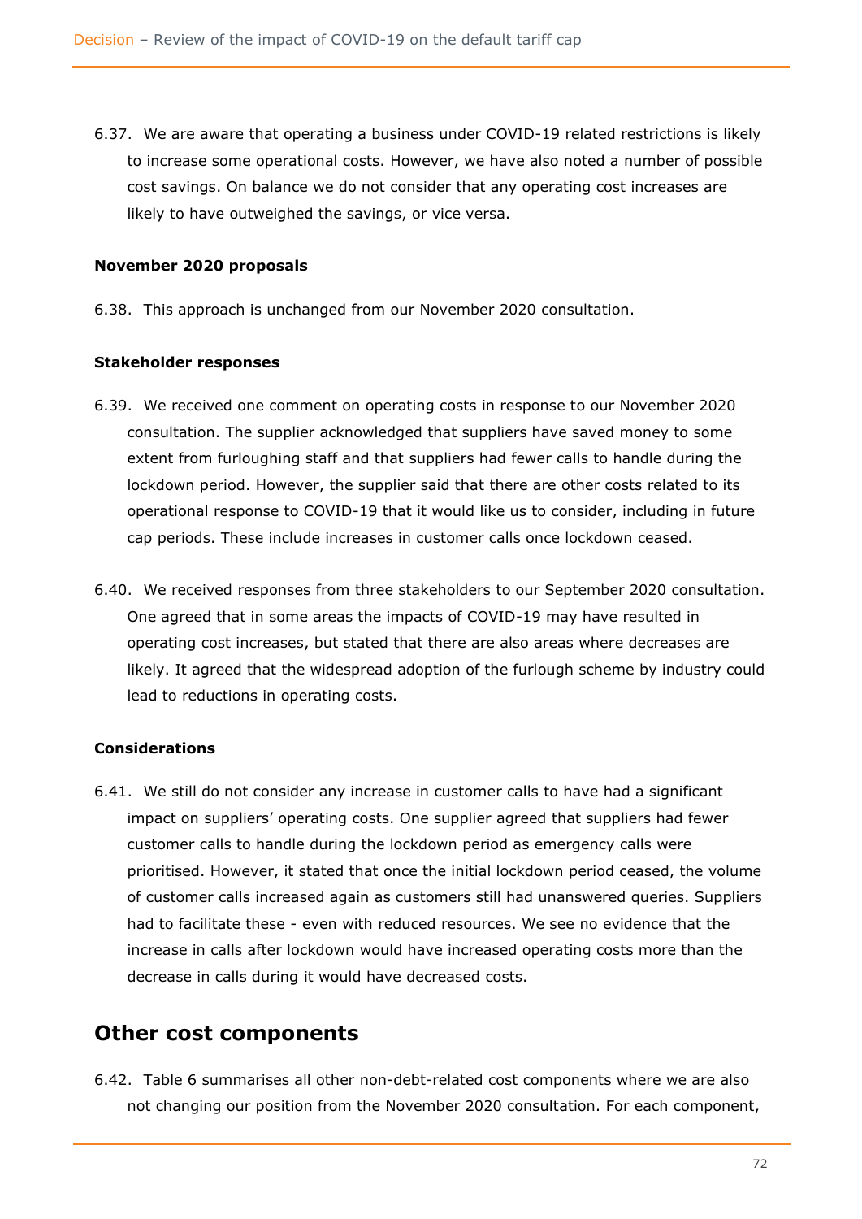6.37. We are aware that operating a business under COVID-19 related restrictions is likely to increase some operational costs. However, we have also noted a number of possible cost savings. On balance we do not consider that any operating cost increases are likely to have outweighed the savings, or vice versa.

**November 2020 proposals**

6.38. This approach is unchanged from our November 2020 consultation.

**Stakeholder responses**

6.39. We received one comment on operating costs in response to our November 2020 consultation. The supplier acknowledged that suppliers have saved money to some extent from furloughing staff and that suppliers had fewer calls to handle during the lockdown period. However, the supplier said that there are other costs related to its operational response to COVID-19 that it would like us to consider, including in future cap periods. These include increases in customer calls once lockdown ceased.

6.40. We received responses from three stakeholders to our September 2020 consultation. One agreed that in some areas the impacts of COVID-19 may have resulted in operating cost increases, but stated that there are also areas where decreases are likely. It agreed that the widespread adoption of the furlough scheme by industry could lead to reductions in operating costs.

**Considerations**

6.41. We still do not consider any increase in customer calls to have had a significant impact on suppliers' operating costs. One supplier agreed that suppliers had fewer customer calls to handle during the lockdown period as emergency calls were prioritised. However, it stated that once the initial lockdown period ceased, the volume of customer calls increased again as customers still had unanswered queries. Suppliers had to facilitate these - even with reduced resources. We see no evidence that the increase in calls after lockdown would have increased operating costs more than the decrease in calls during it would have decreased costs.

## Other cost components

6.42. Table 6 summarises all other non-debt-related cost components where we are also not changing our position from the November 2020 consultation. For each component,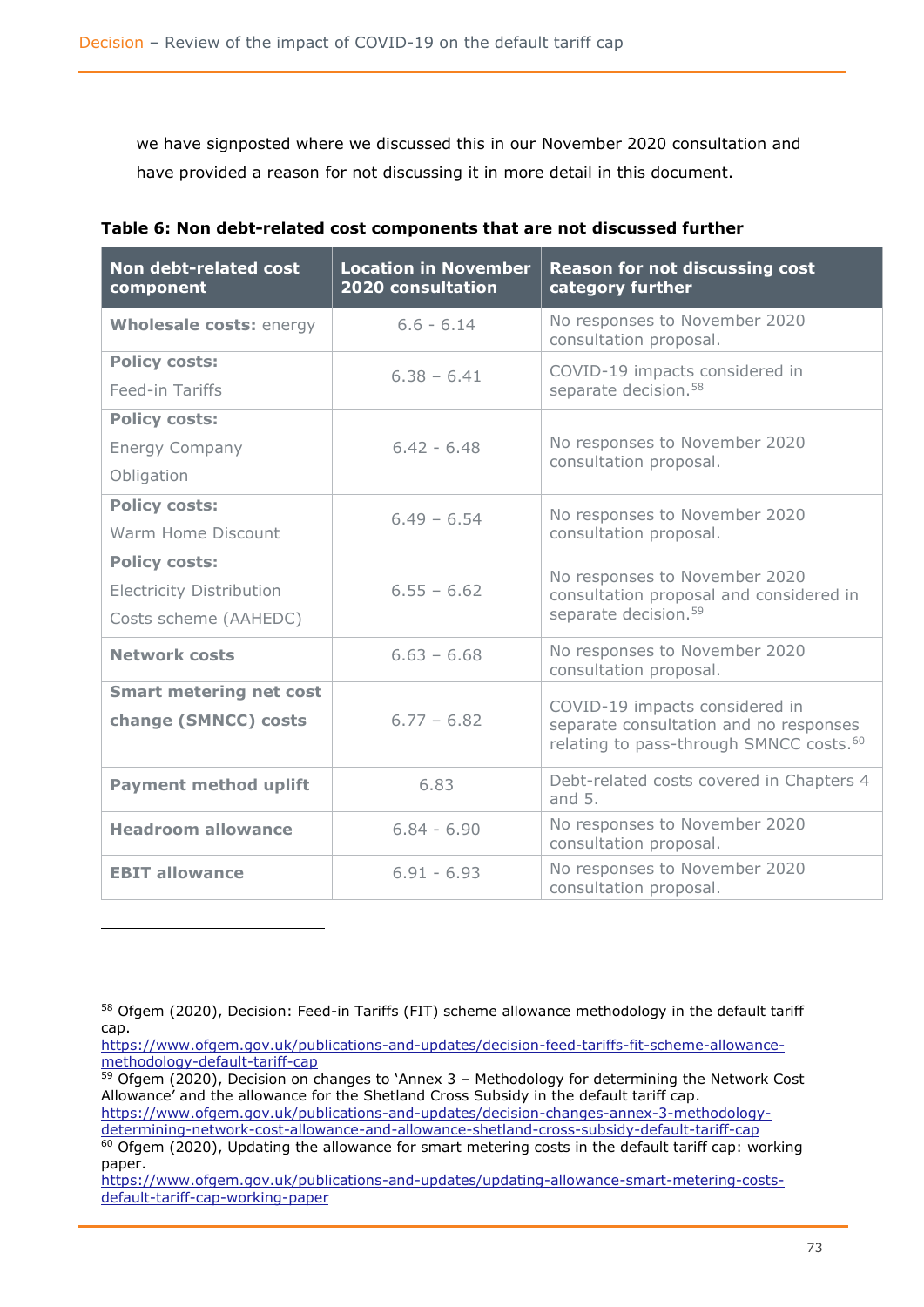we have signposted where we discussed this in our November 2020 consultation and have provided a reason for not discussing it in more detail in this document.

**Table 6: Non debt-related cost components that are not discussed further**

| Non debt-related cost component | Location in November 2020 consultation | Reason for not discussing cost category further |
|---|---|---|
| **Wholesale costs:** energy | 6.6 - 6.14 | No responses to November 2020 consultation proposal. |
| **Policy costs:** Feed-in Tariffs | 6.38 – 6.41 | COVID-19 impacts considered in separate decision.[58] |
| **Policy costs:** Energy Company Obligation | 6.42 - 6.48 | No responses to November 2020 consultation proposal. |
| **Policy costs:** Warm Home Discount | 6.49 – 6.54 | No responses to November 2020 consultation proposal. |
| **Policy costs:** Electricity Distribution Costs scheme (AAHEDC) | 6.55 – 6.62 | No responses to November 2020 consultation proposal and considered in separate decision.[59] |
| **Network costs** | 6.63 – 6.68 | No responses to November 2020 consultation proposal. |
| **Smart metering net cost change (SMNCC) costs** | 6.77 – 6.82 | COVID-19 impacts considered in separate consultation and no responses relating to pass-through SMNCC costs.[60] |
| **Payment method uplift** | 6.83 | Debt-related costs covered in Chapters 4 and 5. |
| **Headroom allowance** | 6.84 - 6.90 | No responses to November 2020 consultation proposal. |
| **EBIT allowance** | 6.91 - 6.93 | No responses to November 2020 consultation proposal. |

[58] Ofgem (2020), Decision: Feed-in Tariffs (FIT) scheme allowance methodology in the default tariff cap.
https://www.ofgem.gov.uk/publications-and-updates/decision-feed-tariffs-fit-scheme-allowance-methodology-default-tariff-cap

[59] Ofgem (2020), Decision on changes to 'Annex 3 – Methodology for determining the Network Cost Allowance' and the allowance for the Shetland Cross Subsidy in the default tariff cap.
https://www.ofgem.gov.uk/publications-and-updates/decision-changes-annex-3-methodology-determining-network-cost-allowance-and-allowance-shetland-cross-subsidy-default-tariff-cap

[60] Ofgem (2020), Updating the allowance for smart metering costs in the default tariff cap: working paper.
https://www.ofgem.gov.uk/publications-and-updates/updating-allowance-smart-metering-costs-default-tariff-cap-working-paper